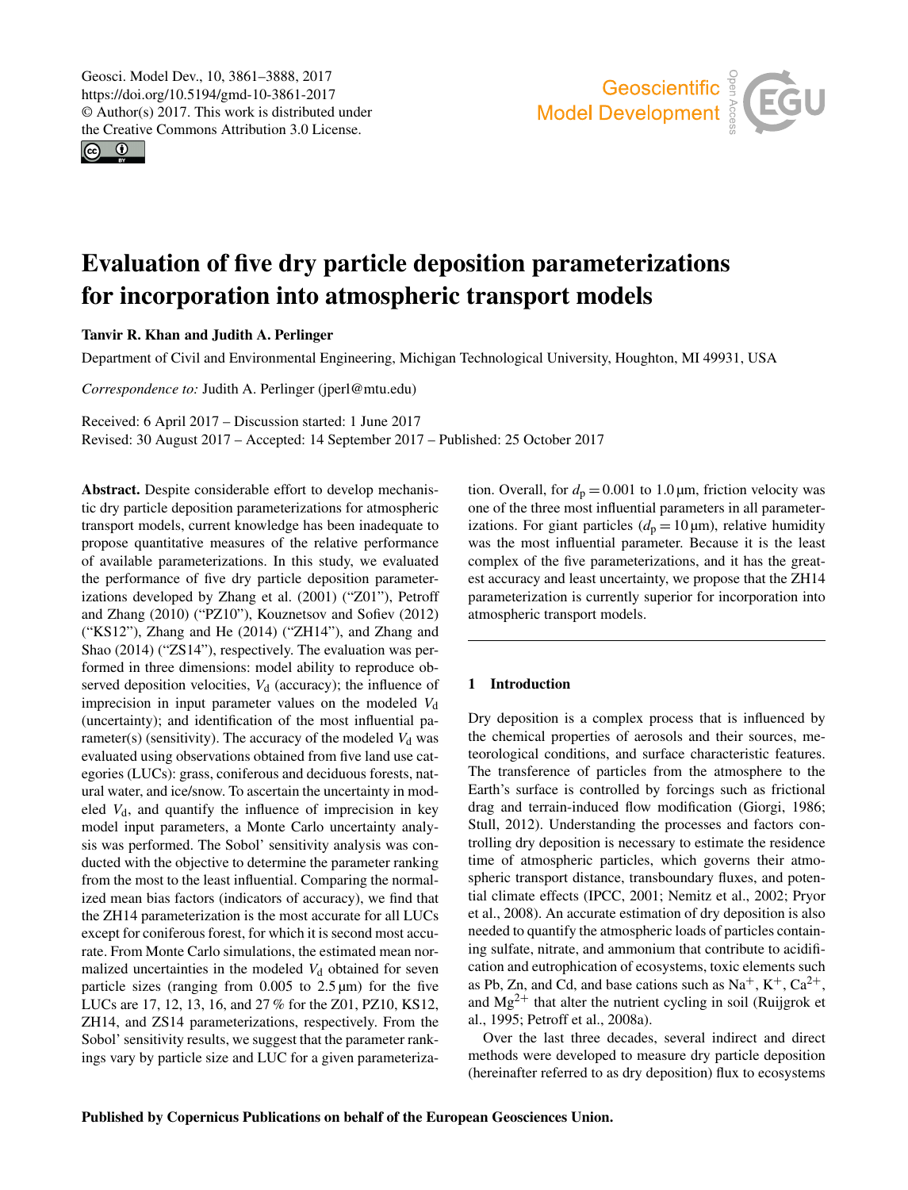# Evaluation of five dry particle deposition parameterizations for incorporation into atmospheric transport models

**Tanvir R. Khan and Judith A. Perlinger**

Department of Civil and Environmental Engineering, Michigan Technological University, Houghton, MI 49931, USA

*Correspondence to:* Judith A. Perlinger (jperl@mtu.edu)

Received: 6 April 2017 – Discussion started: 1 June 2017
Revised: 30 August 2017 – Accepted: 14 September 2017 – Published: 25 October 2017

**Abstract.** Despite considerable effort to develop mechanistic dry particle deposition parameterizations for atmospheric transport models, current knowledge has been inadequate to propose quantitative measures of the relative performance of available parameterizations. In this study, we evaluated the performance of five dry particle deposition parameterizations developed by Zhang et al. (2001) ("Z01"), Petroff and Zhang (2010) ("PZ10"), Kouznetsov and Sofiev (2012) ("KS12"), Zhang and He (2014) ("ZH14"), and Zhang and Shao (2014) ("ZS14"), respectively. The evaluation was performed in three dimensions: model ability to reproduce observed deposition velocities, $V_d$ (accuracy); the influence of imprecision in input parameter values on the modeled $V_d$ (uncertainty); and identification of the most influential parameter(s) (sensitivity). The accuracy of the modeled $V_d$ was evaluated using observations obtained from five land use categories (LUCs): grass, coniferous and deciduous forests, natural water, and ice/snow. To ascertain the uncertainty in modeled $V_d$, and quantify the influence of imprecision in key model input parameters, a Monte Carlo uncertainty analysis was performed. The Sobol' sensitivity analysis was conducted with the objective to determine the parameter ranking from the most to the least influential. Comparing the normalized mean bias factors (indicators of accuracy), we find that the ZH14 parameterization is the most accurate for all LUCs except for coniferous forest, for which it is second most accurate. From Monte Carlo simulations, the estimated mean normalized uncertainties in the modeled $V_d$ obtained for seven particle sizes (ranging from 0.005 to 2.5 µm) for the five LUCs are 17, 12, 13, 16, and 27 % for the Z01, PZ10, KS12, ZH14, and ZS14 parameterizations, respectively. From the Sobol' sensitivity results, we suggest that the parameter rankings vary by particle size and LUC for a given parameterization. Overall, for $d_p = 0.001$ to 1.0 µm, friction velocity was one of the three most influential parameters in all parameterizations. For giant particles ($d_p = 10$ µm), relative humidity was the most influential parameter. Because it is the least complex of the five parameterizations, and it has the greatest accuracy and least uncertainty, we propose that the ZH14 parameterization is currently superior for incorporation into atmospheric transport models.

## 1 Introduction

Dry deposition is a complex process that is influenced by the chemical properties of aerosols and their sources, meteorological conditions, and surface characteristic features. The transference of particles from the atmosphere to the Earth's surface is controlled by forcings such as frictional drag and terrain-induced flow modification (Giorgi, 1986; Stull, 2012). Understanding the processes and factors controlling dry deposition is necessary to estimate the residence time of atmospheric particles, which governs their atmospheric transport distance, transboundary fluxes, and potential climate effects (IPCC, 2001; Nemitz et al., 2002; Pryor et al., 2008). An accurate estimation of dry deposition is also needed to quantify the atmospheric loads of particles containing sulfate, nitrate, and ammonium that contribute to acidification and eutrophication of ecosystems, toxic elements such as Pb, Zn, and Cd, and base cations such as $Na^{+}$, $K^{+}$, $Ca^{2+}$, and $Mg^{2+}$ that alter the nutrient cycling in soil (Ruijgrok et al., 1995; Petroff et al., 2008a).

Over the last three decades, several indirect and direct methods were developed to measure dry particle deposition (hereinafter referred to as dry deposition) flux to ecosystems

**Published by Copernicus Publications on behalf of the European Geosciences Union.**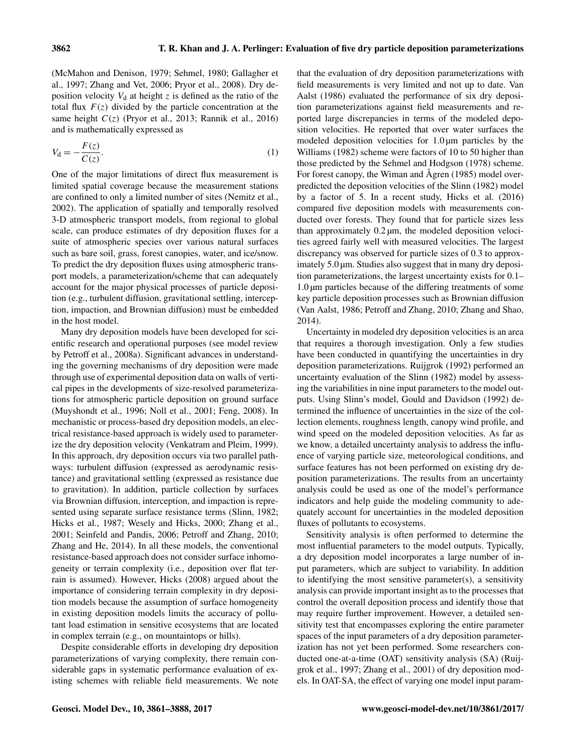(McMahon and Denison, 1979; Sehmel, 1980; Gallagher et al., 1997; Zhang and Vet, 2006; Pryor et al., 2008). Dry deposition velocity $V_d$ at height $z$ is defined as the ratio of the total flux $F(z)$ divided by the particle concentration at the same height $C(z)$ (Pryor et al., 2013; Rannik et al., 2016) and is mathematically expressed as

$$V_d = -\frac{F(z)}{C(z)}. \tag{1}$$

One of the major limitations of direct flux measurement is limited spatial coverage because the measurement stations are confined to only a limited number of sites (Nemitz et al., 2002). The application of spatially and temporally resolved 3-D atmospheric transport models, from regional to global scale, can produce estimates of dry deposition fluxes for a suite of atmospheric species over various natural surfaces such as bare soil, grass, forest canopies, water, and ice/snow. To predict the dry deposition fluxes using atmospheric transport models, a parameterization/scheme that can adequately account for the major physical processes of particle deposition (e.g., turbulent diffusion, gravitational settling, interception, impaction, and Brownian diffusion) must be embedded in the host model.

Many dry deposition models have been developed for scientific research and operational purposes (see model review by Petroff et al., 2008a). Significant advances in understanding the governing mechanisms of dry deposition were made through use of experimental deposition data on walls of vertical pipes in the developments of size-resolved parameterizations for atmospheric particle deposition on ground surface (Muyshondt et al., 1996; Noll et al., 2001; Feng, 2008). In mechanistic or process-based dry deposition models, an electrical resistance-based approach is widely used to parameterize the dry deposition velocity (Venkatram and Pleim, 1999). In this approach, dry deposition occurs via two parallel pathways: turbulent diffusion (expressed as aerodynamic resistance) and gravitational settling (expressed as resistance due to gravitation). In addition, particle collection by surfaces via Brownian diffusion, interception, and impaction is represented using separate surface resistance terms (Slinn, 1982; Hicks et al., 1987; Wesely and Hicks, 2000; Zhang et al., 2001; Seinfeld and Pandis, 2006; Petroff and Zhang, 2010; Zhang and He, 2014). In all these models, the conventional resistance-based approach does not consider surface inhomogeneity or terrain complexity (i.e., deposition over flat terrain is assumed). However, Hicks (2008) argued about the importance of considering terrain complexity in dry deposition models because the assumption of surface homogeneity in existing deposition models limits the accuracy of pollutant load estimation in sensitive ecosystems that are located in complex terrain (e.g., on mountaintops or hills).

Despite considerable efforts in developing dry deposition parameterizations of varying complexity, there remain considerable gaps in systematic performance evaluation of existing schemes with reliable field measurements. We note that the evaluation of dry deposition parameterizations with field measurements is very limited and not up to date. Van Aalst (1986) evaluated the performance of six dry deposition parameterizations against field measurements and reported large discrepancies in terms of the modeled deposition velocities. He reported that over water surfaces the modeled deposition velocities for 1.0 µm particles by the Williams (1982) scheme were factors of 10 to 50 higher than those predicted by the Sehmel and Hodgson (1978) scheme. For forest canopy, the Wiman and Ågren (1985) model overpredicted the deposition velocities of the Slinn (1982) model by a factor of 5. In a recent study, Hicks et al. (2016) compared five deposition models with measurements conducted over forests. They found that for particle sizes less than approximately 0.2 µm, the modeled deposition velocities agreed fairly well with measured velocities. The largest discrepancy was observed for particle sizes of 0.3 to approximately 5.0 µm. Studies also suggest that in many dry deposition parameterizations, the largest uncertainty exists for 0.1–1.0 µm particles because of the differing treatments of some key particle deposition processes such as Brownian diffusion (Van Aalst, 1986; Petroff and Zhang, 2010; Zhang and Shao, 2014).

Uncertainty in modeled dry deposition velocities is an area that requires a thorough investigation. Only a few studies have been conducted in quantifying the uncertainties in dry deposition parameterizations. Ruijgrok (1992) performed an uncertainty evaluation of the Slinn (1982) model by assessing the variabilities in nine input parameters to the model outputs. Using Slinn's model, Gould and Davidson (1992) determined the influence of uncertainties in the size of the collection elements, roughness length, canopy wind profile, and wind speed on the modeled deposition velocities. As far as we know, a detailed uncertainty analysis to address the influence of varying particle size, meteorological conditions, and surface features has not been performed on existing dry deposition parameterizations. The results from an uncertainty analysis could be used as one of the model's performance indicators and help guide the modeling community to adequately account for uncertainties in the modeled deposition fluxes of pollutants to ecosystems.

Sensitivity analysis is often performed to determine the most influential parameters to the model outputs. Typically, a dry deposition model incorporates a large number of input parameters, which are subject to variability. In addition to identifying the most sensitive parameter(s), a sensitivity analysis can provide important insight as to the processes that control the overall deposition process and identify those that may require further improvement. However, a detailed sensitivity test that encompasses exploring the entire parameter spaces of the input parameters of a dry deposition parameterization has not yet been performed. Some researchers conducted one-at-a-time (OAT) sensitivity analysis (SA) (Ruijgrok et al., 1997; Zhang et al., 2001) of dry deposition models. In OAT-SA, the effect of varying one model input param-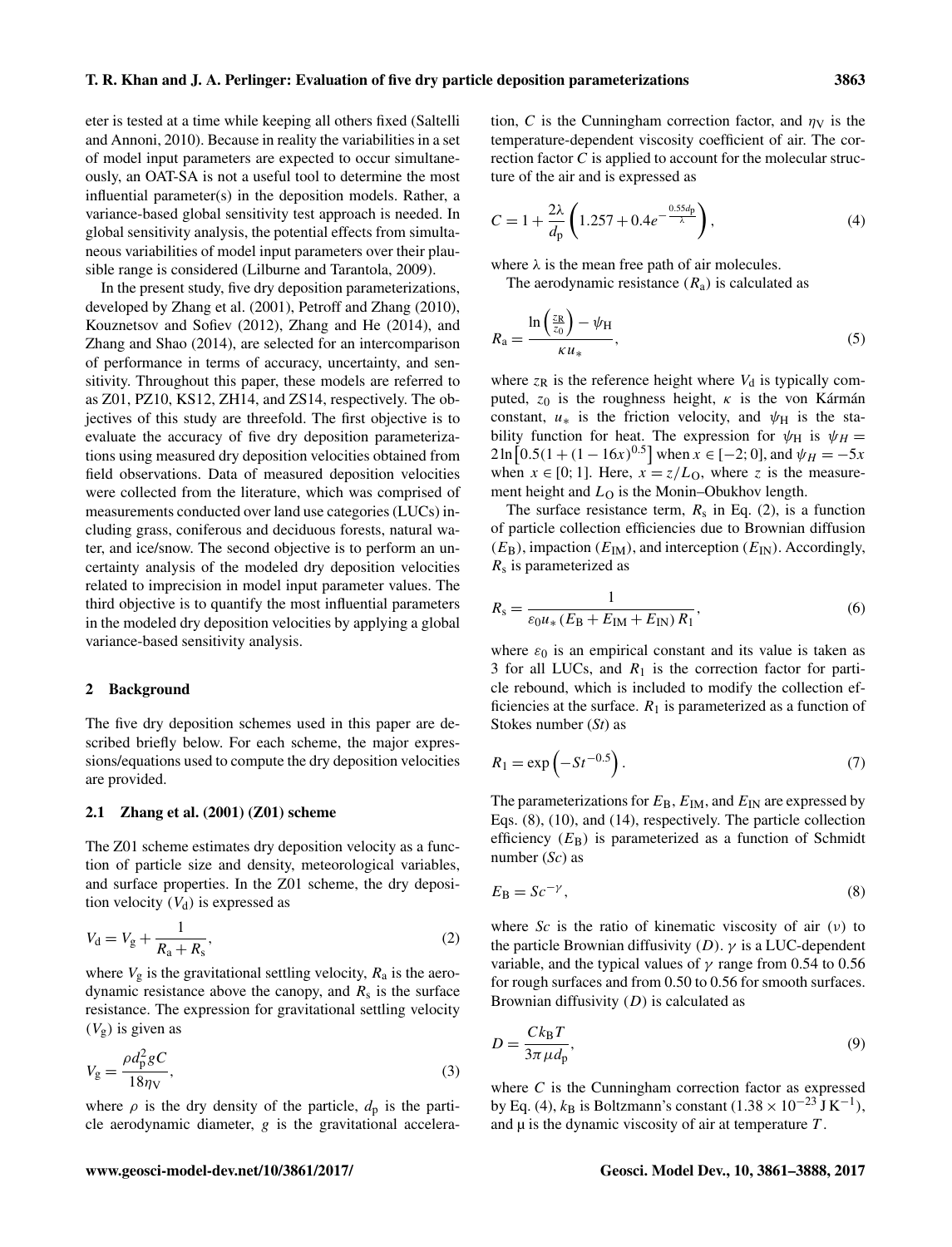eter is tested at a time while keeping all others fixed (Saltelli and Annoni, 2010). Because in reality the variabilities in a set of model input parameters are expected to occur simultaneously, an OAT-SA is not a useful tool to determine the most influential parameter(s) in the deposition models. Rather, a variance-based global sensitivity test approach is needed. In global sensitivity analysis, the potential effects from simultaneous variabilities of model input parameters over their plausible range is considered (Lilburne and Tarantola, 2009).

In the present study, five dry deposition parameterizations, developed by Zhang et al. (2001), Petroff and Zhang (2010), Kouznetsov and Sofiev (2012), Zhang and He (2014), and Zhang and Shao (2014), are selected for an intercomparison of performance in terms of accuracy, uncertainty, and sensitivity. Throughout this paper, these models are referred to as Z01, PZ10, KS12, ZH14, and ZS14, respectively. The objectives of this study are threefold. The first objective is to evaluate the accuracy of five dry deposition parameterizations using measured dry deposition velocities obtained from field observations. Data of measured deposition velocities were collected from the literature, which was comprised of measurements conducted over land use categories (LUCs) including grass, coniferous and deciduous forests, natural water, and ice/snow. The second objective is to perform an uncertainty analysis of the modeled dry deposition velocities related to imprecision in model input parameter values. The third objective is to quantify the most influential parameters in the modeled dry deposition velocities by applying a global variance-based sensitivity analysis.

## 2 Background

The five dry deposition schemes used in this paper are described briefly below. For each scheme, the major expressions/equations used to compute the dry deposition velocities are provided.

### 2.1 Zhang et al. (2001) (Z01) scheme

The Z01 scheme estimates dry deposition velocity as a function of particle size and density, meteorological variables, and surface properties. In the Z01 scheme, the dry deposition velocity ($V_d$) is expressed as

$$V_d = V_g + \frac{1}{R_a + R_s}, \tag{2}$$

where $V_g$ is the gravitational settling velocity, $R_a$ is the aerodynamic resistance above the canopy, and $R_s$ is the surface resistance. The expression for gravitational settling velocity ($V_g$) is given as

$$V_g = \frac{\rho d_p^2 g C}{18 \eta_V}, \tag{3}$$

where $\rho$ is the dry density of the particle, $d_p$ is the particle aerodynamic diameter, $g$ is the gravitational acceleration, $C$ is the Cunningham correction factor, and $\eta_V$ is the temperature-dependent viscosity coefficient of air. The correction factor $C$ is applied to account for the molecular structure of the air and is expressed as

$$C = 1 + \frac{2\lambda}{d_p}\left(1.257 + 0.4 e^{-\frac{0.55 d_p}{\lambda}}\right), \tag{4}$$

where $\lambda$ is the mean free path of air molecules.

The aerodynamic resistance ($R_a$) is calculated as

$$R_a = \frac{\ln\left(\frac{z_R}{z_0}\right) - \psi_H}{\kappa u_*}, \tag{5}$$

where $z_R$ is the reference height where $V_d$ is typically computed, $z_0$ is the roughness height, $\kappa$ is the von Kármán constant, $u_*$ is the friction velocity, and $\psi_H$ is the stability function for heat. The expression for $\psi_H$ is $\psi_H = 2\ln\left[0.5(1 + (1-16x)^{0.5}\right]$ when $x \in [-2; 0]$, and $\psi_H = -5x$ when $x \in [0; 1]$. Here, $x = z/L_O$, where $z$ is the measurement height and $L_O$ is the Monin–Obukhov length.

The surface resistance term, $R_s$ in Eq. (2), is a function of particle collection efficiencies due to Brownian diffusion ($E_B$), impaction ($E_{IM}$), and interception ($E_{IN}$). Accordingly, $R_s$ is parameterized as

$$R_s = \frac{1}{\varepsilon_0 u_* \left(E_B + E_{IM} + E_{IN}\right) R_1}, \tag{6}$$

where $\varepsilon_0$ is an empirical constant and its value is taken as 3 for all LUCs, and $R_1$ is the correction factor for particle rebound, which is included to modify the collection efficiencies at the surface. $R_1$ is parameterized as a function of Stokes number ($St$) as

$$R_1 = \exp\left(-St^{-0.5}\right). \tag{7}$$

The parameterizations for $E_B$, $E_{IM}$, and $E_{IN}$ are expressed by Eqs. (8), (10), and (14), respectively. The particle collection efficiency ($E_B$) is parameterized as a function of Schmidt number ($Sc$) as

$$E_B = Sc^{-\gamma}, \tag{8}$$

where $Sc$ is the ratio of kinematic viscosity of air ($\nu$) to the particle Brownian diffusivity ($D$). $\gamma$ is a LUC-dependent variable, and the typical values of $\gamma$ range from 0.54 to 0.56 for rough surfaces and from 0.50 to 0.56 for smooth surfaces. Brownian diffusivity ($D$) is calculated as

$$D = \frac{C k_B T}{3\pi \mu d_p}, \tag{9}$$

where $C$ is the Cunningham correction factor as expressed by Eq. (4), $k_B$ is Boltzmann's constant ($1.38 \times 10^{-23}\,\mathrm{J\,K^{-1}}$), and $\mu$ is the dynamic viscosity of air at temperature $T$.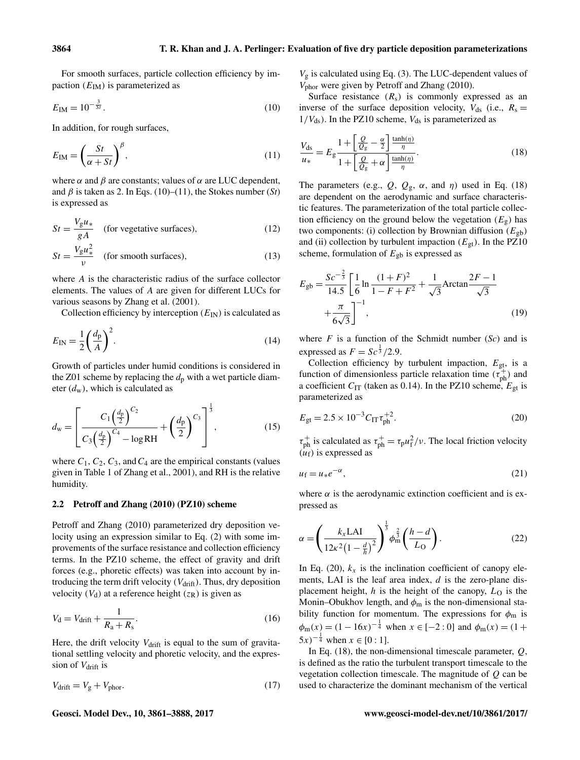For smooth surfaces, particle collection efficiency by impaction ($E_{\mathrm{IM}}$) is parameterized as

$$E_{\mathrm{IM}} = 10^{-\frac{3}{St}}. \tag{10}$$

In addition, for rough surfaces,

$$E_{\mathrm{IM}} = \left(\frac{St}{\alpha + St}\right)^{\beta}, \tag{11}$$

where $\alpha$ and $\beta$ are constants; values of $\alpha$ are LUC dependent, and $\beta$ is taken as 2. In Eqs. (10)–(11), the Stokes number ($St$) is expressed as

$$St = \frac{V_{\mathrm{g}} u_*}{gA} \quad \text{(for vegetative surfaces)}, \tag{12}$$

$$St = \frac{V_{\mathrm{g}} u_*^2}{\nu} \quad \text{(for smooth surfaces)}, \tag{13}$$

where $A$ is the characteristic radius of the surface collector elements. The values of $A$ are given for different LUCs for various seasons by Zhang et al. (2001).

Collection efficiency by interception ($E_{\mathrm{IN}}$) is calculated as

$$E_{\mathrm{IN}} = \frac{1}{2}\left(\frac{d_{\mathrm{p}}}{A}\right)^2. \tag{14}$$

Growth of particles under humid conditions is considered in the Z01 scheme by replacing the $d_{\mathrm{p}}$ with a wet particle diameter ($d_{\mathrm{w}}$), which is calculated as

$$d_{\mathrm{w}} = \left[\frac{C_1\left(\frac{d_{\mathrm{p}}}{2}\right)^{C_2}}{C_3\left(\frac{d_{\mathrm{p}}}{2}\right)^{C_4} - \log \mathrm{RH}} + \left(\frac{d_{\mathrm{p}}}{2}\right)^{C_3}\right]^{\frac{1}{3}}, \tag{15}$$

where $C_1$, $C_2$, $C_3$, and $C_4$ are the empirical constants (values given in Table 1 of Zhang et al., 2001), and RH is the relative humidity.

### 2.2 Petroff and Zhang (2010) (PZ10) scheme

Petroff and Zhang (2010) parameterized dry deposition velocity using an expression similar to Eq. (2) with some improvements of the surface resistance and collection efficiency terms. In the PZ10 scheme, the effect of gravity and drift forces (e.g., phoretic effects) was taken into account by introducing the term drift velocity ($V_{\mathrm{drift}}$). Thus, dry deposition velocity ($V_{\mathrm{d}}$) at a reference height ($z_{\mathrm{R}}$) is given as

$$V_{\mathrm{d}} = V_{\mathrm{drift}} + \frac{1}{R_{\mathrm{a}} + R_{\mathrm{s}}}. \tag{16}$$

Here, the drift velocity $V_{\mathrm{drift}}$ is equal to the sum of gravitational settling velocity and phoretic velocity, and the expression of $V_{\mathrm{drift}}$ is

$$V_{\mathrm{drift}} = V_{\mathrm{g}} + V_{\mathrm{phor}}. \tag{17}$$

$V_{\mathrm{g}}$ is calculated using Eq. (3). The LUC-dependent values of $V_{\mathrm{phor}}$ were given by Petroff and Zhang (2010).

Surface resistance ($R_{\mathrm{s}}$) is commonly expressed as an inverse of the surface deposition velocity, $V_{\mathrm{ds}}$ (i.e., $R_{\mathrm{s}} = 1/V_{\mathrm{ds}}$). In the PZ10 scheme, $V_{\mathrm{ds}}$ is parameterized as

$$\frac{V_{\mathrm{ds}}}{u_*} = E_{\mathrm{g}} \frac{1 + \left[\frac{Q}{Q_{\mathrm{g}}} - \frac{\alpha}{2}\right]\frac{\tanh(\eta)}{\eta}}{1 + \left[\frac{Q}{Q_{\mathrm{g}}} + \alpha\right]\frac{\tanh(\eta)}{\eta}}. \tag{18}$$

The parameters (e.g., $Q$, $Q_{\mathrm{g}}$, $\alpha$, and $\eta$) used in Eq. (18) are dependent on the aerodynamic and surface characteristic features. The parameterization of the total particle collection efficiency on the ground below the vegetation ($E_{\mathrm{g}}$) has two components: (i) collection by Brownian diffusion ($E_{\mathrm{gb}}$) and (ii) collection by turbulent impaction ($E_{\mathrm{gt}}$). In the PZ10 scheme, formulation of $E_{\mathrm{gb}}$ is expressed as

$$E_{\mathrm{gb}} = \frac{Sc^{-\frac{2}{3}}}{14.5}\left[\frac{1}{6}\ln\frac{(1+F)^2}{1-F+F^2} + \frac{1}{\sqrt{3}}\mathrm{Arctan}\frac{2F-1}{\sqrt{3}} + \frac{\pi}{6\sqrt{3}}\right]^{-1}, \tag{19}$$

where $F$ is a function of the Schmidt number ($Sc$) and is expressed as $F = Sc^{\frac{1}{3}}/2.9$.

Collection efficiency by turbulent impaction, $E_{\mathrm{gt}}$, is a function of dimensionless particle relaxation time ($\tau_{\mathrm{ph}}^+$) and a coefficient $C_{\mathrm{IT}}$ (taken as 0.14). In the PZ10 scheme, $E_{\mathrm{gt}}$ is parameterized as

$$E_{\mathrm{gt}} = 2.5 \times 10^{-3} C_{\mathrm{IT}} \tau_{\mathrm{ph}}^{+2}. \tag{20}$$

$\tau_{\mathrm{ph}}^+$ is calculated as $\tau_{\mathrm{ph}}^+ = \tau_{\mathrm{p}} u_{\mathrm{f}}^2/\nu$. The local friction velocity ($u_{\mathrm{f}}$) is expressed as

$$u_{\mathrm{f}} = u_* e^{-\alpha}, \tag{21}$$

where $\alpha$ is the aerodynamic extinction coefficient and is expressed as

$$\alpha = \left(\frac{k_x \mathrm{LAI}}{12\kappa^2\left(1 - \frac{d}{h}\right)^2}\right)^{\frac{1}{3}} \phi_{\mathrm{m}}^{\frac{2}{3}}\left(\frac{h-d}{L_{\mathrm{O}}}\right). \tag{22}$$

In Eq. (20), $k_x$ is the inclination coefficient of canopy elements, LAI is the leaf area index, $d$ is the zero-plane displacement height, $h$ is the height of the canopy, $L_{\mathrm{O}}$ is the Monin–Obukhov length, and $\phi_{\mathrm{m}}$ is the non-dimensional stability function for momentum. The expressions for $\phi_{\mathrm{m}}$ is $\phi_{\mathrm{m}}(x) = (1 - 16x)^{-\frac{1}{4}}$ when $x \in [-2:0]$ and $\phi_{\mathrm{m}}(x) = (1 + 5x)^{-\frac{1}{4}}$ when $x \in [0:1]$.

In Eq. (18), the non-dimensional timescale parameter, $Q$, is defined as the ratio the turbulent transport timescale to the vegetation collection timescale. The magnitude of $Q$ can be used to characterize the dominant mechanism of the vertical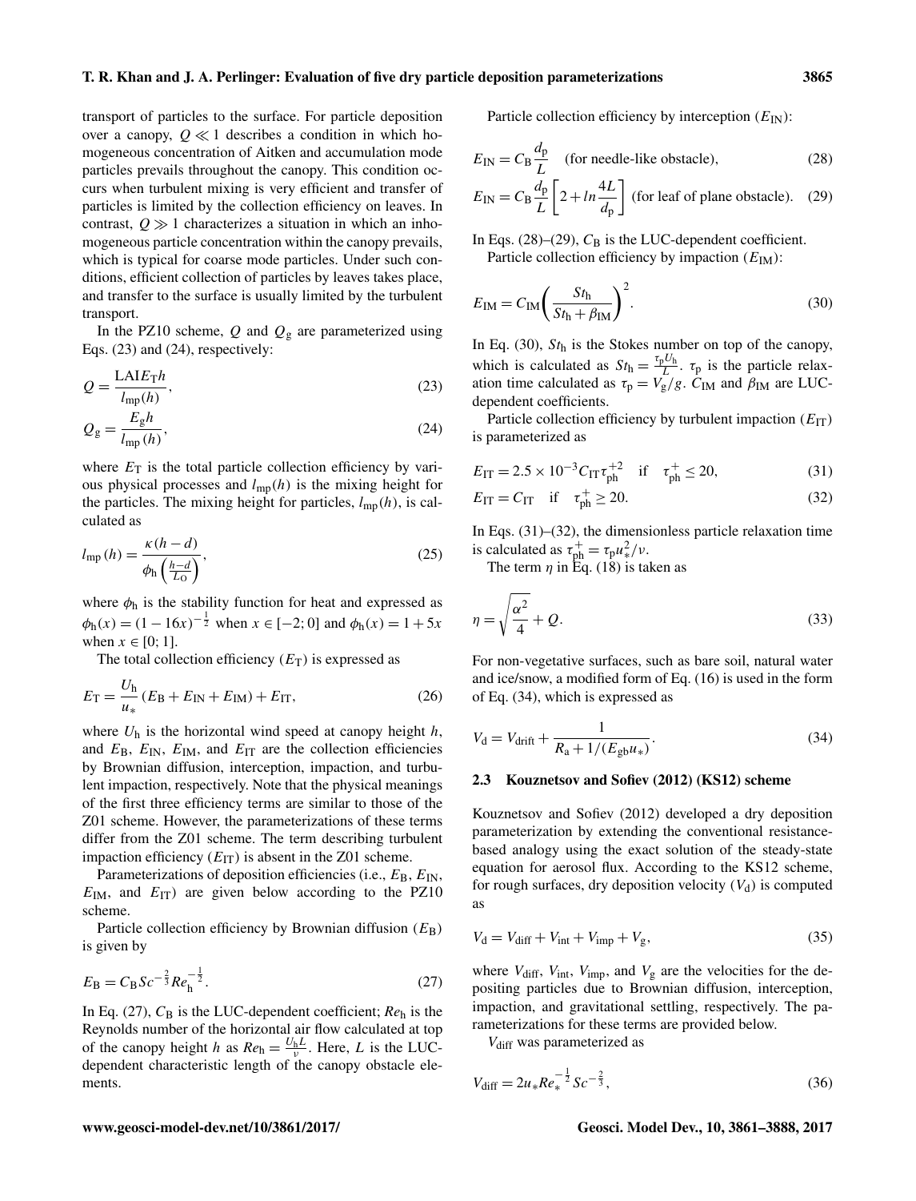transport of particles to the surface. For particle deposition over a canopy, $Q \ll 1$ describes a condition in which homogeneous concentration of Aitken and accumulation mode particles prevails throughout the canopy. This condition occurs when turbulent mixing is very efficient and transfer of particles is limited by the collection efficiency on leaves. In contrast, $Q \gg 1$ characterizes a situation in which an inhomogeneous particle concentration within the canopy prevails, which is typical for coarse mode particles. Under such conditions, efficient collection of particles by leaves takes place, and transfer to the surface is usually limited by the turbulent transport.

In the PZ10 scheme, $Q$ and $Q_g$ are parameterized using Eqs. (23) and (24), respectively:

$$Q = \frac{\mathrm{LAI} E_T h}{l_{mp}(h)}, \tag{23}$$

$$Q_g = \frac{E_g h}{l_{mp}(h)}, \tag{24}$$

where $E_T$ is the total particle collection efficiency by various physical processes and $l_{mp}(h)$ is the mixing height for the particles. The mixing height for particles, $l_{mp}(h)$, is calculated as

$$l_{mp}(h) = \frac{\kappa(h-d)}{\phi_h\left(\frac{h-d}{L_O}\right)}, \tag{25}$$

where $\phi_h$ is the stability function for heat and expressed as $\phi_h(x) = (1-16x)^{-\frac{1}{2}}$ when $x \in [-2; 0]$ and $\phi_h(x) = 1 + 5x$ when $x \in [0; 1]$.

The total collection efficiency ($E_T$) is expressed as

$$E_T = \frac{U_h}{u_*}(E_B + E_{IN} + E_{IM}) + E_{IT}, \tag{26}$$

where $U_h$ is the horizontal wind speed at canopy height $h$, and $E_B$, $E_{IN}$, $E_{IM}$, and $E_{IT}$ are the collection efficiencies by Brownian diffusion, interception, impaction, and turbulent impaction, respectively. Note that the physical meanings of the first three efficiency terms are similar to those of the Z01 scheme. However, the parameterizations of these terms differ from the Z01 scheme. The term describing turbulent impaction efficiency ($E_{IT}$) is absent in the Z01 scheme.

Parameterizations of deposition efficiencies (i.e., $E_B$, $E_{IN}$, $E_{IM}$, and $E_{IT}$) are given below according to the PZ10 scheme.

Particle collection efficiency by Brownian diffusion ($E_B$) is given by

$$E_B = C_B Sc^{-\frac{2}{3}} Re_h^{-\frac{1}{2}}. \tag{27}$$

In Eq. (27), $C_B$ is the LUC-dependent coefficient; $Re_h$ is the Reynolds number of the horizontal air flow calculated at top of the canopy height $h$ as $Re_h = \frac{U_h L}{\nu}$. Here, $L$ is the LUC-dependent characteristic length of the canopy obstacle elements.

Particle collection efficiency by interception ($E_{IN}$):

$$E_{IN} = C_B \frac{d_p}{L} \quad \text{(for needle-like obstacle)}, \tag{28}$$

$$E_{IN} = C_B \frac{d_p}{L}\left[2 + ln\frac{4L}{d_p}\right] \text{ (for leaf of plane obstacle)}. \tag{29}$$

In Eqs. (28)–(29), $C_B$ is the LUC-dependent coefficient.

Particle collection efficiency by impaction ($E_{IM}$):

$$E_{IM} = C_{IM}\left(\frac{St_h}{St_h + \beta_{IM}}\right)^2. \tag{30}$$

In Eq. (30), $St_h$ is the Stokes number on top of the canopy, which is calculated as $St_h = \frac{\tau_p U_h}{L}$. $\tau_p$ is the particle relaxation time calculated as $\tau_p = V_g/g$. $C_{IM}$ and $\beta_{IM}$ are LUC-dependent coefficients.

Particle collection efficiency by turbulent impaction ($E_{IT}$) is parameterized as

$$E_{IT} = 2.5 \times 10^{-3} C_{IT} \tau_{ph}^{+2} \quad \text{if} \quad \tau_{ph}^{+} \leq 20, \tag{31}$$

$$E_{IT} = C_{IT} \quad \text{if} \quad \tau_{ph}^{+} \geq 20. \tag{32}$$

In Eqs. (31)–(32), the dimensionless particle relaxation time is calculated as $\tau_{ph}^{+} = \tau_p u_*^2/\nu$.

The term $\eta$ in Eq. (18) is taken as

$$\eta = \sqrt{\frac{\alpha^2}{4} + Q}. \tag{33}$$

For non-vegetative surfaces, such as bare soil, natural water and ice/snow, a modified form of Eq. (16) is used in the form of Eq. (34), which is expressed as

$$V_d = V_{drift} + \frac{1}{R_a + 1/(E_{gb} u_*)}. \tag{34}$$

### 2.3 Kouznetsov and Sofiev (2012) (KS12) scheme

Kouznetsov and Sofiev (2012) developed a dry deposition parameterization by extending the conventional resistance-based analogy using the exact solution of the steady-state equation for aerosol flux. According to the KS12 scheme, for rough surfaces, dry deposition velocity ($V_d$) is computed as

$$V_d = V_{diff} + V_{int} + V_{imp} + V_g, \tag{35}$$

where $V_{diff}$, $V_{int}$, $V_{imp}$, and $V_g$ are the velocities for the depositing particles due to Brownian diffusion, interception, impaction, and gravitational settling, respectively. The parameterizations for these terms are provided below.

$V_{diff}$ was parameterized as

$$V_{diff} = 2u_* Re_*^{-\frac{1}{2}} Sc^{-\frac{2}{3}}, \tag{36}$$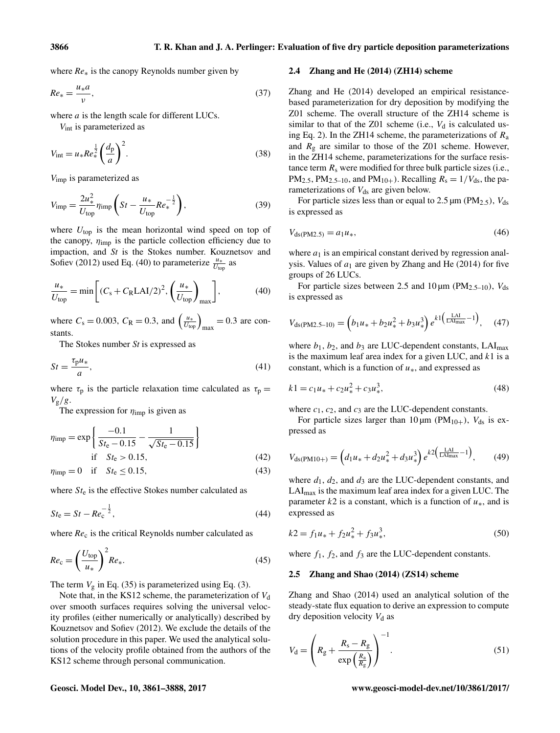where $Re_*$ is the canopy Reynolds number given by

$$Re_* = \frac{u_* a}{\nu}, \tag{37}$$

where $a$ is the length scale for different LUCs.

$V_{\text{int}}$ is parameterized as

$$V_{\text{int}} = u_* Re_*^{\frac{1}{2}} \left(\frac{d_{\text{p}}}{a}\right)^2. \tag{38}$$

$V_{\text{imp}}$ is parameterized as

$$V_{\text{imp}} = \frac{2u_*^2}{U_{\text{top}}} \eta_{\text{imp}} \left(St - \frac{u_*}{U_{\text{top}}} Re_*^{-\frac{1}{2}}\right), \tag{39}$$

where $U_{\text{top}}$ is the mean horizontal wind speed on top of the canopy, $\eta_{\text{imp}}$ is the particle collection efficiency due to impaction, and $St$ is the Stokes number. Kouznetsov and Sofiev (2012) used Eq. (40) to parameterize $\frac{u_*}{U_{\text{top}}}$ as

$$\frac{u_*}{U_{\text{top}}} = \min\left[(C_{\text{s}} + C_{\text{R}}\text{LAI}/2)^2, \left(\frac{u_*}{U_{\text{top}}}\right)_{\max}\right], \tag{40}$$

where $C_{\text{s}} = 0.003$, $C_{\text{R}} = 0.3$, and $\left(\frac{u_*}{U_{\text{top}}}\right)_{\max} = 0.3$ are constants.

The Stokes number $St$ is expressed as

$$St = \frac{\tau_{\text{p}} u_*}{a}, \tag{41}$$

where $\tau_{\text{p}}$ is the particle relaxation time calculated as $\tau_{\text{p}} = V_{\text{g}}/g$.

The expression for $\eta_{\text{imp}}$ is given as

$$\eta_{\text{imp}} = \exp\left\{\frac{-0.1}{St_{\text{e}} - 0.15} - \frac{1}{\sqrt{St_{\text{e}} - 0.15}}\right\} \quad \text{if} \quad St_{\text{e}} > 0.15, \tag{42}$$

$$\eta_{\text{imp}} = 0 \quad \text{if} \quad St_{\text{e}} \leq 0.15, \tag{43}$$

where $St_{\text{e}}$ is the effective Stokes number calculated as

$$St_{\text{e}} = St - Re_{\text{c}}^{-\frac{1}{2}}, \tag{44}$$

where $Re_{\text{c}}$ is the critical Reynolds number calculated as

$$Re_{\text{c}} = \left(\frac{U_{\text{top}}}{u_*}\right)^2 Re_*. \tag{45}$$

The term $V_{\text{g}}$ in Eq. (35) is parameterized using Eq. (3).

Note that, in the KS12 scheme, the parameterization of $V_{\text{d}}$ over smooth surfaces requires solving the universal velocity profiles (either numerically or analytically) described by Kouznetsov and Sofiev (2012). We exclude the details of the solution procedure in this paper. We used the analytical solutions of the velocity profile obtained from the authors of the KS12 scheme through personal communication.

### 2.4 Zhang and He (2014) (ZH14) scheme

Zhang and He (2014) developed an empirical resistance-based parameterization for dry deposition by modifying the Z01 scheme. The overall structure of the ZH14 scheme is similar to that of the Z01 scheme (i.e., $V_{\text{d}}$ is calculated using Eq. 2). In the ZH14 scheme, the parameterizations of $R_{\text{a}}$ and $R_{\text{g}}$ are similar to those of the Z01 scheme. However, in the ZH14 scheme, parameterizations for the surface resistance term $R_{\text{s}}$ were modified for three bulk particle sizes (i.e., $PM_{2.5}$, $PM_{2.5\text{–}10}$, and $PM_{10+}$). Recalling $R_{\text{s}} = 1/V_{\text{ds}}$, the parameterizations of $V_{\text{ds}}$ are given below.

For particle sizes less than or equal to 2.5 µm ($PM_{2.5}$), $V_{\text{ds}}$ is expressed as

$$V_{\text{ds(PM2.5)}} = a_1 u_*, \tag{46}$$

where $a_1$ is an empirical constant derived by regression analysis. Values of $a_1$ are given by Zhang and He (2014) for five groups of 26 LUCs.

For particle sizes between 2.5 and 10 µm ($PM_{2.5\text{–}10}$), $V_{\text{ds}}$ is expressed as

$$V_{\text{ds(PM2.5–10)}} = \left(b_1 u_* + b_2 u_*^2 + b_3 u_*^3\right) e^{k1\left(\frac{\text{LAI}}{\text{LAI}_{\max}} - 1\right)}, \tag{47}$$

where $b_1$, $b_2$, and $b_3$ are LUC-dependent constants, $\text{LAI}_{\max}$ is the maximum leaf area index for a given LUC, and $k1$ is a constant, which is a function of $u_*$, and expressed as

$$k1 = c_1 u_* + c_2 u_*^2 + c_3 u_*^3, \tag{48}$$

where $c_1$, $c_2$, and $c_3$ are the LUC-dependent constants.

For particle sizes larger than 10 µm ($PM_{10+}$), $V_{\text{ds}}$ is expressed as

$$V_{\text{ds(PM10+)}} = \left(d_1 u_* + d_2 u_*^2 + d_3 u_*^3\right) e^{k2\left(\frac{\text{LAI}}{\text{LAI}_{\max}} - 1\right)}, \tag{49}$$

where $d_1$, $d_2$, and $d_3$ are the LUC-dependent constants, and $\text{LAI}_{\max}$ is the maximum leaf area index for a given LUC. The parameter $k2$ is a constant, which is a function of $u_*$, and is expressed as

$$k2 = f_1 u_* + f_2 u_*^2 + f_3 u_*^3, \tag{50}$$

where $f_1$, $f_2$, and $f_3$ are the LUC-dependent constants.

### 2.5 Zhang and Shao (2014) (ZS14) scheme

Zhang and Shao (2014) used an analytical solution of the steady-state flux equation to derive an expression to compute dry deposition velocity $V_{\text{d}}$ as

$$V_{\text{d}} = \left(R_{\text{g}} + \frac{R_{\text{s}} - R_{\text{g}}}{\exp\left(\frac{R_{\text{a}}}{R_{\text{g}}}\right)}\right)^{-1}. \tag{51}$$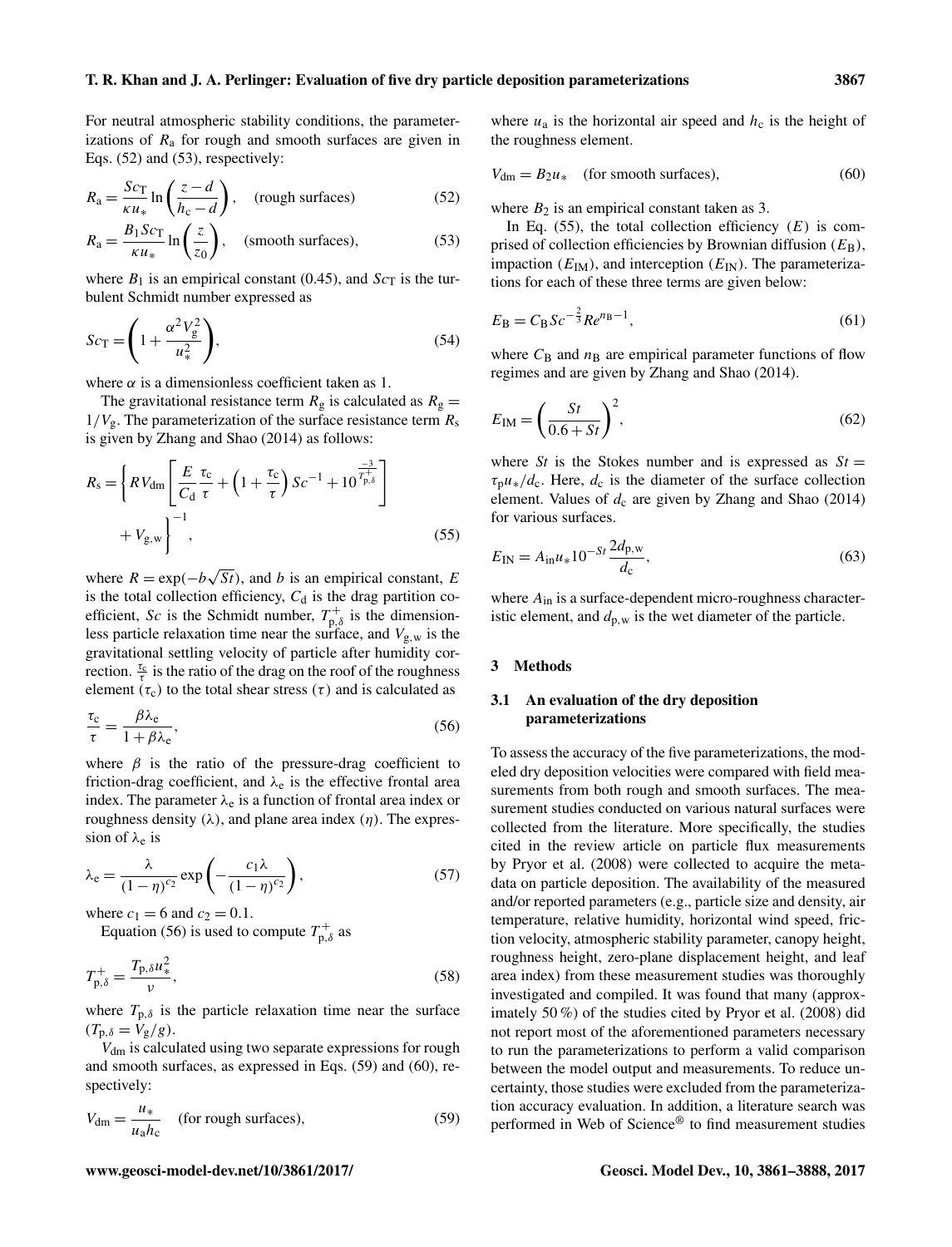For neutral atmospheric stability conditions, the parameterizations of $R_a$ for rough and smooth surfaces are given in Eqs. (52) and (53), respectively:

$$R_a = \frac{Sc_T}{\kappa u_*} \ln\left(\frac{z-d}{h_c - d}\right), \quad \text{(rough surfaces)} \tag{52}$$

$$R_a = \frac{B_1 Sc_T}{\kappa u_*} \ln\left(\frac{z}{z_0}\right), \quad \text{(smooth surfaces)}, \tag{53}$$

where $B_1$ is an empirical constant (0.45), and $Sc_T$ is the turbulent Schmidt number expressed as

$$Sc_T = \left(1 + \frac{\alpha^2 V_g^2}{u_*^2}\right), \tag{54}$$

where $\alpha$ is a dimensionless coefficient taken as 1.

The gravitational resistance term $R_g$ is calculated as $R_g = 1/V_g$. The parameterization of the surface resistance term $R_s$ is given by Zhang and Shao (2014) as follows:

$$R_s = \left\{ R V_{dm} \left[ \frac{E}{C_d} \frac{\tau_c}{\tau} + \left(1 + \frac{\tau_c}{\tau}\right) Sc^{-1} + 10^{\frac{-3}{T_{p,\delta}^+}} \right] + V_{g,w} \right\}^{-1}, \tag{55}$$

where $R = \exp(-b\sqrt{St})$, and $b$ is an empirical constant, $E$ is the total collection efficiency, $C_d$ is the drag partition coefficient, $Sc$ is the Schmidt number, $T_{p,\delta}^+$ is the dimensionless particle relaxation time near the surface, and $V_{g,w}$ is the gravitational settling velocity of particle after humidity correction. $\frac{\tau_c}{\tau}$ is the ratio of the drag on the roof of the roughness element ($\tau_c$) to the total shear stress ($\tau$) and is calculated as

$$\frac{\tau_c}{\tau} = \frac{\beta \lambda_e}{1 + \beta \lambda_e}, \tag{56}$$

where $\beta$ is the ratio of the pressure-drag coefficient to friction-drag coefficient, and $\lambda_e$ is the effective frontal area index. The parameter $\lambda_e$ is a function of frontal area index or roughness density ($\lambda$), and plane area index ($\eta$). The expression of $\lambda_e$ is

$$\lambda_e = \frac{\lambda}{(1-\eta)^{c_2}} \exp\left(-\frac{c_1 \lambda}{(1-\eta)^{c_2}}\right), \tag{57}$$

where $c_1 = 6$ and $c_2 = 0.1$.

Equation (56) is used to compute $T_{p,\delta}^+$ as

$$T_{p,\delta}^+ = \frac{T_{p,\delta} u_*^2}{\nu}, \tag{58}$$

where $T_{p,\delta}$ is the particle relaxation time near the surface ($T_{p,\delta} = V_g/g$).

$V_{dm}$ is calculated using two separate expressions for rough and smooth surfaces, as expressed in Eqs. (59) and (60), respectively:

$$V_{dm} = \frac{u_*}{u_a h_c} \quad \text{(for rough surfaces)}, \tag{59}$$

where $u_a$ is the horizontal air speed and $h_c$ is the height of the roughness element.

$$V_{dm} = B_2 u_* \quad \text{(for smooth surfaces)}, \tag{60}$$

where $B_2$ is an empirical constant taken as 3.

In Eq. (55), the total collection efficiency ($E$) is comprised of collection efficiencies by Brownian diffusion ($E_B$), impaction ($E_{IM}$), and interception ($E_{IN}$). The parameterizations for each of these three terms are given below:

$$E_B = C_B Sc^{-\frac{2}{3}} Re^{n_B - 1}, \tag{61}$$

where $C_B$ and $n_B$ are empirical parameter functions of flow regimes and are given by Zhang and Shao (2014).

$$E_{IM} = \left(\frac{St}{0.6 + St}\right)^2, \tag{62}$$

where $St$ is the Stokes number and is expressed as $St = \tau_p u_* / d_c$. Here, $d_c$ is the diameter of the surface collection element. Values of $d_c$ are given by Zhang and Shao (2014) for various surfaces.

$$E_{IN} = A_{in} u_* 10^{-St} \frac{2 d_{p,w}}{d_c}, \tag{63}$$

where $A_{in}$ is a surface-dependent micro-roughness characteristic element, and $d_{p,w}$ is the wet diameter of the particle.

## 3 Methods

### 3.1 An evaluation of the dry deposition parameterizations

To assess the accuracy of the five parameterizations, the modeled dry deposition velocities were compared with field measurements from both rough and smooth surfaces. The measurement studies conducted on various natural surfaces were collected from the literature. More specifically, the studies cited in the review article on particle flux measurements by Pryor et al. (2008) were collected to acquire the metadata on particle deposition. The availability of the measured and/or reported parameters (e.g., particle size and density, air temperature, relative humidity, horizontal wind speed, friction velocity, atmospheric stability parameter, canopy height, roughness height, zero-plane displacement height, and leaf area index) from these measurement studies was thoroughly investigated and compiled. It was found that many (approximately 50 %) of the studies cited by Pryor et al. (2008) did not report most of the aforementioned parameters necessary to run the parameterizations to perform a valid comparison between the model output and measurements. To reduce uncertainty, those studies were excluded from the parameterization accuracy evaluation. In addition, a literature search was performed in Web of Science® to find measurement studies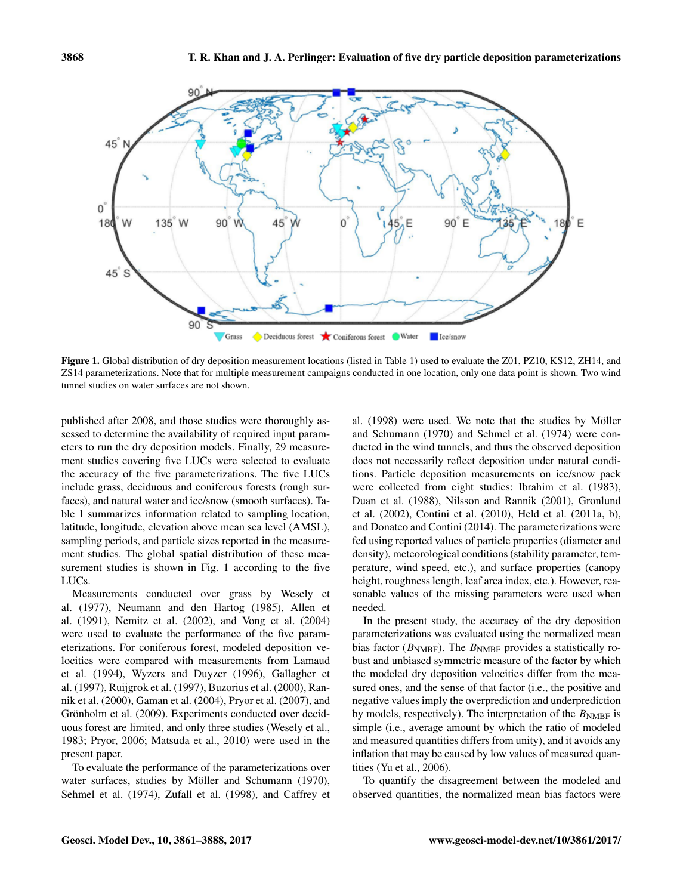**Figure 1.** Global distribution of dry deposition measurement locations (listed in Table 1) used to evaluate the Z01, PZ10, KS12, ZH14, and ZS14 parameterizations. Note that for multiple measurement campaigns conducted in one location, only one data point is shown. Two wind tunnel studies on water surfaces are not shown.

published after 2008, and those studies were thoroughly assessed to determine the availability of required input parameters to run the dry deposition models. Finally, 29 measurement studies covering five LUCs were selected to evaluate the accuracy of the five parameterizations. The five LUCs include grass, deciduous and coniferous forests (rough surfaces), and natural water and ice/snow (smooth surfaces). Table 1 summarizes information related to sampling location, latitude, longitude, elevation above mean sea level (AMSL), sampling periods, and particle sizes reported in the measurement studies. The global spatial distribution of these measurement studies is shown in Fig. 1 according to the five LUCs.

Measurements conducted over grass by Wesely et al. (1977), Neumann and den Hartog (1985), Allen et al. (1991), Nemitz et al. (2002), and Vong et al. (2004) were used to evaluate the performance of the five parameterizations. For coniferous forest, modeled deposition velocities were compared with measurements from Lamaud et al. (1994), Wyzers and Duyzer (1996), Gallagher et al. (1997), Ruijgrok et al. (1997), Buzorius et al. (2000), Rannik et al. (2000), Gaman et al. (2004), Pryor et al. (2007), and Grönholm et al. (2009). Experiments conducted over deciduous forest are limited, and only three studies (Wesely et al., 1983; Pryor, 2006; Matsuda et al., 2010) were used in the present paper.

To evaluate the performance of the parameterizations over water surfaces, studies by Möller and Schumann (1970), Sehmel et al. (1974), Zufall et al. (1998), and Caffrey et al. (1998) were used. We note that the studies by Möller and Schumann (1970) and Sehmel et al. (1974) were conducted in the wind tunnels, and thus the observed deposition does not necessarily reflect deposition under natural conditions. Particle deposition measurements on ice/snow pack were collected from eight studies: Ibrahim et al. (1983), Duan et al. (1988), Nilsson and Rannik (2001), Gronlund et al. (2002), Contini et al. (2010), Held et al. (2011a, b), and Donateo and Contini (2014). The parameterizations were fed using reported values of particle properties (diameter and density), meteorological conditions (stability parameter, temperature, wind speed, etc.), and surface properties (canopy height, roughness length, leaf area index, etc.). However, reasonable values of the missing parameters were used when needed.

In the present study, the accuracy of the dry deposition parameterizations was evaluated using the normalized mean bias factor ($B_{\mathrm{NMBF}}$). The $B_{\mathrm{NMBF}}$ provides a statistically robust and unbiased symmetric measure of the factor by which the modeled dry deposition velocities differ from the measured ones, and the sense of that factor (i.e., the positive and negative values imply the overprediction and underprediction by models, respectively). The interpretation of the $B_{\mathrm{NMBF}}$ is simple (i.e., average amount by which the ratio of modeled and measured quantities differs from unity), and it avoids any inflation that may be caused by low values of measured quantities (Yu et al., 2006).

To quantify the disagreement between the modeled and observed quantities, the normalized mean bias factors were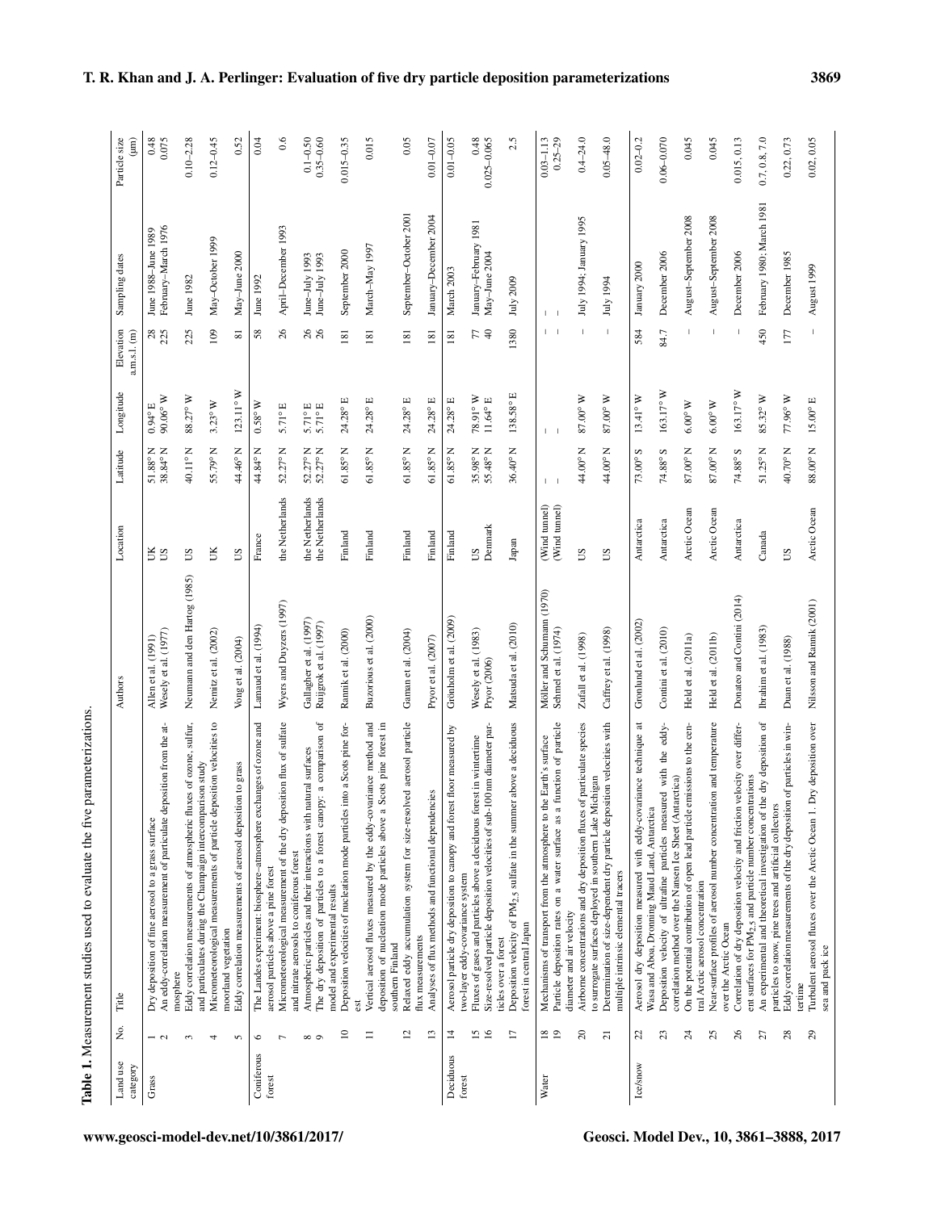**Table 1.** Measurement studies used to evaluate the five parameterizations.

| Land use category | No. | Title | Authors | Location | Latitude | Longitude | Elevation a.m.s.l. (m) | Sampling dates | Particle size (µm) |
|---|---|---|---|---|---|---|---|---|---|
| Grass | 1 | Dry deposition of fine aerosol to a grass surface | Allen et al. (1991) | UK | 51.88° N | 0.94° E | 28 | June 1988–June 1989 | 0.48 |
| | 2 | An eddy-correlation measurement of particulate deposition from the atmosphere | Wesely et al. (1977) | US | 38.84° N | 90.06° W | 225 | February–March 1976 | 0.075 |
| | 3 | Eddy correlation measurements of atmospheric fluxes of ozone, sulfur, and particulates during the Champaign intercomparison study | Neumann and den Hartog (1985) | US | 40.11° N | 88.27° W | 225 | June 1982 | 0.10–2.28 |
| | 4 | Micrometeorological measurements of particle deposition velocities to moorland vegetation | Nemitz et al. (2002) | UK | 55.79° N | 3.23° W | 109 | May–October 1999 | 0.12–0.45 |
| | 5 | Eddy correlation measurements of aerosol deposition to grass | Vong et al. (2004) | US | 44.46° N | 123.11° W | 81 | May–June 2000 | 0.52 |
| Coniferous forest | 6 | The Landes experiment: biosphere–atmosphere exchanges of ozone and aerosol particles above a pine forest | Lamaud et al. (1994) | France | 44.84° N | 0.58° W | 58 | June 1992 | 0.04 |
| | 7 | Micrometeorological measurement of the dry deposition flux of sulfate and nitrate aerosols to coniferous forest | Wyers and Duyzers (1997) | the Netherlands | 52.27° N | 5.71° E | 26 | April–December 1993 | 0.6 |
| | 8 | Atmospheric particles and their interactions with natural surfaces | Gallagher et al. (1997) | the Netherlands | 52.27° N | 5.71° E | 26 | June–July 1993 | 0.1–0.50 |
| | 9 | The dry deposition of particles to a forest canopy: a comparison of model and experimental results | Ruijgrok et al. (1997) | the Netherlands | 52.27° N | 5.71° E | 26 | June–July 1993 | 0.35–0.60 |
| | 10 | Deposition velocities of nucleation mode particles into a Scots pine forest | Rannik et al. (2000) | Finland | 61.85° N | 24.28° E | 181 | September 2000 | 0.015–0.35 |
| | 11 | Vertical aerosol fluxes measured by the eddy-covariance method and deposition of nucleation mode particles above a Scots pine forest in southern Finland | Buzorius et al. (2000) | Finland | 61.85° N | 24.28° E | 181 | March–May 1997 | 0.015 |
| | 12 | Relaxed eddy accumulation system for size-resolved aerosol particle flux measurements | Gaman et al. (2004) | Finland | 61.85° N | 24.28° E | 181 | September–October 2001 | 0.05 |
| | 13 | Analyses of flux methods and functional dependencies | Pryor et al. (2007) | Finland | 61.85° N | 24.28° E | 181 | January–December 2004 | 0.01–0.07 |
| Deciduous forest | 14 | Aerosol particle dry deposition to canopy and forest floor measured by two-layer eddy-covariance system | Grönholm et al. (2009) | Finland | 61.85° N | 24.28° E | 181 | March 2003 | 0.01–0.05 |
| | 15 | Fluxes of gases and particles above a deciduous forest in wintertime | Wesely et al. (1983) | US | 35.98° N | 78.91° W | 77 | January–February 1981 | 0.48 |
| | 16 | Size-resolved particle deposition velocities of sub-100 nm diameter particles over a forest | Pryor (2006) | Denmark | 55.48° N | 11.64° E | 40 | May–June 2004 | 0.025–0.065 |
| | 17 | Deposition velocity of $PM_{2.5}$ sulfate in the summer above a deciduous forest in central Japan | Matsuda et al. (2010) | Japan | 36.40° N | 138.58° E | 1380 | July 2009 | 2.5 |
| Water | 18 | Mechanisms of transport from the atmosphere to the Earth's surface | Möller and Schumann (1970) | (Wind tunnel) | – | – | – | – | 0.03–1.13 |
| | 19 | Particle deposition rates on a water surface as a function of particle diameter and air velocity | Sehmel et al. (1974) | (Wind tunnel) | – | – | – | – | 0.25–29 |
| | 20 | Airborne concentrations and dry deposition fluxes of particulate species to surrogate surfaces deployed in southern Lake Michigan | Zufall et al. (1998) | US | 44.00° N | 87.00° W | – | July 1994; January 1995 | 0.4–24.0 |
| | 21 | Determination of size-dependent dry particle deposition velocities with multiple intrinsic elemental tracers | Caffrey et al. (1998) | US | 44.00° N | 87.00° W | – | July 1994 | 0.05–48.0 |
| Ice/snow | 22 | Aerosol dry deposition measured with eddy-covariance technique at Wasa and Aboa, Dronning Maud Land, Antarctica | Gronlund et al. (2002) | Antarctica | 73.00° S | 13.41° W | 584 | January 2000 | 0.02–0.2 |
| | 23 | Deposition velocity of ultrafine particles measured with the eddy-correlation method over the Nansen Ice Sheet (Antarctica) | Contini et al. (2010) | Antarctica | 74.88° S | 163.17° W | 84.7 | December 2006 | 0.06–0.070 |
| | 24 | On the potential contribution of open lead particle emissions to the central Arctic aerosol concentration | Held et al. (2011a) | Arctic Ocean | 87.00° N | 6.00° W | – | August–September 2008 | 0.045 |
| | 25 | Near-surface profiles of aerosol number concentration and temperature over the Arctic Ocean | Held et al. (2011b) | Arctic Ocean | 87.00° N | 6.00° W | – | August–September 2008 | 0.045 |
| | 26 | Correlation of dry deposition velocity and friction velocity over different surfaces for $PM_{2.5}$ and particle number concentrations | Donateo and Contini (2014) | Antarctica | 74.88° S | 163.17° W | – | December 2006 | 0.015, 0.13 |
| | 27 | An experimental and theoretical investigation of the dry deposition of particles to snow, pine trees and artificial collectors | Ibrahim et al. (1983) | Canada | 51.25° N | 85.32° W | 450 | February 1980; March 1981 | 0.7, 0.8, 7.0 |
| | 28 | Eddy correlation measurements of the dry deposition of particles in wintertime | Duan et al. (1988) | US | 40.70° N | 77.96° W | 177 | December 1985 | 0.22, 0.73 |
| | 29 | Turbulent aerosol fluxes over the Arctic Ocean 1. Dry deposition over sea and pack ice | Nilsson and Rannik (2001) | Arctic Ocean | 88.00° N | 15.00° E | – | August 1999 | 0.02, 0.05 |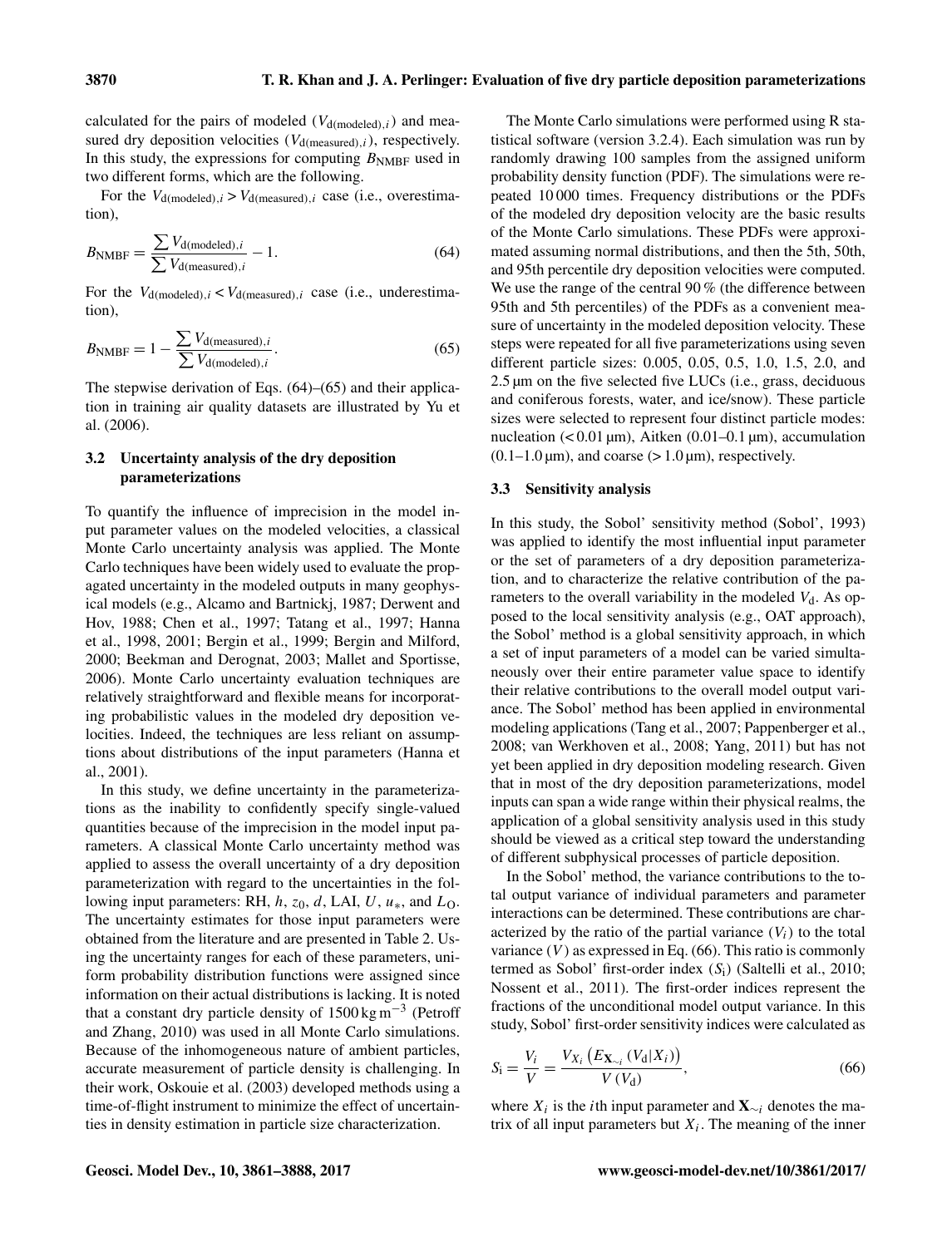calculated for the pairs of modeled ($V_{\mathrm{d(modeled)},i}$) and measured dry deposition velocities ($V_{\mathrm{d(measured)},i}$), respectively. In this study, the expressions for computing $B_{\mathrm{NMBF}}$ used in two different forms, which are the following.

For the $V_{\mathrm{d(modeled)},i} > V_{\mathrm{d(measured)},i}$ case (i.e., overestimation),

$$B_{\mathrm{NMBF}} = \frac{\sum V_{\mathrm{d(modeled)},i}}{\sum V_{\mathrm{d(measured)},i}} - 1. \tag{64}$$

For the $V_{\mathrm{d(modeled)},i} < V_{\mathrm{d(measured)},i}$ case (i.e., underestimation),

$$B_{\mathrm{NMBF}} = 1 - \frac{\sum V_{\mathrm{d(measured)},i}}{\sum V_{\mathrm{d(modeled)},i}}. \tag{65}$$

The stepwise derivation of Eqs. (64)–(65) and their application in training air quality datasets are illustrated by Yu et al. (2006).

### 3.2 Uncertainty analysis of the dry deposition parameterizations

To quantify the influence of imprecision in the model input parameter values on the modeled velocities, a classical Monte Carlo uncertainty analysis was applied. The Monte Carlo techniques have been widely used to evaluate the propagated uncertainty in the modeled outputs in many geophysical models (e.g., Alcamo and Bartnickj, 1987; Derwent and Hov, 1988; Chen et al., 1997; Tatang et al., 1997; Hanna et al., 1998, 2001; Bergin et al., 1999; Bergin and Milford, 2000; Beekman and Derognat, 2003; Mallet and Sportisse, 2006). Monte Carlo uncertainty evaluation techniques are relatively straightforward and flexible means for incorporating probabilistic values in the modeled dry deposition velocities. Indeed, the techniques are less reliant on assumptions about distributions of the input parameters (Hanna et al., 2001).

In this study, we define uncertainty in the parameterizations as the inability to confidently specify single-valued quantities because of the imprecision in the model input parameters. A classical Monte Carlo uncertainty method was applied to assess the overall uncertainty of a dry deposition parameterization with regard to the uncertainties in the following input parameters: RH, $h$, $z_0$, $d$, LAI, $U$, $u_*$, and $L_{\mathrm{O}}$. The uncertainty estimates for those input parameters were obtained from the literature and are presented in Table 2. Using the uncertainty ranges for each of these parameters, uniform probability distribution functions were assigned since information on their actual distributions is lacking. It is noted that a constant dry particle density of $1500\,\mathrm{kg\,m^{-3}}$ (Petroff and Zhang, 2010) was used in all Monte Carlo simulations. Because of the inhomogeneous nature of ambient particles, accurate measurement of particle density is challenging. In their work, Oskouie et al. (2003) developed methods using a time-of-flight instrument to minimize the effect of uncertainties in density estimation in particle size characterization.

The Monte Carlo simulations were performed using R statistical software (version 3.2.4). Each simulation was run by randomly drawing 100 samples from the assigned uniform probability density function (PDF). The simulations were repeated 10 000 times. Frequency distributions or the PDFs of the modeled dry deposition velocity are the basic results of the Monte Carlo simulations. These PDFs were approximated assuming normal distributions, and then the 5th, 50th, and 95th percentile dry deposition velocities were computed. We use the range of the central 90 % (the difference between 95th and 5th percentiles) of the PDFs as a convenient measure of uncertainty in the modeled deposition velocity. These steps were repeated for all five parameterizations using seven different particle sizes: 0.005, 0.05, 0.5, 1.0, 1.5, 2.0, and 2.5 µm on the five selected five LUCs (i.e., grass, deciduous and coniferous forests, water, and ice/snow). These particle sizes were selected to represent four distinct particle modes: nucleation (< 0.01 µm), Aitken (0.01–0.1 µm), accumulation (0.1–1.0 µm), and coarse (> 1.0 µm), respectively.

### 3.3 Sensitivity analysis

In this study, the Sobol' sensitivity method (Sobol', 1993) was applied to identify the most influential input parameter or the set of parameters of a dry deposition parameterization, and to characterize the relative contribution of the parameters to the overall variability in the modeled $V_{\mathrm{d}}$. As opposed to the local sensitivity analysis (e.g., OAT approach), the Sobol' method is a global sensitivity approach, in which a set of input parameters of a model can be varied simultaneously over their entire parameter value space to identify their relative contributions to the overall model output variance. The Sobol' method has been applied in environmental modeling applications (Tang et al., 2007; Pappenberger et al., 2008; van Werkhoven et al., 2008; Yang, 2011) but has not yet been applied in dry deposition modeling research. Given that in most of the dry deposition parameterizations, model inputs can span a wide range within their physical realms, the application of a global sensitivity analysis used in this study should be viewed as a critical step toward the understanding of different subphysical processes of particle deposition.

In the Sobol' method, the variance contributions to the total output variance of individual parameters and parameter interactions can be determined. These contributions are characterized by the ratio of the partial variance ($V_i$) to the total variance ($V$) as expressed in Eq. (66). This ratio is commonly termed as Sobol' first-order index ($S_{\mathrm{i}}$) (Saltelli et al., 2010; Nossent et al., 2011). The first-order indices represent the fractions of the unconditional model output variance. In this study, Sobol' first-order sensitivity indices were calculated as

$$S_{\mathrm{i}} = \frac{V_i}{V} = \frac{V_{X_i}\left(E_{\mathbf{X}_{\sim i}}\left(V_{\mathrm{d}}|X_i\right)\right)}{V\left(V_{\mathrm{d}}\right)}, \tag{66}$$

where $X_i$ is the $i$th input parameter and $\mathbf{X}_{\sim i}$ denotes the matrix of all input parameters but $X_i$. The meaning of the inner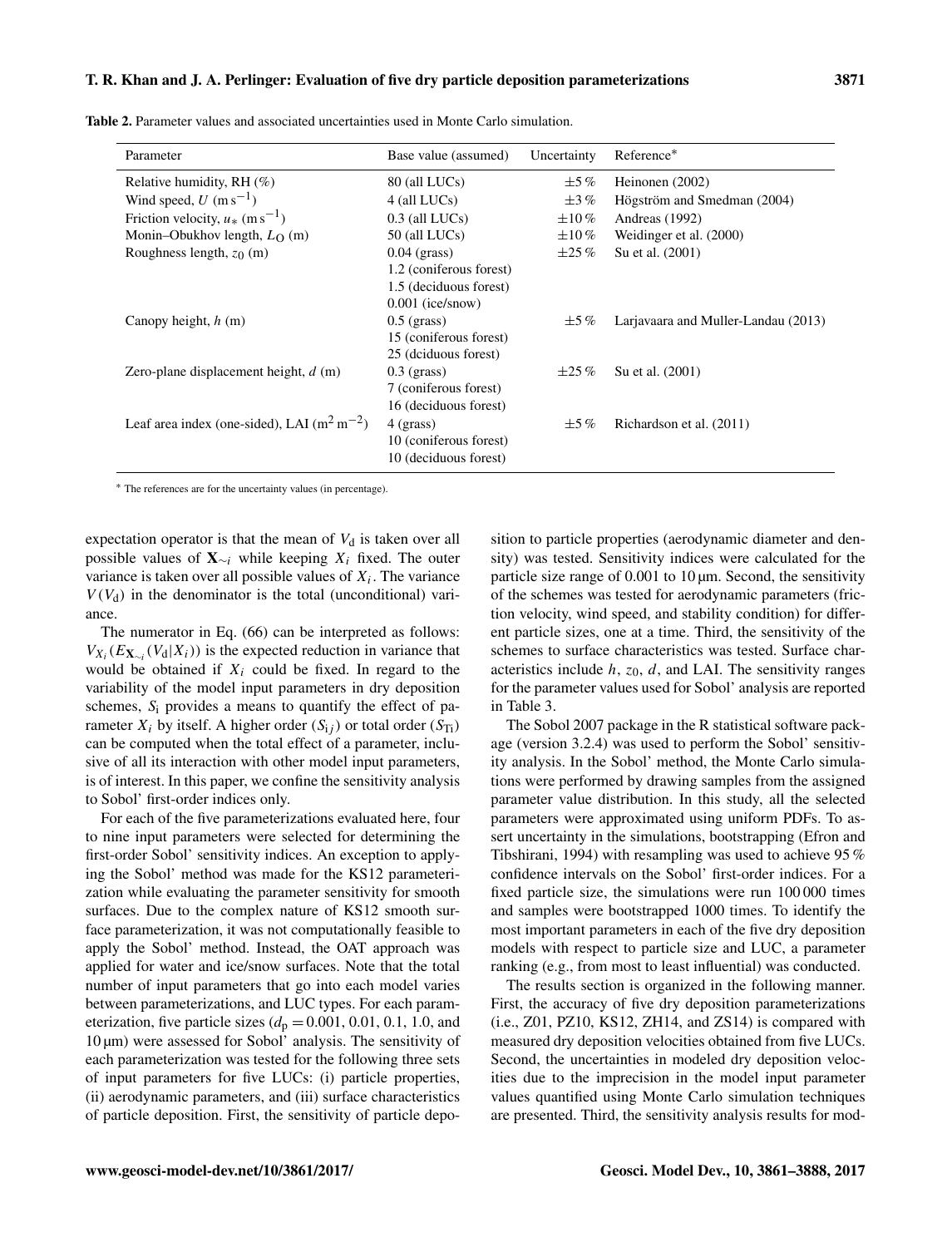**Table 2.** Parameter values and associated uncertainties used in Monte Carlo simulation.

| Parameter | Base value (assumed) | Uncertainty | Reference* |
|---|---|---|---|
| Relative humidity, RH (%) | 80 (all LUCs) | ±5 % | Heinonen (2002) |
| Wind speed, $U$ ($\mathrm{m\,s^{-1}}$) | 4 (all LUCs) | ±3 % | Högström and Smedman (2004) |
| Friction velocity, $u_*$ ($\mathrm{m\,s^{-1}}$) | 0.3 (all LUCs) | ±10 % | Andreas (1992) |
| Monin–Obukhov length, $L_\mathrm{O}$ (m) | 50 (all LUCs) | ±10 % | Weidinger et al. (2000) |
| Roughness length, $z_0$ (m) | 0.04 (grass)<br>1.2 (coniferous forest)<br>1.5 (deciduous forest)<br>0.001 (ice/snow) | ±25 % | Su et al. (2001) |
| Canopy height, $h$ (m) | 0.5 (grass)<br>15 (coniferous forest)<br>25 (dciduous forest) | ±5 % | Larjavaara and Muller-Landau (2013) |
| Zero-plane displacement height, $d$ (m) | 0.3 (grass)<br>7 (coniferous forest)<br>16 (deciduous forest) | ±25 % | Su et al. (2001) |
| Leaf area index (one-sided), LAI ($\mathrm{m^2\,m^{-2}}$) | 4 (grass)<br>10 (coniferous forest)<br>10 (deciduous forest) | ±5 % | Richardson et al. (2011) |

* The references are for the uncertainty values (in percentage).

expectation operator is that the mean of $V_\mathrm{d}$ is taken over all possible values of $\mathbf{X}_{\sim i}$ while keeping $X_i$ fixed. The outer variance is taken over all possible values of $X_i$. The variance $V(V_\mathrm{d})$ in the denominator is the total (unconditional) variance.

The numerator in Eq. (66) can be interpreted as follows: $V_{X_i}(E_{\mathbf{X}_{\sim i}}(V_\mathrm{d}|X_i))$ is the expected reduction in variance that would be obtained if $X_i$ could be fixed. In regard to the variability of the model input parameters in dry deposition schemes, $S_\mathrm{i}$ provides a means to quantify the effect of parameter $X_i$ by itself. A higher order ($S_{\mathrm{i}j}$) or total order ($S_\mathrm{Ti}$) can be computed when the total effect of a parameter, inclusive of all its interaction with other model input parameters, is of interest. In this paper, we confine the sensitivity analysis to Sobol' first-order indices only.

For each of the five parameterizations evaluated here, four to nine input parameters were selected for determining the first-order Sobol' sensitivity indices. An exception to applying the Sobol' method was made for the KS12 parameterization while evaluating the parameter sensitivity for smooth surfaces. Due to the complex nature of KS12 smooth surface parameterization, it was not computationally feasible to apply the Sobol' method. Instead, the OAT approach was applied for water and ice/snow surfaces. Note that the total number of input parameters that go into each model varies between parameterizations, and LUC types. For each parameterization, five particle sizes ($d_\mathrm{p} = 0.001$, 0.01, 0.1, 1.0, and 10 µm) were assessed for Sobol' analysis. The sensitivity of each parameterization was tested for the following three sets of input parameters for five LUCs: (i) particle properties, (ii) aerodynamic parameters, and (iii) surface characteristics of particle deposition. First, the sensitivity of particle deposition to particle properties (aerodynamic diameter and density) was tested. Sensitivity indices were calculated for the particle size range of 0.001 to 10 µm. Second, the sensitivity of the schemes was tested for aerodynamic parameters (friction velocity, wind speed, and stability condition) for different particle sizes, one at a time. Third, the sensitivity of the schemes to surface characteristics was tested. Surface characteristics include $h$, $z_0$, $d$, and LAI. The sensitivity ranges for the parameter values used for Sobol' analysis are reported in Table 3.

The Sobol 2007 package in the R statistical software package (version 3.2.4) was used to perform the Sobol' sensitivity analysis. In the Sobol' method, the Monte Carlo simulations were performed by drawing samples from the assigned parameter value distribution. In this study, all the selected parameters were approximated using uniform PDFs. To assert uncertainty in the simulations, bootstrapping (Efron and Tibshirani, 1994) with resampling was used to achieve 95 % confidence intervals on the Sobol' first-order indices. For a fixed particle size, the simulations were run 100 000 times and samples were bootstrapped 1000 times. To identify the most important parameters in each of the five dry deposition models with respect to particle size and LUC, a parameter ranking (e.g., from most to least influential) was conducted.

The results section is organized in the following manner. First, the accuracy of five dry deposition parameterizations (i.e., Z01, PZ10, KS12, ZH14, and ZS14) is compared with measured dry deposition velocities obtained from five LUCs. Second, the uncertainties in modeled dry deposition velocities due to the imprecision in the model input parameter values quantified using Monte Carlo simulation techniques are presented. Third, the sensitivity analysis results for mod-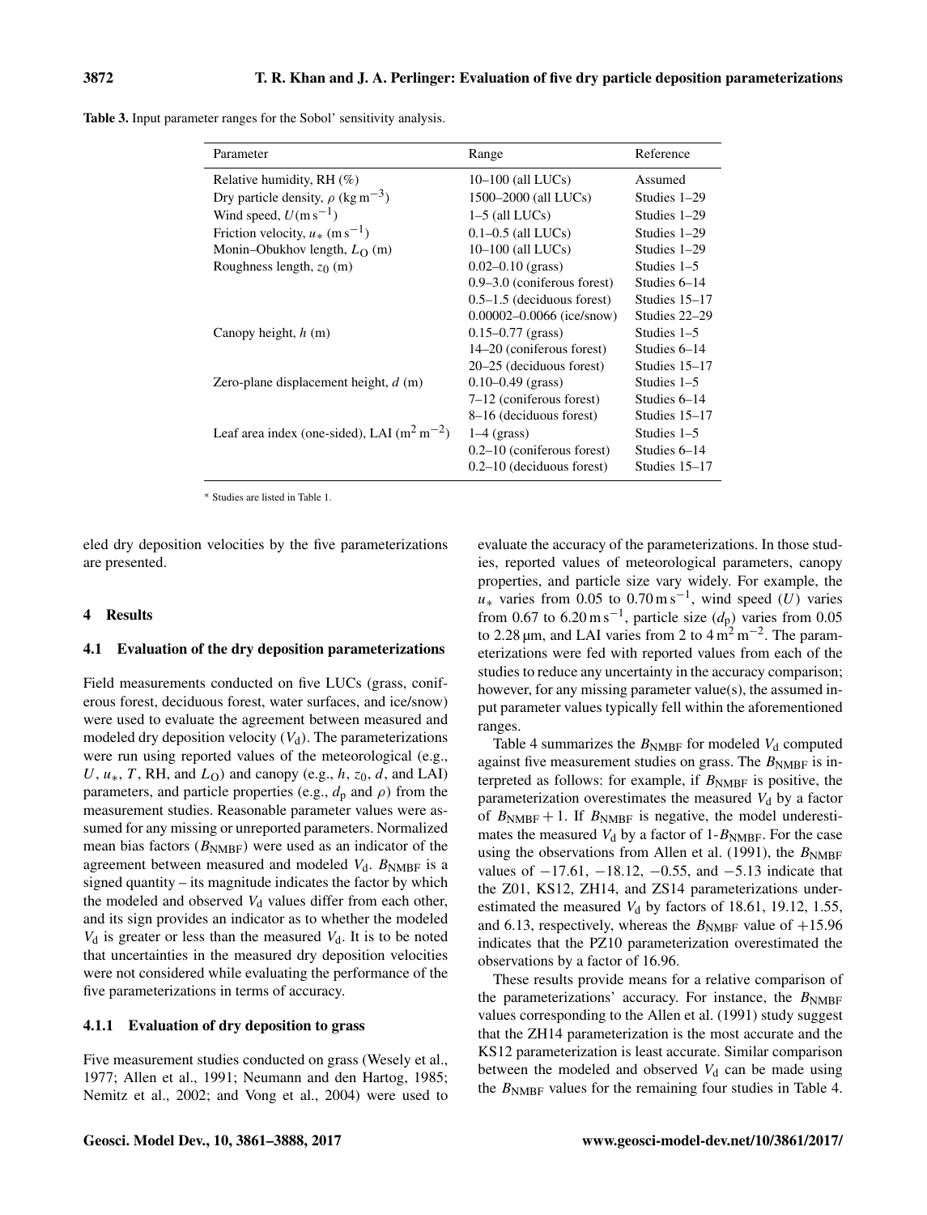**Table 3.** Input parameter ranges for the Sobol' sensitivity analysis.

| Parameter | Range | Reference |
|---|---|---|
| Relative humidity, RH (%) | 10–100 (all LUCs) | Assumed |
| Dry particle density, $\rho$ ($\mathrm{kg\,m^{-3}}$) | 1500–2000 (all LUCs) | Studies 1–29 |
| Wind speed, $U$ ($\mathrm{m\,s^{-1}}$) | 1–5 (all LUCs) | Studies 1–29 |
| Friction velocity, $u_*$ ($\mathrm{m\,s^{-1}}$) | 0.1–0.5 (all LUCs) | Studies 1–29 |
| Monin–Obukhov length, $L_{\mathrm{O}}$ (m) | 10–100 (all LUCs) | Studies 1–29 |
| Roughness length, $z_0$ (m) | 0.02–0.10 (grass) | Studies 1–5 |
| | 0.9–3.0 (coniferous forest) | Studies 6–14 |
| | 0.5–1.5 (deciduous forest) | Studies 15–17 |
| | 0.00002–0.0066 (ice/snow) | Studies 22–29 |
| Canopy height, $h$ (m) | 0.15–0.77 (grass) | Studies 1–5 |
| | 14–20 (coniferous forest) | Studies 6–14 |
| | 20–25 (deciduous forest) | Studies 15–17 |
| Zero-plane displacement height, $d$ (m) | 0.10–0.49 (grass) | Studies 1–5 |
| | 7–12 (coniferous forest) | Studies 6–14 |
| | 8–16 (deciduous forest) | Studies 15–17 |
| Leaf area index (one-sided), LAI ($\mathrm{m^2\,m^{-2}}$) | 1–4 (grass) | Studies 1–5 |
| | 0.2–10 (coniferous forest) | Studies 6–14 |
| | 0.2–10 (deciduous forest) | Studies 15–17 |

* Studies are listed in Table 1.

eled dry deposition velocities by the five parameterizations are presented.

## 4 Results

### 4.1 Evaluation of the dry deposition parameterizations

Field measurements conducted on five LUCs (grass, coniferous forest, deciduous forest, water surfaces, and ice/snow) were used to evaluate the agreement between measured and modeled dry deposition velocity ($V_{\mathrm{d}}$). The parameterizations were run using reported values of the meteorological (e.g., $U$, $u_*$, $T$, RH, and $L_{\mathrm{O}}$) and canopy (e.g., $h$, $z_0$, $d$, and LAI) parameters, and particle properties (e.g., $d_{\mathrm{p}}$ and $\rho$) from the measurement studies. Reasonable parameter values were assumed for any missing or unreported parameters. Normalized mean bias factors ($B_{\mathrm{NMBF}}$) were used as an indicator of the agreement between measured and modeled $V_{\mathrm{d}}$. $B_{\mathrm{NMBF}}$ is a signed quantity – its magnitude indicates the factor by which the modeled and observed $V_{\mathrm{d}}$ values differ from each other, and its sign provides an indicator as to whether the modeled $V_{\mathrm{d}}$ is greater or less than the measured $V_{\mathrm{d}}$. It is to be noted that uncertainties in the measured dry deposition velocities were not considered while evaluating the performance of the five parameterizations in terms of accuracy.

#### 4.1.1 Evaluation of dry deposition to grass

Five measurement studies conducted on grass (Wesely et al., 1977; Allen et al., 1991; Neumann and den Hartog, 1985; Nemitz et al., 2002; and Vong et al., 2004) were used to evaluate the accuracy of the parameterizations. In those studies, reported values of meteorological parameters, canopy properties, and particle size vary widely. For example, the $u_*$ varies from 0.05 to $0.70\,\mathrm{m\,s^{-1}}$, wind speed ($U$) varies from 0.67 to $6.20\,\mathrm{m\,s^{-1}}$, particle size ($d_{\mathrm{p}}$) varies from 0.05 to 2.28 µm, and LAI varies from 2 to $4\,\mathrm{m^2\,m^{-2}}$. The parameterizations were fed with reported values from each of the studies to reduce any uncertainty in the accuracy comparison; however, for any missing parameter value(s), the assumed input parameter values typically fell within the aforementioned ranges.

Table 4 summarizes the $B_{\mathrm{NMBF}}$ for modeled $V_{\mathrm{d}}$ computed against five measurement studies on grass. The $B_{\mathrm{NMBF}}$ is interpreted as follows: for example, if $B_{\mathrm{NMBF}}$ is positive, the parameterization overestimates the measured $V_{\mathrm{d}}$ by a factor of $B_{\mathrm{NMBF}}+1$. If $B_{\mathrm{NMBF}}$ is negative, the model underestimates the measured $V_{\mathrm{d}}$ by a factor of 1-$B_{\mathrm{NMBF}}$. For the case using the observations from Allen et al. (1991), the $B_{\mathrm{NMBF}}$ values of $-17.61$, $-18.12$, $-0.55$, and $-5.13$ indicate that the Z01, KS12, ZH14, and ZS14 parameterizations underestimated the measured $V_{\mathrm{d}}$ by factors of 18.61, 19.12, 1.55, and 6.13, respectively, whereas the $B_{\mathrm{NMBF}}$ value of $+15.96$ indicates that the PZ10 parameterization overestimated the observations by a factor of 16.96.

These results provide means for a relative comparison of the parameterizations' accuracy. For instance, the $B_{\mathrm{NMBF}}$ values corresponding to the Allen et al. (1991) study suggest that the ZH14 parameterization is the most accurate and the KS12 parameterization is least accurate. Similar comparison between the modeled and observed $V_{\mathrm{d}}$ can be made using the $B_{\mathrm{NMBF}}$ values for the remaining four studies in Table 4.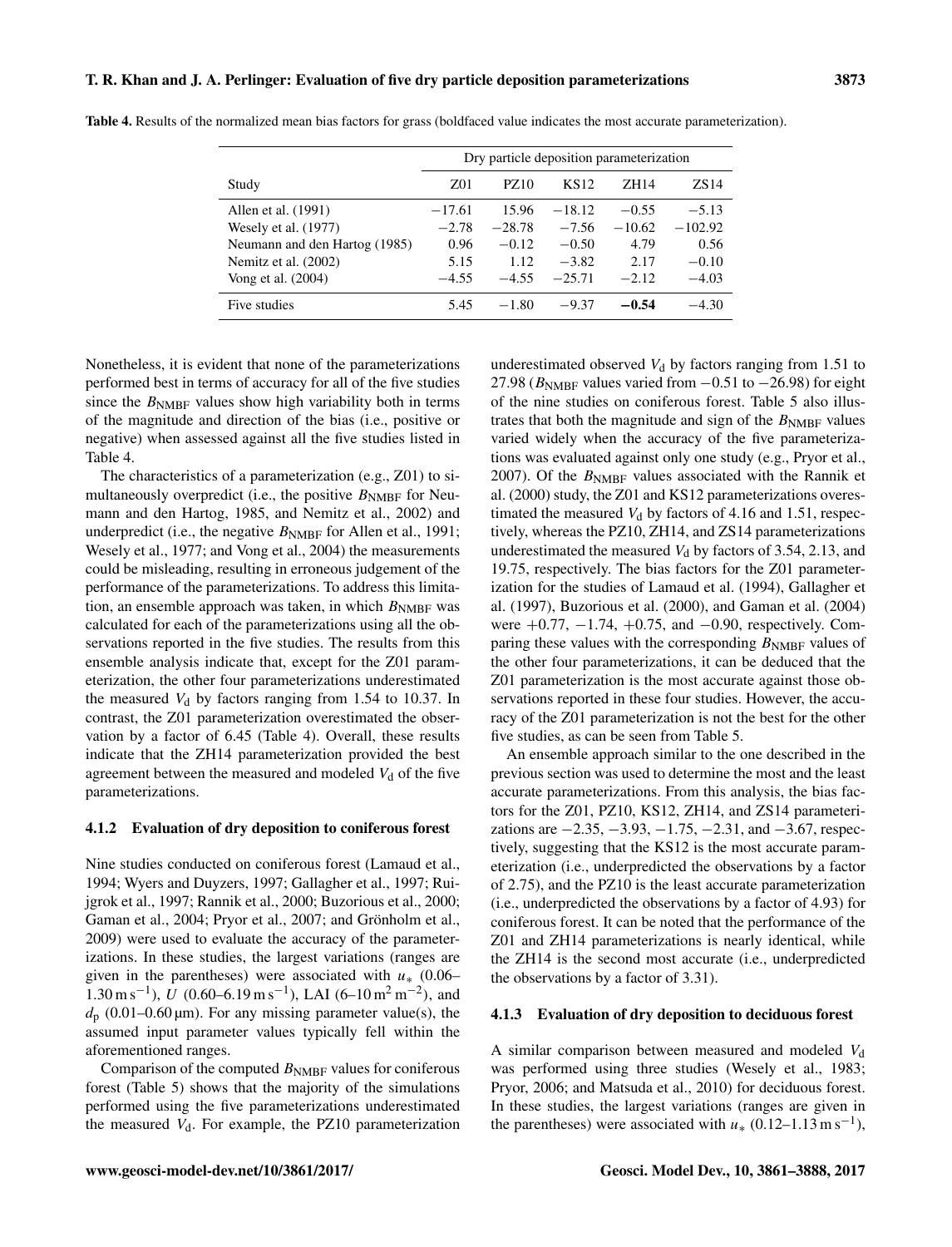**Table 4.** Results of the normalized mean bias factors for grass (boldfaced value indicates the most accurate parameterization).

| | Dry particle deposition parameterization | | | | |
|---|---|---|---|---|---|
| Study | Z01 | PZ10 | KS12 | ZH14 | ZS14 |
| Allen et al. (1991) | −17.61 | 15.96 | −18.12 | −0.55 | −5.13 |
| Wesely et al. (1977) | −2.78 | −28.78 | −7.56 | −10.62 | −102.92 |
| Neumann and den Hartog (1985) | 0.96 | −0.12 | −0.50 | 4.79 | 0.56 |
| Nemitz et al. (2002) | 5.15 | 1.12 | −3.82 | 2.17 | −0.10 |
| Vong et al. (2004) | −4.55 | −4.55 | −25.71 | −2.12 | −4.03 |
| Five studies | 5.45 | −1.80 | −9.37 | **−0.54** | −4.30 |

Nonetheless, it is evident that none of the parameterizations performed best in terms of accuracy for all of the five studies since the $B_{NMBF}$ values show high variability both in terms of the magnitude and direction of the bias (i.e., positive or negative) when assessed against all the five studies listed in Table 4.

The characteristics of a parameterization (e.g., Z01) to simultaneously overpredict (i.e., the positive $B_{NMBF}$ for Neumann and den Hartog, 1985, and Nemitz et al., 2002) and underpredict (i.e., the negative $B_{NMBF}$ for Allen et al., 1991; Wesely et al., 1977; and Vong et al., 2004) the measurements could be misleading, resulting in erroneous judgement of the performance of the parameterizations. To address this limitation, an ensemble approach was taken, in which $B_{NMBF}$ was calculated for each of the parameterizations using all the observations reported in the five studies. The results from this ensemble analysis indicate that, except for the Z01 parameterization, the other four parameterizations underestimated the measured $V_d$ by factors ranging from 1.54 to 10.37. In contrast, the Z01 parameterization overestimated the observation by a factor of 6.45 (Table 4). Overall, these results indicate that the ZH14 parameterization provided the best agreement between the measured and modeled $V_d$ of the five parameterizations.

### 4.1.2 Evaluation of dry deposition to coniferous forest

Nine studies conducted on coniferous forest (Lamaud et al., 1994; Wyers and Duyzers, 1997; Gallagher et al., 1997; Ruijgrok et al., 1997; Rannik et al., 2000; Buzorious et al., 2000; Gaman et al., 2004; Pryor et al., 2007; and Grönholm et al., 2009) were used to evaluate the accuracy of the parameterizations. In these studies, the largest variations (ranges are given in the parentheses) were associated with $u_*$ (0.06–1.30 $m\,s^{-1}$), $U$ (0.60–6.19 $m\,s^{-1}$), LAI (6–10 $m^2\,m^{-2}$), and $d_p$ (0.01–0.60 µm). For any missing parameter value(s), the assumed input parameter values typically fell within the aforementioned ranges.

Comparison of the computed $B_{NMBF}$ values for coniferous forest (Table 5) shows that the majority of the simulations performed using the five parameterizations underestimated the measured $V_d$. For example, the PZ10 parameterization underestimated observed $V_d$ by factors ranging from 1.51 to 27.98 ($B_{NMBF}$ values varied from −0.51 to −26.98) for eight of the nine studies on coniferous forest. Table 5 also illustrates that both the magnitude and sign of the $B_{NMBF}$ values varied widely when the accuracy of the five parameterizations was evaluated against only one study (e.g., Pryor et al., 2007). Of the $B_{NMBF}$ values associated with the Rannik et al. (2000) study, the Z01 and KS12 parameterizations overestimated the measured $V_d$ by factors of 4.16 and 1.51, respectively, whereas the PZ10, ZH14, and ZS14 parameterizations underestimated the measured $V_d$ by factors of 3.54, 2.13, and 19.75, respectively. The bias factors for the Z01 parameterization for the studies of Lamaud et al. (1994), Gallagher et al. (1997), Buzorious et al. (2000), and Gaman et al. (2004) were +0.77, −1.74, +0.75, and −0.90, respectively. Comparing these values with the corresponding $B_{NMBF}$ values of the other four parameterizations, it can be deduced that the Z01 parameterization is the most accurate against those observations reported in these four studies. However, the accuracy of the Z01 parameterization is not the best for the other five studies, as can be seen from Table 5.

An ensemble approach similar to the one described in the previous section was used to determine the most and the least accurate parameterizations. From this analysis, the bias factors for the Z01, PZ10, KS12, ZH14, and ZS14 parameterizations are −2.35, −3.93, −1.75, −2.31, and −3.67, respectively, suggesting that the KS12 is the most accurate parameterization (i.e., underpredicted the observations by a factor of 2.75), and the PZ10 is the least accurate parameterization (i.e., underpredicted the observations by a factor of 4.93) for coniferous forest. It can be noted that the performance of the Z01 and ZH14 parameterizations is nearly identical, while the ZH14 is the second most accurate (i.e., underpredicted the observations by a factor of 3.31).

### 4.1.3 Evaluation of dry deposition to deciduous forest

A similar comparison between measured and modeled $V_d$ was performed using three studies (Wesely et al., 1983; Pryor, 2006; and Matsuda et al., 2010) for deciduous forest. In these studies, the largest variations (ranges are given in the parentheses) were associated with $u_*$ (0.12–1.13 $m\,s^{-1}$),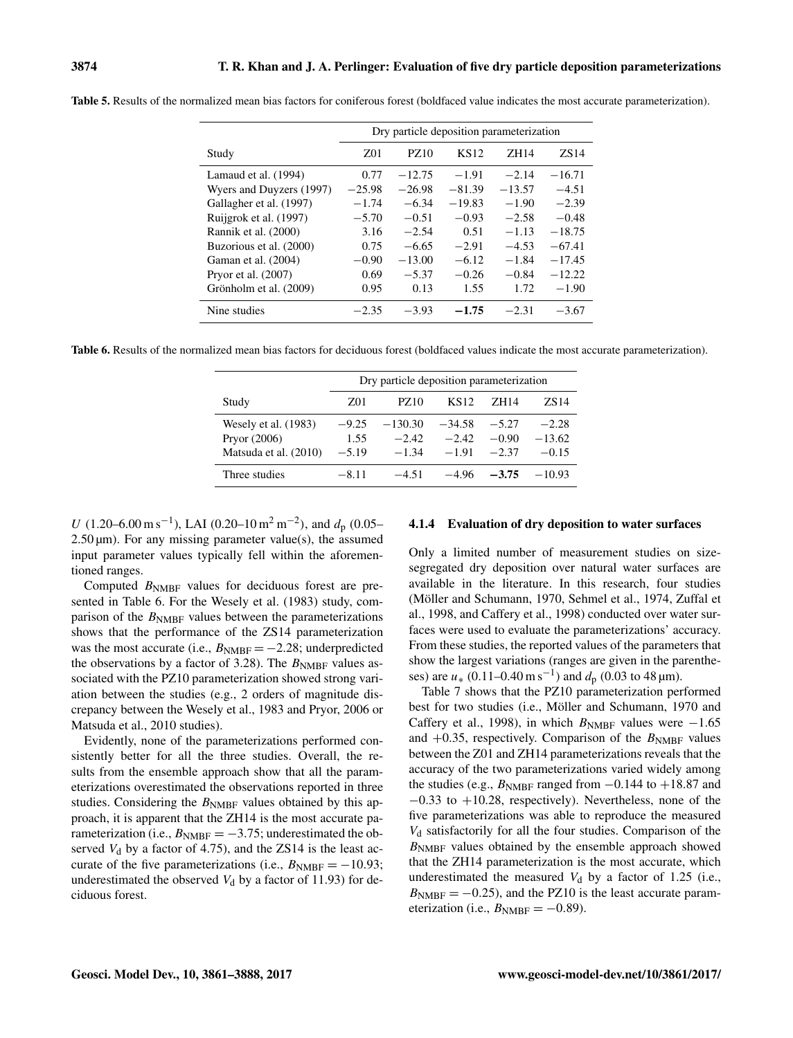**Table 5.** Results of the normalized mean bias factors for coniferous forest (boldfaced value indicates the most accurate parameterization).

| Study | Dry particle deposition parameterization | | | | |
|---|---|---|---|---|---|
| | Z01 | PZ10 | KS12 | ZH14 | ZS14 |
| Lamaud et al. (1994) | 0.77 | −12.75 | −1.91 | −2.14 | −16.71 |
| Wyers and Duyzers (1997) | −25.98 | −26.98 | −81.39 | −13.57 | −4.51 |
| Gallagher et al. (1997) | −1.74 | −6.34 | −19.83 | −1.90 | −2.39 |
| Ruijgrok et al. (1997) | −5.70 | −0.51 | −0.93 | −2.58 | −0.48 |
| Rannik et al. (2000) | 3.16 | −2.54 | 0.51 | −1.13 | −18.75 |
| Buzorious et al. (2000) | 0.75 | −6.65 | −2.91 | −4.53 | −67.41 |
| Gaman et al. (2004) | −0.90 | −13.00 | −6.12 | −1.84 | −17.45 |
| Pryor et al. (2007) | 0.69 | −5.37 | −0.26 | −0.84 | −12.22 |
| Grönholm et al. (2009) | 0.95 | 0.13 | 1.55 | 1.72 | −1.90 |
| Nine studies | −2.35 | −3.93 | **−1.75** | −2.31 | −3.67 |

**Table 6.** Results of the normalized mean bias factors for deciduous forest (boldfaced values indicate the most accurate parameterization).

| Study | Dry particle deposition parameterization | | | | |
|---|---|---|---|---|---|
| | Z01 | PZ10 | KS12 | ZH14 | ZS14 |
| Wesely et al. (1983) | −9.25 | −130.30 | −34.58 | −5.27 | −2.28 |
| Pryor (2006) | 1.55 | −2.42 | −2.42 | −0.90 | −13.62 |
| Matsuda et al. (2010) | −5.19 | −1.34 | −1.91 | −2.37 | −0.15 |
| Three studies | −8.11 | −4.51 | −4.96 | **−3.75** | −10.93 |

$U$ (1.20–6.00 m s$^{-1}$), LAI (0.20–10 m$^2$ m$^{-2}$), and $d_p$ (0.05–2.50 µm). For any missing parameter value(s), the assumed input parameter values typically fell within the aforementioned ranges.

Computed $B_{NMBF}$ values for deciduous forest are presented in Table 6. For the Wesely et al. (1983) study, comparison of the $B_{NMBF}$ values between the parameterizations shows that the performance of the ZS14 parameterization was the most accurate (i.e., $B_{NMBF} = -2.28$; underpredicted the observations by a factor of 3.28). The $B_{NMBF}$ values associated with the PZ10 parameterization showed strong variation between the studies (e.g., 2 orders of magnitude discrepancy between the Wesely et al., 1983 and Pryor, 2006 or Matsuda et al., 2010 studies).

Evidently, none of the parameterizations performed consistently better for all the three studies. Overall, the results from the ensemble approach show that all the parameterizations overestimated the observations reported in three studies. Considering the $B_{NMBF}$ values obtained by this approach, it is apparent that the ZH14 is the most accurate parameterization (i.e., $B_{NMBF} = -3.75$; underestimated the observed $V_d$ by a factor of 4.75), and the ZS14 is the least accurate of the five parameterizations (i.e., $B_{NMBF} = -10.93$; underestimated the observed $V_d$ by a factor of 11.93) for deciduous forest.

#### 4.1.4 Evaluation of dry deposition to water surfaces

Only a limited number of measurement studies on size-segregated dry deposition over natural water surfaces are available in the literature. In this research, four studies (Möller and Schumann, 1970, Sehmel et al., 1974, Zuffal et al., 1998, and Caffery et al., 1998) conducted over water surfaces were used to evaluate the parameterizations' accuracy. From these studies, the reported values of the parameters that show the largest variations (ranges are given in the parentheses) are $u_*$ (0.11–0.40 m s$^{-1}$) and $d_p$ (0.03 to 48 µm).

Table 7 shows that the PZ10 parameterization performed best for two studies (i.e., Möller and Schumann, 1970 and Caffery et al., 1998), in which $B_{NMBF}$ values were −1.65 and +0.35, respectively. Comparison of the $B_{NMBF}$ values between the Z01 and ZH14 parameterizations reveals that the accuracy of the two parameterizations varied widely among the studies (e.g., $B_{NMBF}$ ranged from −0.144 to +18.87 and −0.33 to +10.28, respectively). Nevertheless, none of the five parameterizations was able to reproduce the measured $V_d$ satisfactorily for all the four studies. Comparison of the $B_{NMBF}$ values obtained by the ensemble approach showed that the ZH14 parameterization is the most accurate, which underestimated the measured $V_d$ by a factor of 1.25 (i.e., $B_{NMBF} = -0.25$), and the PZ10 is the least accurate parameterization (i.e., $B_{NMBF} = -0.89$).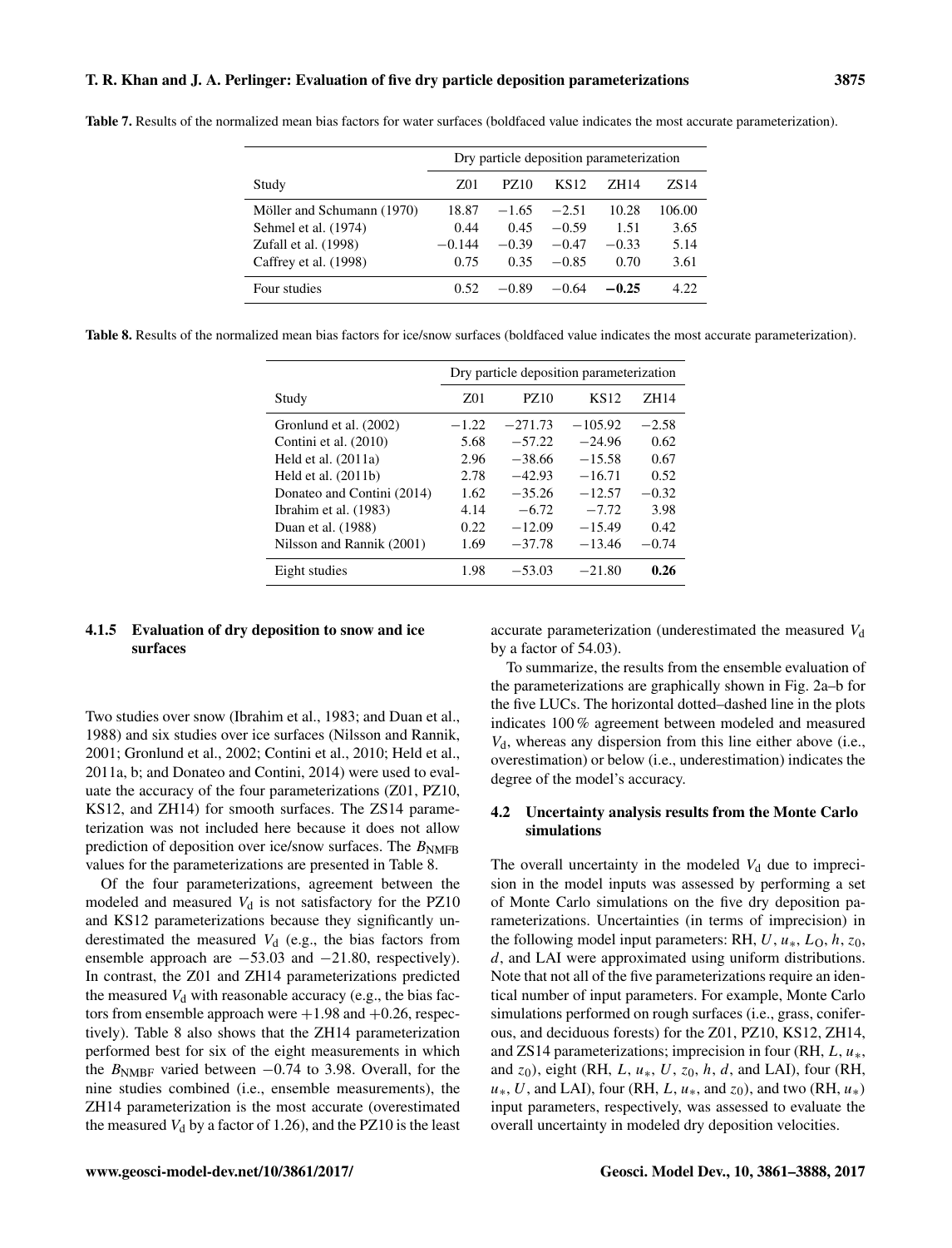**Table 7.** Results of the normalized mean bias factors for water surfaces (boldfaced value indicates the most accurate parameterization).

| | Dry particle deposition parameterization | | | | |
|---|---|---|---|---|---|
| Study | Z01 | PZ10 | KS12 | ZH14 | ZS14 |
| Möller and Schumann (1970) | 18.87 | −1.65 | −2.51 | 10.28 | 106.00 |
| Sehmel et al. (1974) | 0.44 | 0.45 | −0.59 | 1.51 | 3.65 |
| Zufall et al. (1998) | −0.144 | −0.39 | −0.47 | −0.33 | 5.14 |
| Caffrey et al. (1998) | 0.75 | 0.35 | −0.85 | 0.70 | 3.61 |
| Four studies | 0.52 | −0.89 | −0.64 | **−0.25** | 4.22 |

**Table 8.** Results of the normalized mean bias factors for ice/snow surfaces (boldfaced value indicates the most accurate parameterization).

| | Dry particle deposition parameterization | | | |
|---|---|---|---|---|
| Study | Z01 | PZ10 | KS12 | ZH14 |
| Gronlund et al. (2002) | −1.22 | −271.73 | −105.92 | −2.58 |
| Contini et al. (2010) | 5.68 | −57.22 | −24.96 | 0.62 |
| Held et al. (2011a) | 2.96 | −38.66 | −15.58 | 0.67 |
| Held et al. (2011b) | 2.78 | −42.93 | −16.71 | 0.52 |
| Donateo and Contini (2014) | 1.62 | −35.26 | −12.57 | −0.32 |
| Ibrahim et al. (1983) | 4.14 | −6.72 | −7.72 | 3.98 |
| Duan et al. (1988) | 0.22 | −12.09 | −15.49 | 0.42 |
| Nilsson and Rannik (2001) | 1.69 | −37.78 | −13.46 | −0.74 |
| Eight studies | 1.98 | −53.03 | −21.80 | **0.26** |

### 4.1.5 Evaluation of dry deposition to snow and ice surfaces

Two studies over snow (Ibrahim et al., 1983; and Duan et al., 1988) and six studies over ice surfaces (Nilsson and Rannik, 2001; Gronlund et al., 2002; Contini et al., 2010; Held et al., 2011a, b; and Donateo and Contini, 2014) were used to evaluate the accuracy of the four parameterizations (Z01, PZ10, KS12, and ZH14) for smooth surfaces. The ZS14 parameterization was not included here because it does not allow prediction of deposition over ice/snow surfaces. The $B_{\mathrm{NMFB}}$ values for the parameterizations are presented in Table 8.

Of the four parameterizations, agreement between the modeled and measured $V_{\mathrm{d}}$ is not satisfactory for the PZ10 and KS12 parameterizations because they significantly underestimated the measured $V_{\mathrm{d}}$ (e.g., the bias factors from ensemble approach are −53.03 and −21.80, respectively). In contrast, the Z01 and ZH14 parameterizations predicted the measured $V_{\mathrm{d}}$ with reasonable accuracy (e.g., the bias factors from ensemble approach were +1.98 and +0.26, respectively). Table 8 also shows that the ZH14 parameterization performed best for six of the eight measurements in which the $B_{\mathrm{NMBF}}$ varied between −0.74 to 3.98. Overall, for the nine studies combined (i.e., ensemble measurements), the ZH14 parameterization is the most accurate (overestimated the measured $V_{\mathrm{d}}$ by a factor of 1.26), and the PZ10 is the least accurate parameterization (underestimated the measured $V_{\mathrm{d}}$ by a factor of 54.03).

To summarize, the results from the ensemble evaluation of the parameterizations are graphically shown in Fig. 2a–b for the five LUCs. The horizontal dotted–dashed line in the plots indicates 100 % agreement between modeled and measured $V_{\mathrm{d}}$, whereas any dispersion from this line either above (i.e., overestimation) or below (i.e., underestimation) indicates the degree of the model's accuracy.

## 4.2 Uncertainty analysis results from the Monte Carlo simulations

The overall uncertainty in the modeled $V_{\mathrm{d}}$ due to imprecision in the model inputs was assessed by performing a set of Monte Carlo simulations on the five dry deposition parameterizations. Uncertainties (in terms of imprecision) in the following model input parameters: RH, $U$, $u_*$, $L_{\mathrm{O}}$, $h$, $z_0$, $d$, and LAI were approximated using uniform distributions. Note that not all of the five parameterizations require an identical number of input parameters. For example, Monte Carlo simulations performed on rough surfaces (i.e., grass, coniferous, and deciduous forests) for the Z01, PZ10, KS12, ZH14, and ZS14 parameterizations; imprecision in four (RH, $L$, $u_*$, and $z_0$), eight (RH, $L$, $u_*$, $U$, $z_0$, $h$, $d$, and LAI), four (RH, $u_*$, $U$, and LAI), four (RH, $L$, $u_*$, and $z_0$), and two (RH, $u_*$) input parameters, respectively, was assessed to evaluate the overall uncertainty in modeled dry deposition velocities.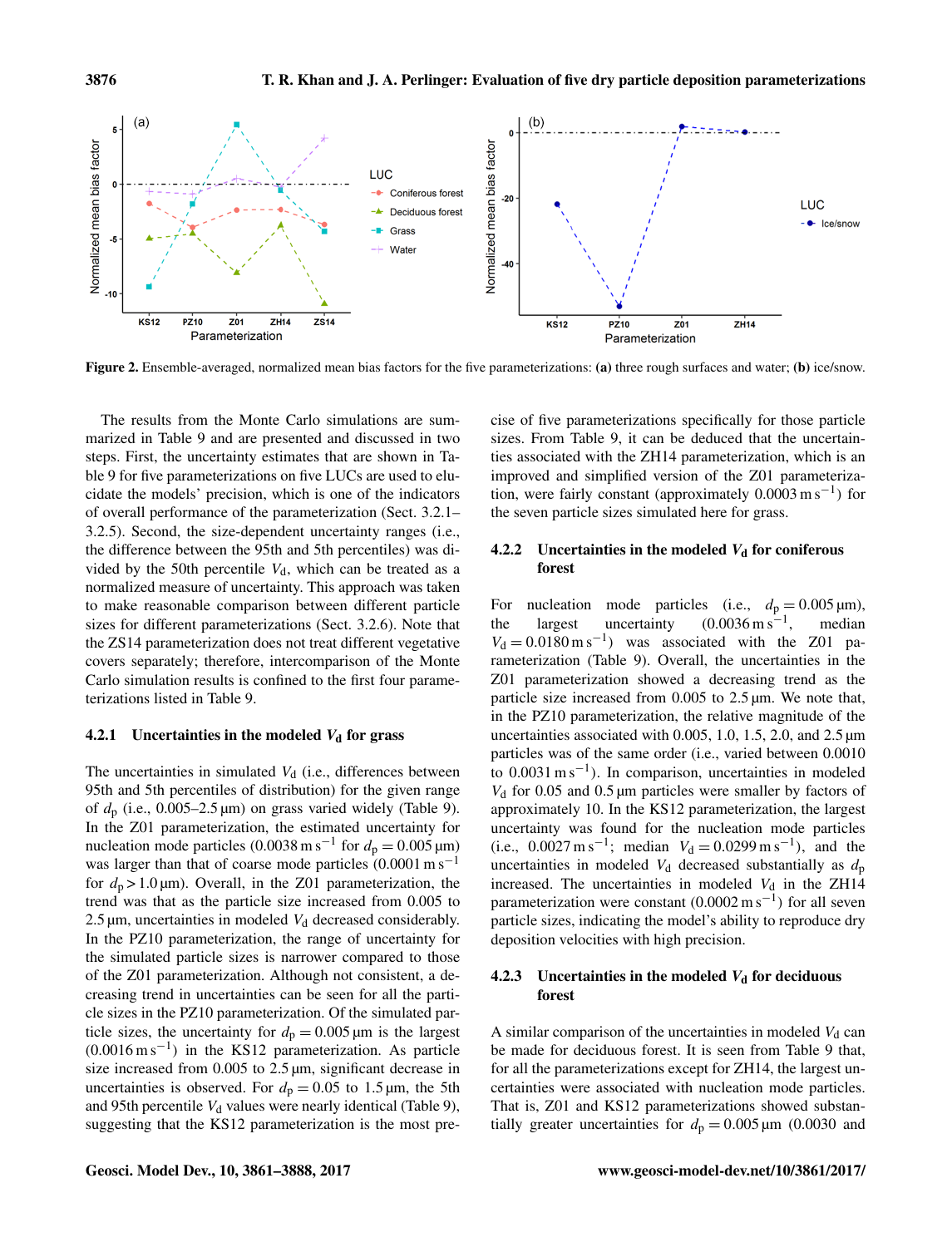**Figure 2.** Ensemble-averaged, normalized mean bias factors for the five parameterizations: **(a)** three rough surfaces and water; **(b)** ice/snow.

The results from the Monte Carlo simulations are summarized in Table 9 and are presented and discussed in two steps. First, the uncertainty estimates that are shown in Table 9 for five parameterizations on five LUCs are used to elucidate the models' precision, which is one of the indicators of overall performance of the parameterization (Sect. 3.2.1–3.2.5). Second, the size-dependent uncertainty ranges (i.e., the difference between the 95th and 5th percentiles) was divided by the 50th percentile $V_d$, which can be treated as a normalized measure of uncertainty. This approach was taken to make reasonable comparison between different particle sizes for different parameterizations (Sect. 3.2.6). Note that the ZS14 parameterization does not treat different vegetative covers separately; therefore, intercomparison of the Monte Carlo simulation results is confined to the first four parameterizations listed in Table 9.

#### 4.2.1 Uncertainties in the modeled $V_d$ for grass

The uncertainties in simulated $V_d$ (i.e., differences between 95th and 5th percentiles of distribution) for the given range of $d_p$ (i.e., 0.005–2.5 µm) on grass varied widely (Table 9). In the Z01 parameterization, the estimated uncertainty for nucleation mode particles ($0.0038\,\mathrm{m\,s^{-1}}$ for $d_p = 0.005\,\mu\mathrm{m}$) was larger than that of coarse mode particles ($0.0001\,\mathrm{m\,s^{-1}}$ for $d_p > 1.0\,\mu\mathrm{m}$). Overall, in the Z01 parameterization, the trend was that as the particle size increased from 0.005 to 2.5 µm, uncertainties in modeled $V_d$ decreased considerably. In the PZ10 parameterization, the range of uncertainty for the simulated particle sizes is narrower compared to those of the Z01 parameterization. Although not consistent, a decreasing trend in uncertainties can be seen for all the particle sizes in the PZ10 parameterization. Of the simulated particle sizes, the uncertainty for $d_p = 0.005\,\mu\mathrm{m}$ is the largest ($0.0016\,\mathrm{m\,s^{-1}}$) in the KS12 parameterization. As particle size increased from 0.005 to 2.5 µm, significant decrease in uncertainties is observed. For $d_p = 0.05$ to 1.5 µm, the 5th and 95th percentile $V_d$ values were nearly identical (Table 9), suggesting that the KS12 parameterization is the most precise of five parameterizations specifically for those particle sizes. From Table 9, it can be deduced that the uncertainties associated with the ZH14 parameterization, which is an improved and simplified version of the Z01 parameterization, were fairly constant (approximately $0.0003\,\mathrm{m\,s^{-1}}$) for the seven particle sizes simulated here for grass.

#### 4.2.2 Uncertainties in the modeled $V_d$ for coniferous forest

For nucleation mode particles (i.e., $d_p = 0.005\,\mu\mathrm{m}$), the largest uncertainty ($0.0036\,\mathrm{m\,s^{-1}}$, median $V_d = 0.0180\,\mathrm{m\,s^{-1}}$) was associated with the Z01 parameterization (Table 9). Overall, the uncertainties in the Z01 parameterization showed a decreasing trend as the particle size increased from 0.005 to 2.5 µm. We note that, in the PZ10 parameterization, the relative magnitude of the uncertainties associated with 0.005, 1.0, 1.5, 2.0, and 2.5 µm particles was of the same order (i.e., varied between 0.0010 to $0.0031\,\mathrm{m\,s^{-1}}$). In comparison, uncertainties in modeled $V_d$ for 0.05 and 0.5 µm particles were smaller by factors of approximately 10. In the KS12 parameterization, the largest uncertainty was found for the nucleation mode particles (i.e., $0.0027\,\mathrm{m\,s^{-1}}$; median $V_d = 0.0299\,\mathrm{m\,s^{-1}}$), and the uncertainties in modeled $V_d$ decreased substantially as $d_p$ increased. The uncertainties in modeled $V_d$ in the ZH14 parameterization were constant ($0.0002\,\mathrm{m\,s^{-1}}$) for all seven particle sizes, indicating the model's ability to reproduce dry deposition velocities with high precision.

#### 4.2.3 Uncertainties in the modeled $V_d$ for deciduous forest

A similar comparison of the uncertainties in modeled $V_d$ can be made for deciduous forest. It is seen from Table 9 that, for all the parameterizations except for ZH14, the largest uncertainties were associated with nucleation mode particles. That is, Z01 and KS12 parameterizations showed substantially greater uncertainties for $d_p = 0.005\,\mu\mathrm{m}$ (0.0030 and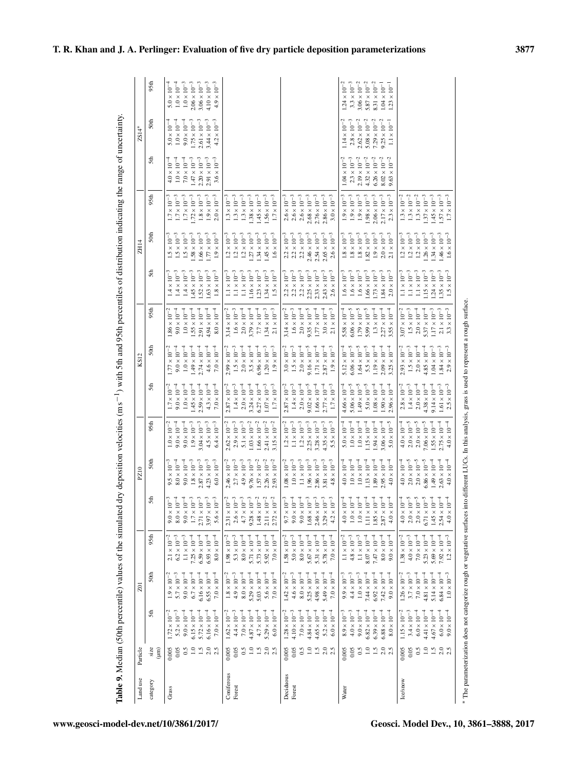**Table 9.** Median (50th percentile) values of the simulated dry deposition velocities ($m\,s^{-1}$) with 5th and 95th percentiles of distribution indicating the range of uncertainty.

| Land use category | Particle size (µm) | Z01 | | | PZ10 | | | KS12 | | | ZH14 | | | ZS14* | | |
|---|---|---|---|---|---|---|---|---|---|---|---|---|---|---|---|---|
| | | 5th | 50th | 95th | 5th | 50th | 95th | 5th | 50th | 95th | 5th | 50th | 95th | 5th | 50th | 95th |
| Grass | 0.005 | $1.72 \times 10^{-2}$ | $1.9 \times 10^{-2}$ | $2.1 \times 10^{-2}$ | $9.0 \times 10^{-3}$ | $9.5 \times 10^{-3}$ | $1.0 \times 10^{-2}$ | $1.7 \times 10^{-2}$ | $1.77 \times 10^{-2}$ | $1.86 \times 10^{-2}$ | $1.4 \times 10^{-3}$ | $1.5 \times 10^{-3}$ | $1.7 \times 10^{-3}$ | $4.0 \times 10^{-4}$ | $5.0 \times 10^{-4}$ | $5.0 \times 10^{-4}$ |
| | 0.05 | $5.2 \times 10^{-3}$ | $5.7 \times 10^{-3}$ | $6.2 \times 10^{-3}$ | $8.0 \times 10^{-4}$ | $8.0 \times 10^{-4}$ | $9.0 \times 10^{-4}$ | $9.0 \times 10^{-4}$ | $9.0 \times 10^{-4}$ | $9.0 \times 10^{-4}$ | $1.4 \times 10^{-3}$ | $1.5 \times 10^{-3}$ | $1.7 \times 10^{-3}$ | $1.0 \times 10^{-4}$ | $1.0 \times 10^{-4}$ | $1.0 \times 10^{-4}$ |
| | 0.5 | $9.0 \times 10^{-4}$ | $9.0 \times 10^{-4}$ | $1.1 \times 10^{-3}$ | $9.0 \times 10^{-4}$ | $9.0 \times 10^{-4}$ | $9.0 \times 10^{-4}$ | $1.0 \times 10^{-4}$ | $1.0 \times 10^{-4}$ | $1.0 \times 10^{-4}$ | $1.4 \times 10^{-3}$ | $1.5 \times 10^{-3}$ | $1.7 \times 10^{-3}$ | $7.0 \times 10^{-4}$ | $9.0 \times 10^{-4}$ | $1.0 \times 10^{-3}$ |
| | 1.0 | $6.15 \times 10^{-4}$ | $6.7 \times 10^{-4}$ | $7.25 \times 10^{-4}$ | $1.7 \times 10^{-3}$ | $1.8 \times 10^{-3}$ | $1.9 \times 10^{-3}$ | $1.45 \times 10^{-4}$ | $1.49 \times 10^{-4}$ | $1.55 \times 10^{-4}$ | $1.45 \times 10^{-3}$ | $1.58 \times 10^{-3}$ | $1.72 \times 10^{-3}$ | $1.47 \times 10^{-3}$ | $1.75 \times 10^{-3}$ | $2.06 \times 10^{-3}$ |
| | 1.5 | $5.72 \times 10^{-4}$ | $6.16 \times 10^{-4}$ | $6.59 \times 10^{-4}$ | $2.71 \times 10^{-3}$ | $2.87 \times 10^{-3}$ | $3.04 \times 10^{-3}$ | $2.59 \times 10^{-4}$ | $2.74 \times 10^{-4}$ | $2.91 \times 10^{-4}$ | $1.52 \times 10^{-3}$ | $1.66 \times 10^{-3}$ | $1.8 \times 10^{-3}$ | $2.20 \times 10^{-3}$ | $2.61 \times 10^{-3}$ | $3.06 \times 10^{-3}$ |
| | 2.0 | $6.16 \times 10^{-4}$ | $6.55 \times 10^{-4}$ | $6.93 \times 10^{-4}$ | $3.97 \times 10^{-3}$ | $4.23 \times 10^{-3}$ | $4.5 \times 10^{-3}$ | $4.3 \times 10^{-4}$ | $4.6 \times 10^{-4}$ | $4.94 \times 10^{-4}$ | $1.63 \times 10^{-3}$ | $1.77 \times 10^{-3}$ | $1.9 \times 10^{-3}$ | $2.91 \times 10^{-3}$ | $3.44 \times 10^{-3}$ | $4.10 \times 10^{-3}$ |
| | 2.5 | $7.0 \times 10^{-4}$ | $7.0 \times 10^{-4}$ | $8.0 \times 10^{-4}$ | $5.6 \times 10^{-3}$ | $6.0 \times 10^{-3}$ | $6.4 \times 10^{-3}$ | $7.0 \times 10^{-4}$ | $7.0 \times 10^{-4}$ | $8.0 \times 10^{-4}$ | $1.8 \times 10^{-3}$ | $1.9 \times 10^{-3}$ | $2.0 \times 10^{-3}$ | $3.6 \times 10^{-3}$ | $4.2 \times 10^{-3}$ | $4.9 \times 10^{-3}$ |
| Coniferous Forest | 0.005 | $1.62 \times 10^{-2}$ | $1.8 \times 10^{-2}$ | $1.98 \times 10^{-2}$ | $2.31 \times 10^{-2}$ | $2.46 \times 10^{-2}$ | $2.62 \times 10^{-2}$ | $2.87 \times 10^{-2}$ | $2.99 \times 10^{-2}$ | $3.14 \times 10^{-2}$ | $1.1 \times 10^{-3}$ | $1.2 \times 10^{-3}$ | $1.3 \times 10^{-3}$ | | | |
| | 0.05 | $4.4 \times 10^{-3}$ | $4.9 \times 10^{-3}$ | $5.3 \times 10^{-3}$ | $2.6 \times 10^{-3}$ | $2.7 \times 10^{-3}$ | $2.9 \times 10^{-3}$ | $1.4 \times 10^{-3}$ | $1.5 \times 10^{-3}$ | $1.6 \times 10^{-3}$ | $1.1 \times 10^{-3}$ | $1.2 \times 10^{-3}$ | $1.3 \times 10^{-3}$ | | | |
| | 0.5 | $7.0 \times 10^{-4}$ | $8.0 \times 10^{-4}$ | $8.0 \times 10^{-4}$ | $4.7 \times 10^{-3}$ | $4.9 \times 10^{-3}$ | $5.1 \times 10^{-3}$ | $2.0 \times 10^{-4}$ | $2.0 \times 10^{-4}$ | $2.0 \times 10^{-4}$ | $1.1 \times 10^{-3}$ | $1.2 \times 10^{-3}$ | $1.3 \times 10^{-3}$ | | | |
| | 1.0 | $4.87 \times 10^{-4}$ | $5.29 \times 10^{-4}$ | $5.71 \times 10^{-4}$ | $9.28 \times 10^{-3}$ | $9.76 \times 10^{-3}$ | $1.03 \times 10^{-2}$ | $3.24 \times 10^{-4}$ | $3.5 \times 10^{-4}$ | $3.79 \times 10^{-4}$ | $1.16 \times 10^{-3}$ | $1.27 \times 10^{-3}$ | $1.38 \times 10^{-3}$ | | | |
| | 1.5 | $4.7 \times 10^{-4}$ | $5.03 \times 10^{-4}$ | $5.73 \times 10^{-4}$ | $1.48 \times 10^{-2}$ | $1.57 \times 10^{-2}$ | $1.66 \times 10^{-2}$ | $6.27 \times 10^{-4}$ | $6.96 \times 10^{-4}$ | $7.7 \times 10^{-4}$ | $1.23 \times 10^{-3}$ | $1.34 \times 10^{-3}$ | $1.45 \times 10^{-3}$ | | | |
| | 2.0 | $5.29 \times 10^{-4}$ | $5.6 \times 10^{-4}$ | $5.92 \times 10^{-4}$ | $2.11 \times 10^{-2}$ | $2.26 \times 10^{-2}$ | $2.41 \times 10^{-2}$ | $1.07 \times 10^{-3}$ | $1.20 \times 10^{-3}$ | $1.34 \times 10^{-3}$ | $1.34 \times 10^{-3}$ | $1.45 \times 10^{-3}$ | $1.56 \times 10^{-3}$ | | | |
| | 2.5 | $6.0 \times 10^{-4}$ | $7.0 \times 10^{-4}$ | $7.0 \times 10^{-4}$ | $2.72 \times 10^{-2}$ | $2.93 \times 10^{-2}$ | $3.15 \times 10^{-2}$ | $1.7 \times 10^{-3}$ | $1.9 \times 10^{-3}$ | $2.1 \times 10^{-3}$ | $1.5 \times 10^{-3}$ | $1.6 \times 10^{-3}$ | $1.7 \times 10^{-3}$ | | | |
| Deciduous Forest | 0.005 | $1.28 \times 10^{-2}$ | $1.42 \times 10^{-2}$ | $1.58 \times 10^{-2}$ | $9.7 \times 10^{-3}$ | $1.08 \times 10^{-2}$ | $1.2 \times 10^{-2}$ | $2.87 \times 10^{-2}$ | $3.0 \times 10^{-2}$ | $3.14 \times 10^{-2}$ | $2.2 \times 10^{-3}$ | $2.2 \times 10^{-3}$ | $2.6 \times 10^{-3}$ | | | |
| | 0.05 | $4.10 \times 10^{-3}$ | $4.6 \times 10^{-3}$ | $5.0 \times 10^{-3}$ | $9.0 \times 10^{-4}$ | $1.0 \times 10^{-3}$ | $1.1 \times 10^{-3}$ | $1.4 \times 10^{-3}$ | $1.5 \times 10^{-3}$ | $1.6 \times 10^{-3}$ | $2.2 \times 10^{-3}$ | $2.2 \times 10^{-3}$ | $2.6 \times 10^{-3}$ | | | |
| | 0.5 | $7.0 \times 10^{-4}$ | $8.0 \times 10^{-4}$ | $8.0 \times 10^{-4}$ | $9.0 \times 10^{-4}$ | $1.1 \times 10^{-3}$ | $1.2 \times 10^{-3}$ | $2.0 \times 10^{-4}$ | $2.0 \times 10^{-4}$ | $2.0 \times 10^{-4}$ | $2.2 \times 10^{-3}$ | $2.2 \times 10^{-3}$ | $2.6 \times 10^{-3}$ | | | |
| | 1.0 | $4.84 \times 10^{-4}$ | $5.25 \times 10^{-4}$ | $5.67 \times 10^{-4}$ | $1.68 \times 10^{-3}$ | $1.96 \times 10^{-3}$ | $2.25 \times 10^{-3}$ | $9.02 \times 10^{-5}$ | $9.16 \times 10^{-5}$ | $9.35 \times 10^{-5}$ | $2.25 \times 10^{-3}$ | $2.46 \times 10^{-3}$ | $2.68 \times 10^{-3}$ | | | |
| | 1.5 | $4.65 \times 10^{-4}$ | $4.98 \times 10^{-4}$ | $5.31 \times 10^{-4}$ | $2.46 \times 10^{-3}$ | $2.86 \times 10^{-3}$ | $3.28 \times 10^{-3}$ | $1.66 \times 10^{-4}$ | $1.71 \times 10^{-4}$ | $1.77 \times 10^{-4}$ | $2.33 \times 10^{-3}$ | $2.54 \times 10^{-3}$ | $2.76 \times 10^{-3}$ | | | |
| | 2.0 | $5.2 \times 10^{-4}$ | $5.49 \times 10^{-4}$ | $5.78 \times 10^{-4}$ | $3.29 \times 10^{-3}$ | $3.81 \times 10^{-3}$ | $4.35 \times 10^{-3}$ | $2.77 \times 10^{-4}$ | $2.87 \times 10^{-4}$ | $3.0 \times 10^{-4}$ | $2.43 \times 10^{-3}$ | $2.65 \times 10^{-3}$ | $2.86 \times 10^{-3}$ | | | |
| | 2.5 | $6.0 \times 10^{-4}$ | $7.0 \times 10^{-4}$ | $7.0 \times 10^{-4}$ | $4.2 \times 10^{-3}$ | $4.8 \times 10^{-3}$ | $5.5 \times 10^{-3}$ | $1.7 \times 10^{-3}$ | $1.9 \times 10^{-3}$ | $2.1 \times 10^{-3}$ | $2.6 \times 10^{-3}$ | $2.6 \times 10^{-3}$ | $3.0 \times 10^{-3}$ | | | |
| Water | 0.005 | $8.9 \times 10^{-3}$ | $9.9 \times 10^{-3}$ | $1.1 \times 10^{-2}$ | $4.0 \times 10^{-4}$ | $4.0 \times 10^{-4}$ | $5.0 \times 10^{-4}$ | $4.66 \times 10^{-4}$ | $5.12 \times 10^{-4}$ | $5.58 \times 10^{-4}$ | $1.6 \times 10^{-3}$ | $1.8 \times 10^{-3}$ | $1.9 \times 10^{-3}$ | $1.04 \times 10^{-2}$ | $1.14 \times 10^{-2}$ | $1.24 \times 10^{-2}$ |
| | 0.05 | $4.0 \times 10^{-3}$ | $4.4 \times 10^{-3}$ | $4.8 \times 10^{-3}$ | $1.0 \times 10^{-4}$ | $1.0 \times 10^{-4}$ | $1.0 \times 10^{-4}$ | $5.06 \times 10^{-5}$ | $6.06 \times 10^{-5}$ | $6.06 \times 10^{-5}$ | $1.6 \times 10^{-3}$ | $1.8 \times 10^{-3}$ | $1.9 \times 10^{-3}$ | $2.3 \times 10^{-3}$ | $2.8 \times 10^{-3}$ | $3.3 \times 10^{-3}$ |
| | 0.5 | $9.0 \times 10^{-4}$ | $1.0 \times 10^{-3}$ | $1.1 \times 10^{-3}$ | $1.0 \times 10^{-4}$ | $1.0 \times 10^{-4}$ | $1.0 \times 10^{-4}$ | $1.49 \times 10^{-5}$ | $1.64 \times 10^{-5}$ | $1.79 \times 10^{-5}$ | $1.6 \times 10^{-3}$ | $1.8 \times 10^{-3}$ | $1.9 \times 10^{-3}$ | $2.19 \times 10^{-2}$ | $2.62 \times 10^{-2}$ | $3.06 \times 10^{-2}$ |
| | 1.0 | $6.82 \times 10^{-4}$ | $7.44 \times 10^{-4}$ | $8.07 \times 10^{-4}$ | $1.11 \times 10^{-4}$ | $1.13 \times 10^{-4}$ | $1.15 \times 10^{-4}$ | $5.0 \times 10^{-5}$ | $5.5 \times 10^{-5}$ | $5.99 \times 10^{-5}$ | $1.66 \times 10^{-3}$ | $1.82 \times 10^{-3}$ | $1.98 \times 10^{-3}$ | $4.32 \times 10^{-2}$ | $5.08 \times 10^{-2}$ | $5.87 \times 10^{-2}$ |
| | 1.5 | $6.39 \times 10^{-4}$ | $6.92 \times 10^{-4}$ | $7.47 \times 10^{-4}$ | $1.85 \times 10^{-4}$ | $1.89 \times 10^{-4}$ | $1.94 \times 10^{-4}$ | $1.08 \times 10^{-4}$ | $1.19 \times 10^{-4}$ | $1.3 \times 10^{-4}$ | $1.73 \times 10^{-3}$ | $1.9 \times 10^{-3}$ | $2.06 \times 10^{-3}$ | $6.26 \times 10^{-2}$ | $7.29 \times 10^{-2}$ | $8.31 \times 10^{-2}$ |
| | 2.0 | $6.88 \times 10^{-4}$ | $7.42 \times 10^{-4}$ | $8.0 \times 10^{-4}$ | $2.87 \times 10^{-4}$ | $2.95 \times 10^{-4}$ | $3.06 \times 10^{-4}$ | $1.90 \times 10^{-4}$ | $2.09 \times 10^{-4}$ | $2.27 \times 10^{-4}$ | $1.84 \times 10^{-3}$ | $2.0 \times 10^{-3}$ | $2.17 \times 10^{-3}$ | $8.02 \times 10^{-2}$ | $9.25 \times 10^{-2}$ | $1.04 \times 10^{-1}$ |
| | 2.5 | $8.0 \times 10^{-4}$ | $9.0 \times 10^{-4}$ | $9.0 \times 10^{-4}$ | $4.0 \times 10^{-4}$ | $4.0 \times 10^{-4}$ | $5.0 \times 10^{-5}$ | $2.96 \times 10^{-4}$ | $3.25 \times 10^{-4}$ | $3.55 \times 10^{-4}$ | $2.0 \times 10^{-3}$ | $2.1 \times 10^{-3}$ | $2.3 \times 10^{-3}$ | $9.63 \times 10^{-2}$ | $1.1 \times 10^{-1}$ | $1.23 \times 10^{-1}$ |
| Ice/snow | 0.005 | $1.15 \times 10^{-2}$ | $1.26 \times 10^{-2}$ | $1.38 \times 10^{-2}$ | $4.0 \times 10^{-4}$ | $4.0 \times 10^{-4}$ | $4.0 \times 10^{-4}$ | $2.8 \times 10^{-2}$ | $2.93 \times 10^{-2}$ | $3.07 \times 10^{-2}$ | $1.1 \times 10^{-3}$ | $1.2 \times 10^{-3}$ | $1.3 \times 10^{-2}$ | | | |
| | 0.05 | $3.4 \times 10^{-3}$ | $3.7 \times 10^{-3}$ | $4.0 \times 10^{-3}$ | $2.0 \times 10^{-5}$ | $2.0 \times 10^{-5}$ | $2.0 \times 10^{-5}$ | $1.4 \times 10^{-3}$ | $1.5 \times 10^{-3}$ | $1.5 \times 10^{-3}$ | $1.1 \times 10^{-3}$ | $1.2 \times 10^{-3}$ | $1.3 \times 10^{-2}$ | | | |
| | 0.5 | $6.0 \times 10^{-4}$ | $7.0 \times 10^{-4}$ | $7.0 \times 10^{-4}$ | $2.0 \times 10^{-5}$ | $2.0 \times 10^{-5}$ | $2.0 \times 10^{-5}$ | $2.0 \times 10^{-4}$ | $2.0 \times 10^{-4}$ | $2.0 \times 10^{-4}$ | $1.1 \times 10^{-3}$ | $1.2 \times 10^{-3}$ | $1.3 \times 10^{-2}$ | | | |
| | 1.0 | $4.41 \times 10^{-4}$ | $4.81 \times 10^{-4}$ | $5.23 \times 10^{-4}$ | $6.71 \times 10^{-5}$ | $6.86 \times 10^{-5}$ | $7.06 \times 10^{-5}$ | $4.38 \times 10^{-4}$ | $4.85 \times 10^{-4}$ | $5.37 \times 10^{-4}$ | $1.15 \times 10^{-3}$ | $1.26 \times 10^{-3}$ | $1.37 \times 10^{-3}$ | | | |
| | 1.5 | $4.67 \times 10^{-4}$ | $5.14 \times 10^{-4}$ | $5.69 \times 10^{-4}$ | $1.45 \times 10^{-4}$ | $1.49 \times 10^{-4}$ | $1.55 \times 10^{-4}$ | $9.14 \times 10^{-4}$ | $1.04 \times 10^{-3}$ | $1.17 \times 10^{-3}$ | $1.24 \times 10^{-3}$ | $1.34 \times 10^{-3}$ | $1.45 \times 10^{-3}$ | | | |
| | 2.0 | $6.0 \times 10^{-4}$ | $6.84 \times 10^{-4}$ | $7.92 \times 10^{-4}$ | $2.54 \times 10^{-4}$ | $2.63 \times 10^{-4}$ | $2.75 \times 10^{-4}$ | $1.61 \times 10^{-3}$ | $1.84 \times 10^{-3}$ | $2.1 \times 10^{-3}$ | $1.35 \times 10^{-3}$ | $1.46 \times 10^{-3}$ | $1.57 \times 10^{-3}$ | | | |
| | 2.5 | $9.0 \times 10^{-4}$ | $1.0 \times 10^{-3}$ | $1.2 \times 10^{-3}$ | $4.0 \times 10^{-4}$ | $4.0 \times 10^{-4}$ | $4.0 \times 10^{-4}$ | $2.5 \times 10^{-3}$ | $2.9 \times 10^{-3}$ | $3.3 \times 10^{-3}$ | $1.5 \times 10^{-3}$ | $1.6 \times 10^{-3}$ | $1.7 \times 10^{-3}$ | | | |

* The parameterization does not categorize rough or vegetative surfaces into different LUCs. In this analysis, grass is used to represent a rough surface.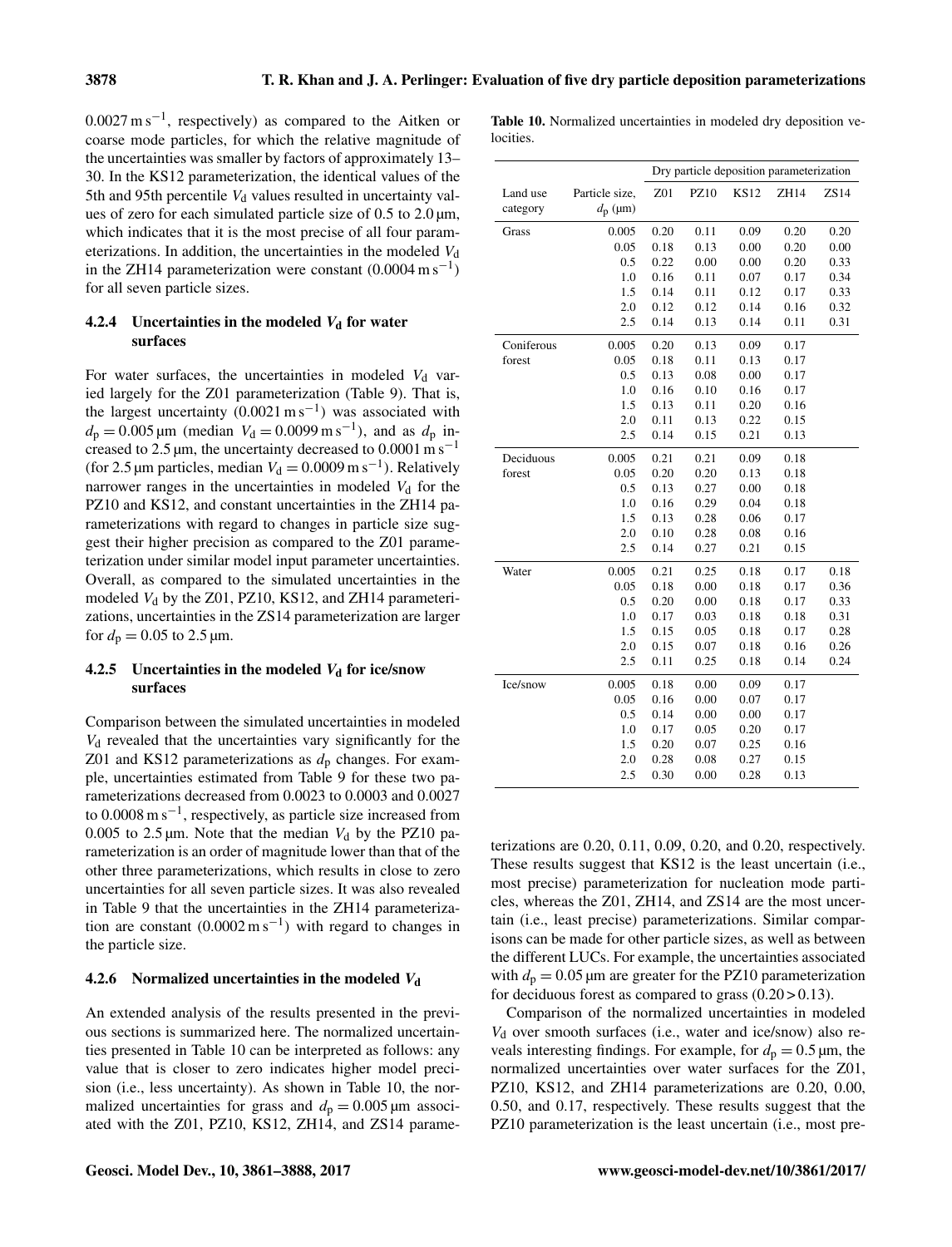0.0027 m $s^{-1}$, respectively) as compared to the Aitken or coarse mode particles, for which the relative magnitude of the uncertainties was smaller by factors of approximately 13–30. In the KS12 parameterization, the identical values of the 5th and 95th percentile $V_d$ values resulted in uncertainty values of zero for each simulated particle size of 0.5 to 2.0 µm, which indicates that it is the most precise of all four parameterizations. In addition, the uncertainties in the modeled $V_d$ in the ZH14 parameterization were constant (0.0004 m $s^{-1}$) for all seven particle sizes.

#### 4.2.4 Uncertainties in the modeled $V_d$ for water surfaces

For water surfaces, the uncertainties in modeled $V_d$ varied largely for the Z01 parameterization (Table 9). That is, the largest uncertainty (0.0021 m $s^{-1}$) was associated with $d_p = 0.005$ µm (median $V_d = 0.0099$ m $s^{-1}$), and as $d_p$ increased to 2.5 µm, the uncertainty decreased to 0.0001 m $s^{-1}$ (for 2.5 µm particles, median $V_d = 0.0009$ m $s^{-1}$). Relatively narrower ranges in the uncertainties in modeled $V_d$ for the PZ10 and KS12, and constant uncertainties in the ZH14 parameterizations with regard to changes in particle size suggest their higher precision as compared to the Z01 parameterization under similar model input parameter uncertainties. Overall, as compared to the simulated uncertainties in the modeled $V_d$ by the Z01, PZ10, KS12, and ZH14 parameterizations, uncertainties in the ZS14 parameterization are larger for $d_p = 0.05$ to 2.5 µm.

#### 4.2.5 Uncertainties in the modeled $V_d$ for ice/snow surfaces

Comparison between the simulated uncertainties in modeled $V_d$ revealed that the uncertainties vary significantly for the Z01 and KS12 parameterizations as $d_p$ changes. For example, uncertainties estimated from Table 9 for these two parameterizations decreased from 0.0023 to 0.0003 and 0.0027 to 0.0008 m $s^{-1}$, respectively, as particle size increased from 0.005 to 2.5 µm. Note that the median $V_d$ by the PZ10 parameterization is an order of magnitude lower than that of the other three parameterizations, which results in close to zero uncertainties for all seven particle sizes. It was also revealed in Table 9 that the uncertainties in the ZH14 parameterization are constant (0.0002 m $s^{-1}$) with regard to changes in the particle size.

#### 4.2.6 Normalized uncertainties in the modeled $V_d$

An extended analysis of the results presented in the previous sections is summarized here. The normalized uncertainties presented in Table 10 can be interpreted as follows: any value that is closer to zero indicates higher model precision (i.e., less uncertainty). As shown in Table 10, the normalized uncertainties for grass and $d_p = 0.005$ µm associated with the Z01, PZ10, KS12, ZH14, and ZS14 parameterizations are 0.20, 0.11, 0.09, 0.20, and 0.20, respectively. These results suggest that KS12 is the least uncertain (i.e., most precise) parameterization for nucleation mode particles, whereas the Z01, ZH14, and ZS14 are the most uncertain (i.e., least precise) parameterizations. Similar comparisons can be made for other particle sizes, as well as between the different LUCs. For example, the uncertainties associated with $d_p = 0.05$ µm are greater for the PZ10 parameterization for deciduous forest as compared to grass (0.20 > 0.13).

Comparison of the normalized uncertainties in modeled $V_d$ over smooth surfaces (i.e., water and ice/snow) also reveals interesting findings. For example, for $d_p = 0.5$ µm, the normalized uncertainties over water surfaces for the Z01, PZ10, KS12, and ZH14 parameterizations are 0.20, 0.00, 0.50, and 0.17, respectively. These results suggest that the PZ10 parameterization is the least uncertain (i.e., most pre-

**Table 10.** Normalized uncertainties in modeled dry deposition velocities.

| | | Dry particle deposition parameterization | | | | |
|---|---|---|---|---|---|---|
| Land use category | Particle size, $d_p$ (µm) | Z01 | PZ10 | KS12 | ZH14 | ZS14 |
| Grass | 0.005 | 0.20 | 0.11 | 0.09 | 0.20 | 0.20 |
| | 0.05 | 0.18 | 0.13 | 0.00 | 0.20 | 0.00 |
| | 0.5 | 0.22 | 0.00 | 0.00 | 0.20 | 0.33 |
| | 1.0 | 0.16 | 0.11 | 0.07 | 0.17 | 0.34 |
| | 1.5 | 0.14 | 0.11 | 0.12 | 0.17 | 0.33 |
| | 2.0 | 0.12 | 0.12 | 0.14 | 0.16 | 0.32 |
| | 2.5 | 0.14 | 0.13 | 0.14 | 0.11 | 0.31 |
| Coniferous forest | 0.005 | 0.20 | 0.13 | 0.09 | 0.17 | |
| | 0.05 | 0.18 | 0.11 | 0.13 | 0.17 | |
| | 0.5 | 0.13 | 0.08 | 0.00 | 0.17 | |
| | 1.0 | 0.16 | 0.10 | 0.16 | 0.17 | |
| | 1.5 | 0.13 | 0.11 | 0.20 | 0.16 | |
| | 2.0 | 0.11 | 0.13 | 0.22 | 0.15 | |
| | 2.5 | 0.14 | 0.15 | 0.21 | 0.13 | |
| Deciduous forest | 0.005 | 0.21 | 0.21 | 0.09 | 0.18 | |
| | 0.05 | 0.20 | 0.20 | 0.13 | 0.18 | |
| | 0.5 | 0.13 | 0.27 | 0.00 | 0.18 | |
| | 1.0 | 0.16 | 0.29 | 0.04 | 0.18 | |
| | 1.5 | 0.13 | 0.28 | 0.06 | 0.17 | |
| | 2.0 | 0.10 | 0.28 | 0.08 | 0.16 | |
| | 2.5 | 0.14 | 0.27 | 0.21 | 0.15 | |
| Water | 0.005 | 0.21 | 0.25 | 0.18 | 0.17 | 0.18 |
| | 0.05 | 0.18 | 0.00 | 0.18 | 0.17 | 0.36 |
| | 0.5 | 0.20 | 0.00 | 0.18 | 0.17 | 0.33 |
| | 1.0 | 0.17 | 0.03 | 0.18 | 0.18 | 0.31 |
| | 1.5 | 0.15 | 0.05 | 0.18 | 0.17 | 0.28 |
| | 2.0 | 0.15 | 0.07 | 0.18 | 0.16 | 0.26 |
| | 2.5 | 0.11 | 0.25 | 0.18 | 0.14 | 0.24 |
| Ice/snow | 0.005 | 0.18 | 0.00 | 0.09 | 0.17 | |
| | 0.05 | 0.16 | 0.00 | 0.07 | 0.17 | |
| | 0.5 | 0.14 | 0.00 | 0.00 | 0.17 | |
| | 1.0 | 0.17 | 0.05 | 0.20 | 0.17 | |
| | 1.5 | 0.20 | 0.07 | 0.25 | 0.16 | |
| | 2.0 | 0.28 | 0.08 | 0.27 | 0.15 | |
| | 2.5 | 0.30 | 0.00 | 0.28 | 0.13 | |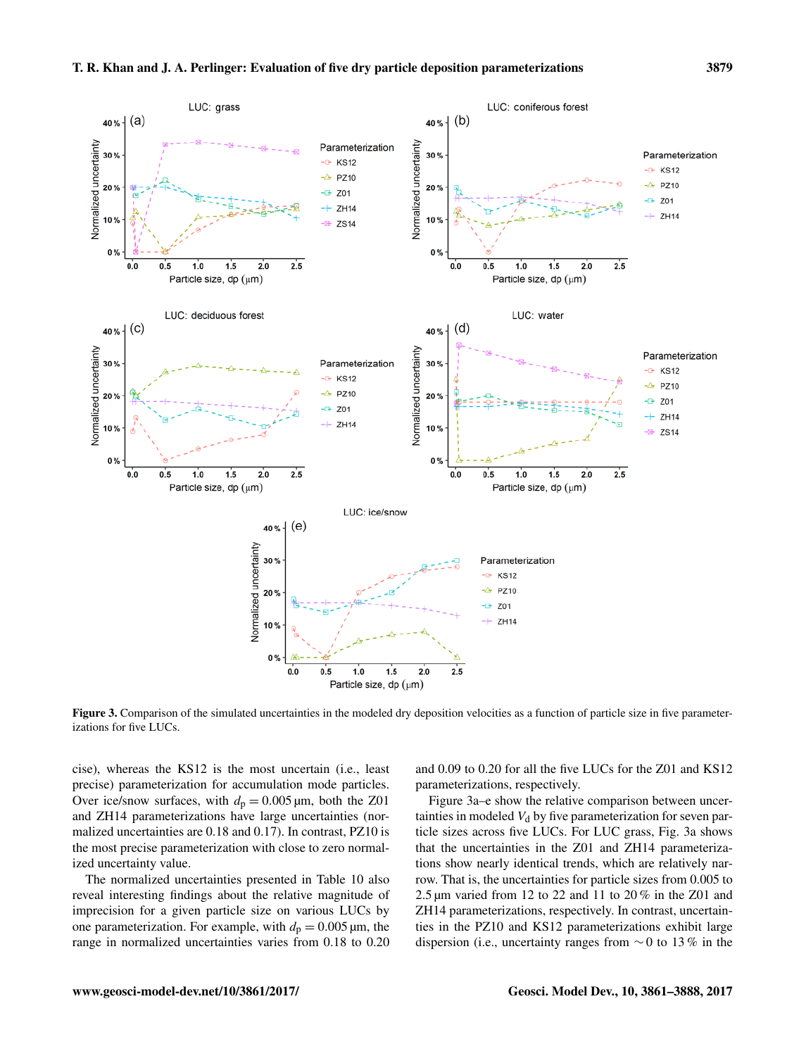Figure 3. Comparison of the simulated uncertainties in the modeled dry deposition velocities as a function of particle size in five parameterizations for five LUCs.

cise), whereas the KS12 is the most uncertain (i.e., least precise) parameterization for accumulation mode particles. Over ice/snow surfaces, with $d_p = 0.005\,\mu m$, both the Z01 and ZH14 parameterizations have large uncertainties (normalized uncertainties are 0.18 and 0.17). In contrast, PZ10 is the most precise parameterization with close to zero normalized uncertainty value.

The normalized uncertainties presented in Table 10 also reveal interesting findings about the relative magnitude of imprecision for a given particle size on various LUCs by one parameterization. For example, with $d_p = 0.005\,\mu m$, the range in normalized uncertainties varies from 0.18 to 0.20 and 0.09 to 0.20 for all the five LUCs for the Z01 and KS12 parameterizations, respectively.

Figure 3a–e show the relative comparison between uncertainties in modeled $V_d$ by five parameterization for seven particle sizes across five LUCs. For LUC grass, Fig. 3a shows that the uncertainties in the Z01 and ZH14 parameterizations show nearly identical trends, which are relatively narrow. That is, the uncertainties for particle sizes from 0.005 to 2.5 µm varied from 12 to 22 and 11 to 20 % in the Z01 and ZH14 parameterizations, respectively. In contrast, uncertainties in the PZ10 and KS12 parameterizations exhibit large dispersion (i.e., uncertainty ranges from ∼ 0 to 13 % in the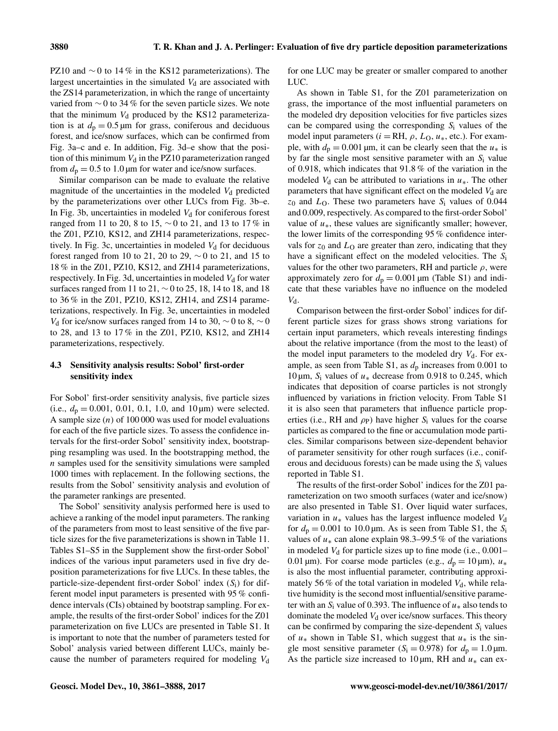PZ10 and $\sim 0$ to 14 % in the KS12 parameterizations). The largest uncertainties in the simulated $V_d$ are associated with the ZS14 parameterization, in which the range of uncertainty varied from $\sim 0$ to 34 % for the seven particle sizes. We note that the minimum $V_d$ produced by the KS12 parameterization is at $d_p = 0.5$ µm for grass, coniferous and deciduous forest, and ice/snow surfaces, which can be confirmed from Fig. 3a–c and e. In addition, Fig. 3d–e show that the position of this minimum $V_d$ in the PZ10 parameterization ranged from $d_p = 0.5$ to 1.0 µm for water and ice/snow surfaces.

Similar comparison can be made to evaluate the relative magnitude of the uncertainties in the modeled $V_d$ predicted by the parameterizations over other LUCs from Fig. 3b–e. In Fig. 3b, uncertainties in modeled $V_d$ for coniferous forest ranged from 11 to 20, 8 to 15, $\sim 0$ to 21, and 13 to 17 % in the Z01, PZ10, KS12, and ZH14 parameterizations, respectively. In Fig. 3c, uncertainties in modeled $V_d$ for deciduous forest ranged from 10 to 21, 20 to 29, $\sim 0$ to 21, and 15 to 18 % in the Z01, PZ10, KS12, and ZH14 parameterizations, respectively. In Fig. 3d, uncertainties in modeled $V_d$ for water surfaces ranged from 11 to 21, $\sim 0$ to 25, 18, 14 to 18, and 18 to 36 % in the Z01, PZ10, KS12, ZH14, and ZS14 parameterizations, respectively. In Fig. 3e, uncertainties in modeled $V_d$ for ice/snow surfaces ranged from 14 to 30, $\sim 0$ to 8, $\sim 0$ to 28, and 13 to 17 % in the Z01, PZ10, KS12, and ZH14 parameterizations, respectively.

### 4.3 Sensitivity analysis results: Sobol' first-order sensitivity index

For Sobol' first-order sensitivity analysis, five particle sizes (i.e., $d_p = 0.001$, 0.01, 0.1, 1.0, and 10 µm) were selected. A sample size ($n$) of 100 000 was used for model evaluations for each of the five particle sizes. To assess the confidence intervals for the first-order Sobol' sensitivity index, bootstrapping resampling was used. In the bootstrapping method, the $n$ samples used for the sensitivity simulations were sampled 1000 times with replacement. In the following sections, the results from the Sobol' sensitivity analysis and evolution of the parameter rankings are presented.

The Sobol' sensitivity analysis performed here is used to achieve a ranking of the model input parameters. The ranking of the parameters from most to least sensitive of the five particle sizes for the five parameterizations is shown in Table 11. Tables S1–S5 in the Supplement show the first-order Sobol' indices of the various input parameters used in five dry deposition parameterizations for five LUCs. In these tables, the particle-size-dependent first-order Sobol' index ($S_i$) for different model input parameters is presented with 95 % confidence intervals (CIs) obtained by bootstrap sampling. For example, the results of the first-order Sobol' indices for the Z01 parameterization on five LUCs are presented in Table S1. It is important to note that the number of parameters tested for Sobol' analysis varied between different LUCs, mainly because the number of parameters required for modeling $V_d$ for one LUC may be greater or smaller compared to another LUC.

As shown in Table S1, for the Z01 parameterization on grass, the importance of the most influential parameters on the modeled dry deposition velocities for five particles sizes can be compared using the corresponding $S_i$ values of the model input parameters ($i =$ RH, $\rho$, $L_O$, $u_*$, etc.). For example, with $d_p = 0.001$ µm, it can be clearly seen that the $u_*$ is by far the single most sensitive parameter with an $S_i$ value of 0.918, which indicates that 91.8 % of the variation in the modeled $V_d$ can be attributed to variations in $u_*$. The other parameters that have significant effect on the modeled $V_d$ are $z_0$ and $L_O$. These two parameters have $S_i$ values of 0.044 and 0.009, respectively. As compared to the first-order Sobol' value of $u_*$, these values are significantly smaller; however, the lower limits of the corresponding 95 % confidence intervals for $z_0$ and $L_O$ are greater than zero, indicating that they have a significant effect on the modeled velocities. The $S_i$ values for the other two parameters, RH and particle $\rho$, were approximately zero for $d_p = 0.001$ µm (Table S1) and indicate that these variables have no influence on the modeled $V_d$.

Comparison between the first-order Sobol' indices for different particle sizes for grass shows strong variations for certain input parameters, which reveals interesting findings about the relative importance (from the most to the least) of the model input parameters to the modeled dry $V_d$. For example, as seen from Table S1, as $d_p$ increases from 0.001 to 10 µm, $S_i$ values of $u_*$ decrease from 0.918 to 0.245, which indicates that deposition of coarse particles is not strongly influenced by variations in friction velocity. From Table S1 it is also seen that parameters that influence particle properties (i.e., RH and $\rho_P$) have higher $S_i$ values for the coarse particles as compared to the fine or accumulation mode particles. Similar comparisons between size-dependent behavior of parameter sensitivity for other rough surfaces (i.e., coniferous and deciduous forests) can be made using the $S_i$ values reported in Table S1.

The results of the first-order Sobol' indices for the Z01 parameterization on two smooth surfaces (water and ice/snow) are also presented in Table S1. Over liquid water surfaces, variation in $u_*$ values has the largest influence modeled $V_d$ for $d_p = 0.001$ to 10.0 µm. As is seen from Table S1, the $S_i$ values of $u_*$ can alone explain 98.3–99.5 % of the variations in modeled $V_d$ for particle sizes up to fine mode (i.e., 0.001–0.01 µm). For coarse mode particles (e.g., $d_p = 10$ µm), $u_*$ is also the most influential parameter, contributing approximately 56 % of the total variation in modeled $V_d$, while relative humidity is the second most influential/sensitive parameter with an $S_i$ value of 0.393. The influence of $u_*$ also tends to dominate the modeled $V_d$ over ice/snow surfaces. This theory can be confirmed by comparing the size-dependent $S_i$ values of $u_*$ shown in Table S1, which suggest that $u_*$ is the single most sensitive parameter ($S_i = 0.978$) for $d_p = 1.0$ µm. As the particle size increased to 10 µm, RH and $u_*$ can ex-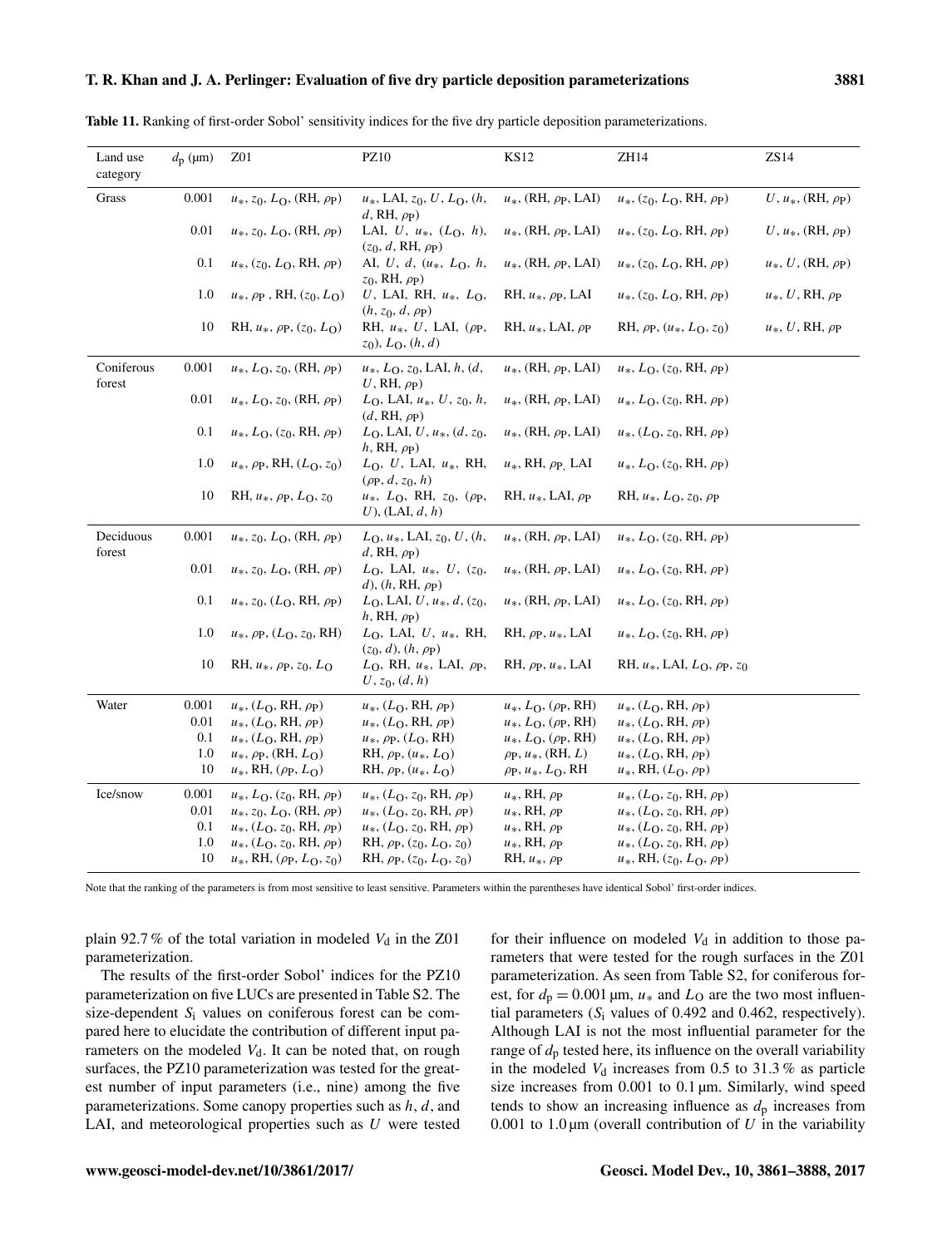**Table 11.** Ranking of first-order Sobol' sensitivity indices for the five dry particle deposition parameterizations.

| Land use category | $d_p$ (µm) | Z01 | PZ10 | KS12 | ZH14 | ZS14 |
|---|---|---|---|---|---|---|
| Grass | 0.001 | $u_*$, $z_0$, $L_O$, (RH, $\rho_P$) | $u_*$, LAI, $z_0$, $U$, $L_O$, ($h$, $d$, RH, $\rho_P$) | $u_*$, (RH, $\rho_P$, LAI) | $u_*$, ($z_0$, $L_O$, RH, $\rho_P$) | $U$, $u_*$, (RH, $\rho_P$) |
| | 0.01 | $u_*$, $z_0$, $L_O$, (RH, $\rho_P$) | LAI, $U$, $u_*$, ($L_O$, $h$), ($z_0$, $d$, RH, $\rho_P$) | $u_*$, (RH, $\rho_P$, LAI) | $u_*$, ($z_0$, $L_O$, RH, $\rho_P$) | $U$, $u_*$, (RH, $\rho_P$) |
| | 0.1 | $u_*$, ($z_0$, $L_O$, RH, $\rho_P$) | AI, $U$, $d$, ($u_*$, $L_O$, $h$, $z_0$, RH, $\rho_P$) | $u_*$, (RH, $\rho_P$, LAI) | $u_*$, ($z_0$, $L_O$, RH, $\rho_P$) | $u_*$, $U$, (RH, $\rho_P$) |
| | 1.0 | $u_*$, $\rho_P$ , RH, ($z_0$, $L_O$) | $U$, LAI, RH, $u_*$, $L_O$, ($h$, $z_0$, $d$, $\rho_P$) | RH, $u_*$, $\rho_P$, LAI | $u_*$, ($z_0$, $L_O$, RH, $\rho_P$) | $u_*$, $U$, RH, $\rho_P$ |
| | 10 | RH, $u_*$, $\rho_P$, ($z_0$, $L_O$) | RH, $u_*$, $U$, LAI, ($\rho_P$, $z_0$), $L_O$, ($h$, $d$) | RH, $u_*$, LAI, $\rho_P$ | RH, $\rho_P$, ($u_*$, $L_O$, $z_0$) | $u_*$, $U$, RH, $\rho_P$ |
| Coniferous forest | 0.001 | $u_*$, $L_O$, $z_0$, (RH, $\rho_P$) | $u_*$, $L_O$, $z_0$, LAI, $h$, ($d$, $U$, RH, $\rho_P$) | $u_*$, (RH, $\rho_P$, LAI) | $u_*$, $L_O$, ($z_0$, RH, $\rho_P$) | |
| | 0.01 | $u_*$, $L_O$, $z_0$, (RH, $\rho_P$) | $L_O$, LAI, $u_*$, $U$, $z_0$, $h$, ($d$, RH, $\rho_P$) | $u_*$, (RH, $\rho_P$, LAI) | $u_*$, $L_O$, ($z_0$, RH, $\rho_P$) | |
| | 0.1 | $u_*$, $L_O$, ($z_0$, RH, $\rho_P$) | $L_O$, LAI, $U$, $u_*$, ($d$, $z_0$, $h$, RH, $\rho_P$) | $u_*$, (RH, $\rho_P$, LAI) | $u_*$, ($L_O$, $z_0$, RH, $\rho_P$) | |
| | 1.0 | $u_*$, $\rho_P$, RH, ($L_O$, $z_0$) | $L_O$, $U$, LAI, $u_*$, RH, ($\rho_P$, $d$, $z_0$, $h$) | $u_*$, RH, $\rho_P$, LAI | $u_*$, $L_O$, ($z_0$, RH, $\rho_P$) | |
| | 10 | RH, $u_*$, $\rho_P$, $L_O$, $z_0$ | $u_*$, $L_O$, RH, $z_0$, ($\rho_P$, $U$), (LAI, $d$, $h$) | RH, $u_*$, LAI, $\rho_P$ | RH, $u_*$, $L_O$, $z_0$, $\rho_P$ | |
| Deciduous forest | 0.001 | $u_*$, $z_0$, $L_O$, (RH, $\rho_P$) | $L_O$, $u_*$, LAI, $z_0$, $U$, ($h$, $d$, RH, $\rho_P$) | $u_*$, (RH, $\rho_P$, LAI) | $u_*$, $L_O$, ($z_0$, RH, $\rho_P$) | |
| | 0.01 | $u_*$, $z_0$, $L_O$, (RH, $\rho_P$) | $L_O$, LAI, $u_*$, $U$, ($z_0$, $d$), ($h$, RH, $\rho_P$) | $u_*$, (RH, $\rho_P$, LAI) | $u_*$, $L_O$, ($z_0$, RH, $\rho_P$) | |
| | 0.1 | $u_*$, $z_0$, ($L_O$, RH, $\rho_P$) | $L_O$, LAI, $U$, $u_*$, $d$, ($z_0$, $h$, RH, $\rho_P$) | $u_*$, (RH, $\rho_P$, LAI) | $u_*$, $L_O$, ($z_0$, RH, $\rho_P$) | |
| | 1.0 | $u_*$, $\rho_P$, ($L_O$, $z_0$, RH) | $L_O$, LAI, $U$, $u_*$, RH, ($z_0$, $d$), ($h$, $\rho_P$) | RH, $\rho_P$, $u_*$, LAI | $u_*$, $L_O$, ($z_0$, RH, $\rho_P$) | |
| | 10 | RH, $u_*$, $\rho_P$, $z_0$, $L_O$ | $L_O$, RH, $u_*$, LAI, $\rho_P$, $U$, $z_0$, ($d$, $h$) | RH, $\rho_P$, $u_*$, LAI | RH, $u_*$, LAI, $L_O$, $\rho_P$, $z_0$ | |
| Water | 0.001 | $u_*$, ($L_O$, RH, $\rho_P$) | $u_*$, ($L_O$, RH, $\rho_P$) | $u_*$, $L_O$, ($\rho_P$, RH) | $u_*$, ($L_O$, RH, $\rho_P$) | |
| | 0.01 | $u_*$, ($L_O$, RH, $\rho_P$) | $u_*$, ($L_O$, RH, $\rho_P$) | $u_*$, $L_O$, ($\rho_P$, RH) | $u_*$, ($L_O$, RH, $\rho_P$) | |
| | 0.1 | $u_*$, ($L_O$, RH, $\rho_P$) | $u_*$, $\rho_P$, ($L_O$, RH) | $u_*$, $L_O$, ($\rho_P$, RH) | $u_*$, ($L_O$, RH, $\rho_P$) | |
| | 1.0 | $u_*$, $\rho_P$, (RH, $L_O$) | RH, $\rho_P$, ($u_*$, $L_O$) | $\rho_P$, $u_*$, (RH, $L$) | $u_*$, ($L_O$, RH, $\rho_P$) | |
| | 10 | $u_*$, RH, ($\rho_P$, $L_O$) | RH, $\rho_P$, ($u_*$, $L_O$) | $\rho_P$, $u_*$, $L_O$, RH | $u_*$, RH, ($L_O$, $\rho_P$) | |
| Ice/snow | 0.001 | $u_*$, $L_O$, ($z_0$, RH, $\rho_P$) | $u_*$, ($L_O$, $z_0$, RH, $\rho_P$) | $u_*$, RH, $\rho_P$ | $u_*$, ($L_O$, $z_0$, RH, $\rho_P$) | |
| | 0.01 | $u_*$, $z_0$, $L_O$, (RH, $\rho_P$) | $u_*$, ($L_O$, $z_0$, RH, $\rho_P$) | $u_*$, RH, $\rho_P$ | $u_*$, ($L_O$, $z_0$, RH, $\rho_P$) | |
| | 0.1 | $u_*$, ($L_O$, $z_0$, RH, $\rho_P$) | $u_*$, ($L_O$, $z_0$, RH, $\rho_P$) | $u_*$, RH, $\rho_P$ | $u_*$, ($L_O$, $z_0$, RH, $\rho_P$) | |
| | 1.0 | $u_*$, ($L_O$, $z_0$, RH, $\rho_P$) | RH, $\rho_P$, ($z_0$, $L_O$, $z_0$) | $u_*$, RH, $\rho_P$ | $u_*$, ($L_O$, $z_0$, RH, $\rho_P$) | |
| | 10 | $u_*$, RH, ($\rho_P$, $L_O$, $z_0$) | RH, $\rho_P$, ($z_0$, $L_O$, $z_0$) | RH, $u_*$, $\rho_P$ | $u_*$, RH, ($z_0$, $L_O$, $\rho_P$) | |

Note that the ranking of the parameters is from most sensitive to least sensitive. Parameters within the parentheses have identical Sobol' first-order indices.

plain 92.7 % of the total variation in modeled $V_d$ in the Z01 parameterization.

The results of the first-order Sobol' indices for the PZ10 parameterization on five LUCs are presented in Table S2. The size-dependent $S_i$ values on coniferous forest can be compared here to elucidate the contribution of different input parameters on the modeled $V_d$. It can be noted that, on rough surfaces, the PZ10 parameterization was tested for the greatest number of input parameters (i.e., nine) among the five parameterizations. Some canopy properties such as $h$, $d$, and LAI, and meteorological properties such as $U$ were tested for their influence on modeled $V_d$ in addition to those parameters that were tested for the rough surfaces in the Z01 parameterization. As seen from Table S2, for coniferous forest, for $d_p = 0.001$ µm, $u_*$ and $L_O$ are the two most influential parameters ($S_i$ values of 0.492 and 0.462, respectively). Although LAI is not the most influential parameter for the range of $d_p$ tested here, its influence on the overall variability in the modeled $V_d$ increases from 0.5 to 31.3 % as particle size increases from 0.001 to 0.1 µm. Similarly, wind speed tends to show an increasing influence as $d_p$ increases from 0.001 to 1.0 µm (overall contribution of $U$ in the variability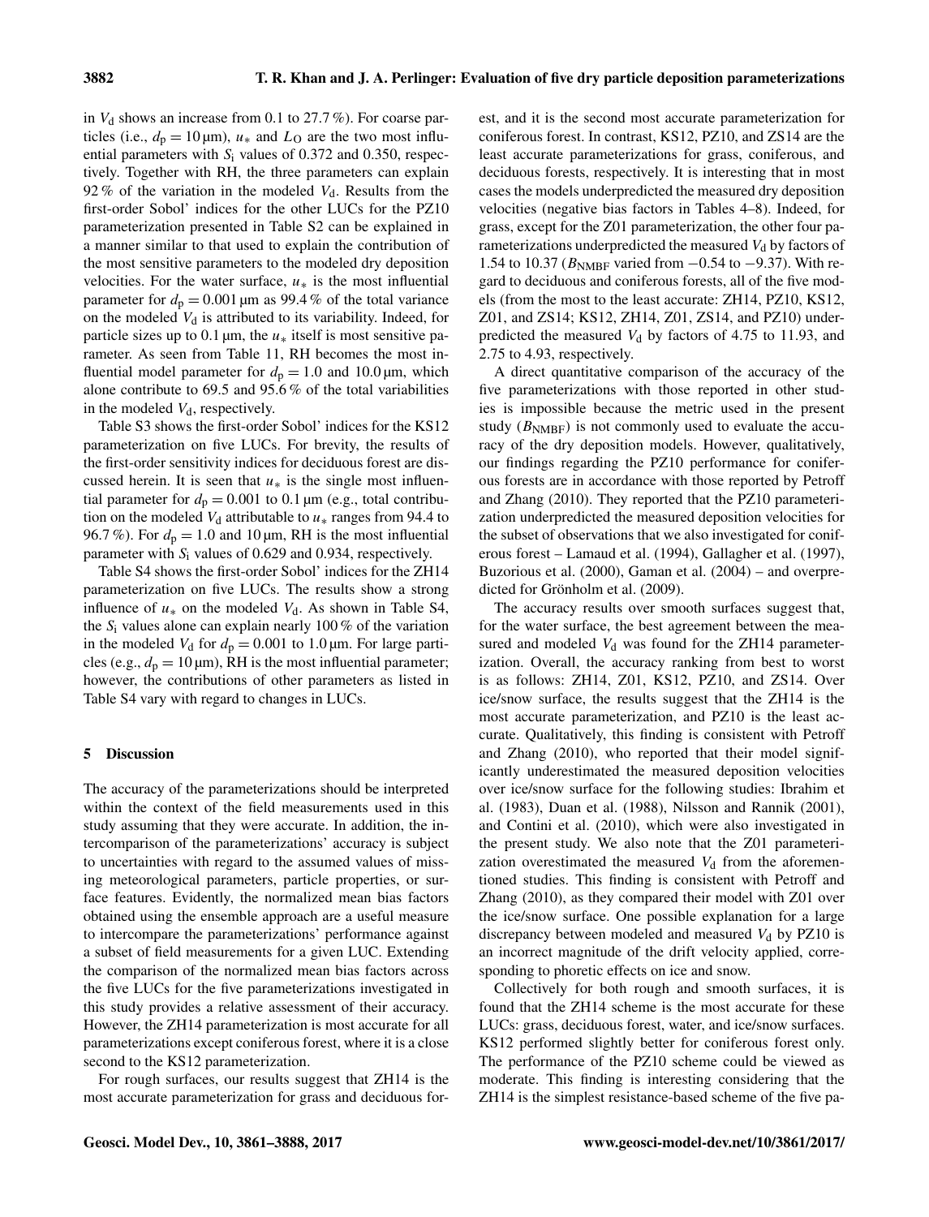in $V_d$ shows an increase from 0.1 to 27.7 %). For coarse particles (i.e., $d_p = 10\,\mu m$), $u_*$ and $L_O$ are the two most influential parameters with $S_i$ values of 0.372 and 0.350, respectively. Together with RH, the three parameters can explain 92 % of the variation in the modeled $V_d$. Results from the first-order Sobol' indices for the other LUCs for the PZ10 parameterization presented in Table S2 can be explained in a manner similar to that used to explain the contribution of the most sensitive parameters to the modeled dry deposition velocities. For the water surface, $u_*$ is the most influential parameter for $d_p = 0.001\,\mu m$ as 99.4 % of the total variance on the modeled $V_d$ is attributed to its variability. Indeed, for particle sizes up to 0.1 µm, the $u_*$ itself is most sensitive parameter. As seen from Table 11, RH becomes the most influential model parameter for $d_p = 1.0$ and $10.0\,\mu m$, which alone contribute to 69.5 and 95.6 % of the total variabilities in the modeled $V_d$, respectively.

Table S3 shows the first-order Sobol' indices for the KS12 parameterization on five LUCs. For brevity, the results of the first-order sensitivity indices for deciduous forest are discussed herein. It is seen that $u_*$ is the single most influential parameter for $d_p = 0.001$ to $0.1\,\mu m$ (e.g., total contribution on the modeled $V_d$ attributable to $u_*$ ranges from 94.4 to 96.7 %). For $d_p = 1.0$ and $10\,\mu m$, RH is the most influential parameter with $S_i$ values of 0.629 and 0.934, respectively.

Table S4 shows the first-order Sobol' indices for the ZH14 parameterization on five LUCs. The results show a strong influence of $u_*$ on the modeled $V_d$. As shown in Table S4, the $S_i$ values alone can explain nearly 100 % of the variation in the modeled $V_d$ for $d_p = 0.001$ to $1.0\,\mu m$. For large particles (e.g., $d_p = 10\,\mu m$), RH is the most influential parameter; however, the contributions of other parameters as listed in Table S4 vary with regard to changes in LUCs.

## 5 Discussion

The accuracy of the parameterizations should be interpreted within the context of the field measurements used in this study assuming that they were accurate. In addition, the intercomparison of the parameterizations' accuracy is subject to uncertainties with regard to the assumed values of missing meteorological parameters, particle properties, or surface features. Evidently, the normalized mean bias factors obtained using the ensemble approach are a useful measure to intercompare the parameterizations' performance against a subset of field measurements for a given LUC. Extending the comparison of the normalized mean bias factors across the five LUCs for the five parameterizations investigated in this study provides a relative assessment of their accuracy. However, the ZH14 parameterization is most accurate for all parameterizations except coniferous forest, where it is a close second to the KS12 parameterization.

For rough surfaces, our results suggest that ZH14 is the most accurate parameterization for grass and deciduous forest, and it is the second most accurate parameterization for coniferous forest. In contrast, KS12, PZ10, and ZS14 are the least accurate parameterizations for grass, coniferous, and deciduous forests, respectively. It is interesting that in most cases the models underpredicted the measured dry deposition velocities (negative bias factors in Tables 4–8). Indeed, for grass, except for the Z01 parameterization, the other four parameterizations underpredicted the measured $V_d$ by factors of 1.54 to 10.37 ($B_{NMBF}$ varied from −0.54 to −9.37). With regard to deciduous and coniferous forests, all of the five models (from the most to the least accurate: ZH14, PZ10, KS12, Z01, and ZS14; KS12, ZH14, Z01, ZS14, and PZ10) underpredicted the measured $V_d$ by factors of 4.75 to 11.93, and 2.75 to 4.93, respectively.

A direct quantitative comparison of the accuracy of the five parameterizations with those reported in other studies is impossible because the metric used in the present study ($B_{NMBF}$) is not commonly used to evaluate the accuracy of the dry deposition models. However, qualitatively, our findings regarding the PZ10 performance for coniferous forests are in accordance with those reported by Petroff and Zhang (2010). They reported that the PZ10 parameterization underpredicted the measured deposition velocities for the subset of observations that we also investigated for coniferous forest – Lamaud et al. (1994), Gallagher et al. (1997), Buzorious et al. (2000), Gaman et al. (2004) – and overpredicted for Grönholm et al. (2009).

The accuracy results over smooth surfaces suggest that, for the water surface, the best agreement between the measured and modeled $V_d$ was found for the ZH14 parameterization. Overall, the accuracy ranking from best to worst is as follows: ZH14, Z01, KS12, PZ10, and ZS14. Over ice/snow surface, the results suggest that the ZH14 is the most accurate parameterization, and PZ10 is the least accurate. Qualitatively, this finding is consistent with Petroff and Zhang (2010), who reported that their model significantly underestimated the measured deposition velocities over ice/snow surface for the following studies: Ibrahim et al. (1983), Duan et al. (1988), Nilsson and Rannik (2001), and Contini et al. (2010), which were also investigated in the present study. We also note that the Z01 parameterization overestimated the measured $V_d$ from the aforementioned studies. This finding is consistent with Petroff and Zhang (2010), as they compared their model with Z01 over the ice/snow surface. One possible explanation for a large discrepancy between modeled and measured $V_d$ by PZ10 is an incorrect magnitude of the drift velocity applied, corresponding to phoretic effects on ice and snow.

Collectively for both rough and smooth surfaces, it is found that the ZH14 scheme is the most accurate for these LUCs: grass, deciduous forest, water, and ice/snow surfaces. KS12 performed slightly better for coniferous forest only. The performance of the PZ10 scheme could be viewed as moderate. This finding is interesting considering that the ZH14 is the simplest resistance-based scheme of the five pa-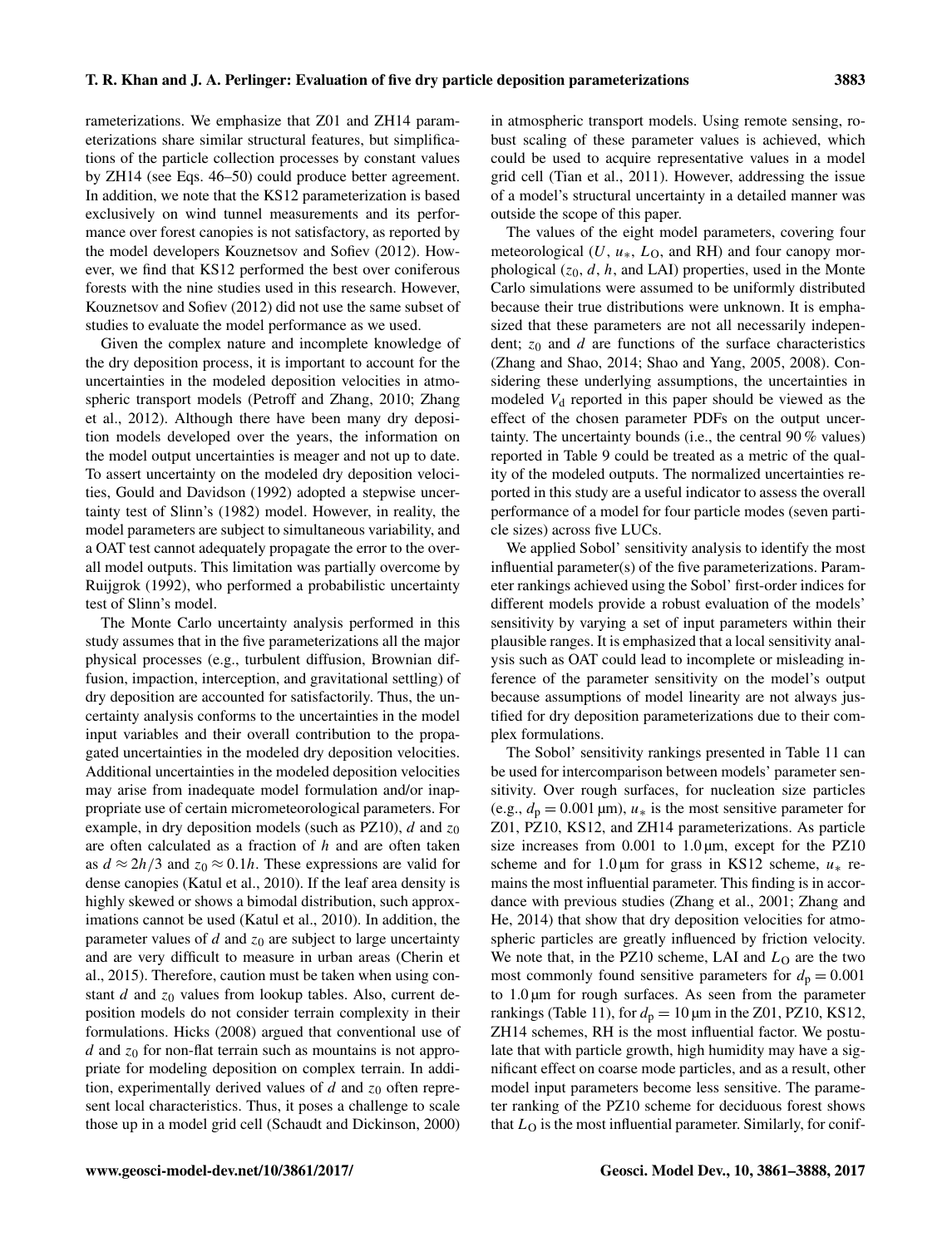rameterizations. We emphasize that Z01 and ZH14 parameterizations share similar structural features, but simplifications of the particle collection processes by constant values by ZH14 (see Eqs. 46–50) could produce better agreement. In addition, we note that the KS12 parameterization is based exclusively on wind tunnel measurements and its performance over forest canopies is not satisfactory, as reported by the model developers Kouznetsov and Sofiev (2012). However, we find that KS12 performed the best over coniferous forests with the nine studies used in this research. However, Kouznetsov and Sofiev (2012) did not use the same subset of studies to evaluate the model performance as we used.

Given the complex nature and incomplete knowledge of the dry deposition process, it is important to account for the uncertainties in the modeled deposition velocities in atmospheric transport models (Petroff and Zhang, 2010; Zhang et al., 2012). Although there have been many dry deposition models developed over the years, the information on the model output uncertainties is meager and not up to date. To assert uncertainty on the modeled dry deposition velocities, Gould and Davidson (1992) adopted a stepwise uncertainty test of Slinn's (1982) model. However, in reality, the model parameters are subject to simultaneous variability, and a OAT test cannot adequately propagate the error to the overall model outputs. This limitation was partially overcome by Ruijgrok (1992), who performed a probabilistic uncertainty test of Slinn's model.

The Monte Carlo uncertainty analysis performed in this study assumes that in the five parameterizations all the major physical processes (e.g., turbulent diffusion, Brownian diffusion, impaction, interception, and gravitational settling) of dry deposition are accounted for satisfactorily. Thus, the uncertainty analysis conforms to the uncertainties in the model input variables and their overall contribution to the propagated uncertainties in the modeled dry deposition velocities. Additional uncertainties in the modeled deposition velocities may arise from inadequate model formulation and/or inappropriate use of certain micrometeorological parameters. For example, in dry deposition models (such as PZ10), $d$ and $z_0$ are often calculated as a fraction of $h$ and are often taken as $d \approx 2h/3$ and $z_0 \approx 0.1h$. These expressions are valid for dense canopies (Katul et al., 2010). If the leaf area density is highly skewed or shows a bimodal distribution, such approximations cannot be used (Katul et al., 2010). In addition, the parameter values of $d$ and $z_0$ are subject to large uncertainty and are very difficult to measure in urban areas (Cherin et al., 2015). Therefore, caution must be taken when using constant $d$ and $z_0$ values from lookup tables. Also, current deposition models do not consider terrain complexity in their formulations. Hicks (2008) argued that conventional use of $d$ and $z_0$ for non-flat terrain such as mountains is not appropriate for modeling deposition on complex terrain. In addition, experimentally derived values of $d$ and $z_0$ often represent local characteristics. Thus, it poses a challenge to scale those up in a model grid cell (Schaudt and Dickinson, 2000) in atmospheric transport models. Using remote sensing, robust scaling of these parameter values is achieved, which could be used to acquire representative values in a model grid cell (Tian et al., 2011). However, addressing the issue of a model's structural uncertainty in a detailed manner was outside the scope of this paper.

The values of the eight model parameters, covering four meteorological ($U$, $u_*$, $L_O$, and RH) and four canopy morphological ($z_0$, $d$, $h$, and LAI) properties, used in the Monte Carlo simulations were assumed to be uniformly distributed because their true distributions were unknown. It is emphasized that these parameters are not all necessarily independent; $z_0$ and $d$ are functions of the surface characteristics (Zhang and Shao, 2014; Shao and Yang, 2005, 2008). Considering these underlying assumptions, the uncertainties in modeled $V_d$ reported in this paper should be viewed as the effect of the chosen parameter PDFs on the output uncertainty. The uncertainty bounds (i.e., the central 90 % values) reported in Table 9 could be treated as a metric of the quality of the modeled outputs. The normalized uncertainties reported in this study are a useful indicator to assess the overall performance of a model for four particle modes (seven particle sizes) across five LUCs.

We applied Sobol' sensitivity analysis to identify the most influential parameter(s) of the five parameterizations. Parameter rankings achieved using the Sobol' first-order indices for different models provide a robust evaluation of the models' sensitivity by varying a set of input parameters within their plausible ranges. It is emphasized that a local sensitivity analysis such as OAT could lead to incomplete or misleading inference of the parameter sensitivity on the model's output because assumptions of model linearity are not always justified for dry deposition parameterizations due to their complex formulations.

The Sobol' sensitivity rankings presented in Table 11 can be used for intercomparison between models' parameter sensitivity. Over rough surfaces, for nucleation size particles (e.g., $d_p = 0.001$ µm), $u_*$ is the most sensitive parameter for Z01, PZ10, KS12, and ZH14 parameterizations. As particle size increases from 0.001 to 1.0 µm, except for the PZ10 scheme and for 1.0 µm for grass in KS12 scheme, $u_*$ remains the most influential parameter. This finding is in accordance with previous studies (Zhang et al., 2001; Zhang and He, 2014) that show that dry deposition velocities for atmospheric particles are greatly influenced by friction velocity. We note that, in the PZ10 scheme, LAI and $L_O$ are the two most commonly found sensitive parameters for $d_p = 0.001$ to 1.0 µm for rough surfaces. As seen from the parameter rankings (Table 11), for $d_p = 10$ µm in the Z01, PZ10, KS12, ZH14 schemes, RH is the most influential factor. We postulate that with particle growth, high humidity may have a significant effect on coarse mode particles, and as a result, other model input parameters become less sensitive. The parameter ranking of the PZ10 scheme for deciduous forest shows that $L_O$ is the most influential parameter. Similarly, for conif-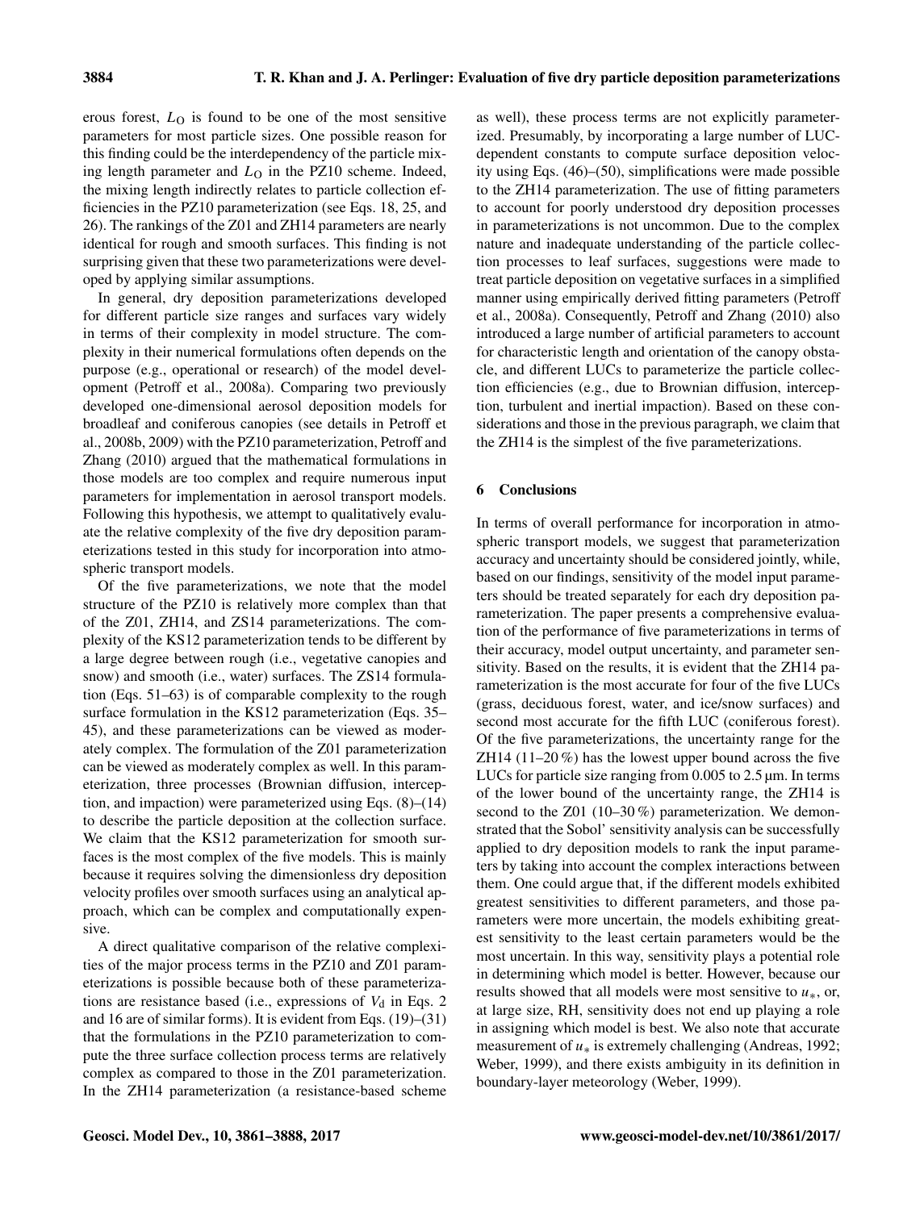erous forest, $L_O$ is found to be one of the most sensitive parameters for most particle sizes. One possible reason for this finding could be the interdependency of the particle mixing length parameter and $L_O$ in the PZ10 scheme. Indeed, the mixing length indirectly relates to particle collection efficiencies in the PZ10 parameterization (see Eqs. 18, 25, and 26). The rankings of the Z01 and ZH14 parameters are nearly identical for rough and smooth surfaces. This finding is not surprising given that these two parameterizations were developed by applying similar assumptions.

In general, dry deposition parameterizations developed for different particle size ranges and surfaces vary widely in terms of their complexity in model structure. The complexity in their numerical formulations often depends on the purpose (e.g., operational or research) of the model development (Petroff et al., 2008a). Comparing two previously developed one-dimensional aerosol deposition models for broadleaf and coniferous canopies (see details in Petroff et al., 2008b, 2009) with the PZ10 parameterization, Petroff and Zhang (2010) argued that the mathematical formulations in those models are too complex and require numerous input parameters for implementation in aerosol transport models. Following this hypothesis, we attempt to qualitatively evaluate the relative complexity of the five dry deposition parameterizations tested in this study for incorporation into atmospheric transport models.

Of the five parameterizations, we note that the model structure of the PZ10 is relatively more complex than that of the Z01, ZH14, and ZS14 parameterizations. The complexity of the KS12 parameterization tends to be different by a large degree between rough (i.e., vegetative canopies and snow) and smooth (i.e., water) surfaces. The ZS14 formulation (Eqs. 51–63) is of comparable complexity to the rough surface formulation in the KS12 parameterization (Eqs. 35–45), and these parameterizations can be viewed as moderately complex. The formulation of the Z01 parameterization can be viewed as moderately complex as well. In this parameterization, three processes (Brownian diffusion, interception, and impaction) were parameterized using Eqs. (8)–(14) to describe the particle deposition at the collection surface. We claim that the KS12 parameterization for smooth surfaces is the most complex of the five models. This is mainly because it requires solving the dimensionless dry deposition velocity profiles over smooth surfaces using an analytical approach, which can be complex and computationally expensive.

A direct qualitative comparison of the relative complexities of the major process terms in the PZ10 and Z01 parameterizations is possible because both of these parameterizations are resistance based (i.e., expressions of $V_d$ in Eqs. 2 and 16 are of similar forms). It is evident from Eqs. (19)–(31) that the formulations in the PZ10 parameterization to compute the three surface collection process terms are relatively complex as compared to those in the Z01 parameterization. In the ZH14 parameterization (a resistance-based scheme as well), these process terms are not explicitly parameterized. Presumably, by incorporating a large number of LUC-dependent constants to compute surface deposition velocity using Eqs. (46)–(50), simplifications were made possible to the ZH14 parameterization. The use of fitting parameters to account for poorly understood dry deposition processes in parameterizations is not uncommon. Due to the complex nature and inadequate understanding of the particle collection processes to leaf surfaces, suggestions were made to treat particle deposition on vegetative surfaces in a simplified manner using empirically derived fitting parameters (Petroff et al., 2008a). Consequently, Petroff and Zhang (2010) also introduced a large number of artificial parameters to account for characteristic length and orientation of the canopy obstacle, and different LUCs to parameterize the particle collection efficiencies (e.g., due to Brownian diffusion, interception, turbulent and inertial impaction). Based on these considerations and those in the previous paragraph, we claim that the ZH14 is the simplest of the five parameterizations.

## 6 Conclusions

In terms of overall performance for incorporation in atmospheric transport models, we suggest that parameterization accuracy and uncertainty should be considered jointly, while, based on our findings, sensitivity of the model input parameters should be treated separately for each dry deposition parameterization. The paper presents a comprehensive evaluation of the performance of five parameterizations in terms of their accuracy, model output uncertainty, and parameter sensitivity. Based on the results, it is evident that the ZH14 parameterization is the most accurate for four of the five LUCs (grass, deciduous forest, water, and ice/snow surfaces) and second most accurate for the fifth LUC (coniferous forest). Of the five parameterizations, the uncertainty range for the ZH14 (11–20 %) has the lowest upper bound across the five LUCs for particle size ranging from 0.005 to 2.5 µm. In terms of the lower bound of the uncertainty range, the ZH14 is second to the Z01 (10–30 %) parameterization. We demonstrated that the Sobol' sensitivity analysis can be successfully applied to dry deposition models to rank the input parameters by taking into account the complex interactions between them. One could argue that, if the different models exhibited greatest sensitivities to different parameters, and those parameters were more uncertain, the models exhibiting greatest sensitivity to the least certain parameters would be the most uncertain. In this way, sensitivity plays a potential role in determining which model is better. However, because our results showed that all models were most sensitive to $u_*$, or, at large size, RH, sensitivity does not end up playing a role in assigning which model is best. We also note that accurate measurement of $u_*$ is extremely challenging (Andreas, 1992; Weber, 1999), and there exists ambiguity in its definition in boundary-layer meteorology (Weber, 1999).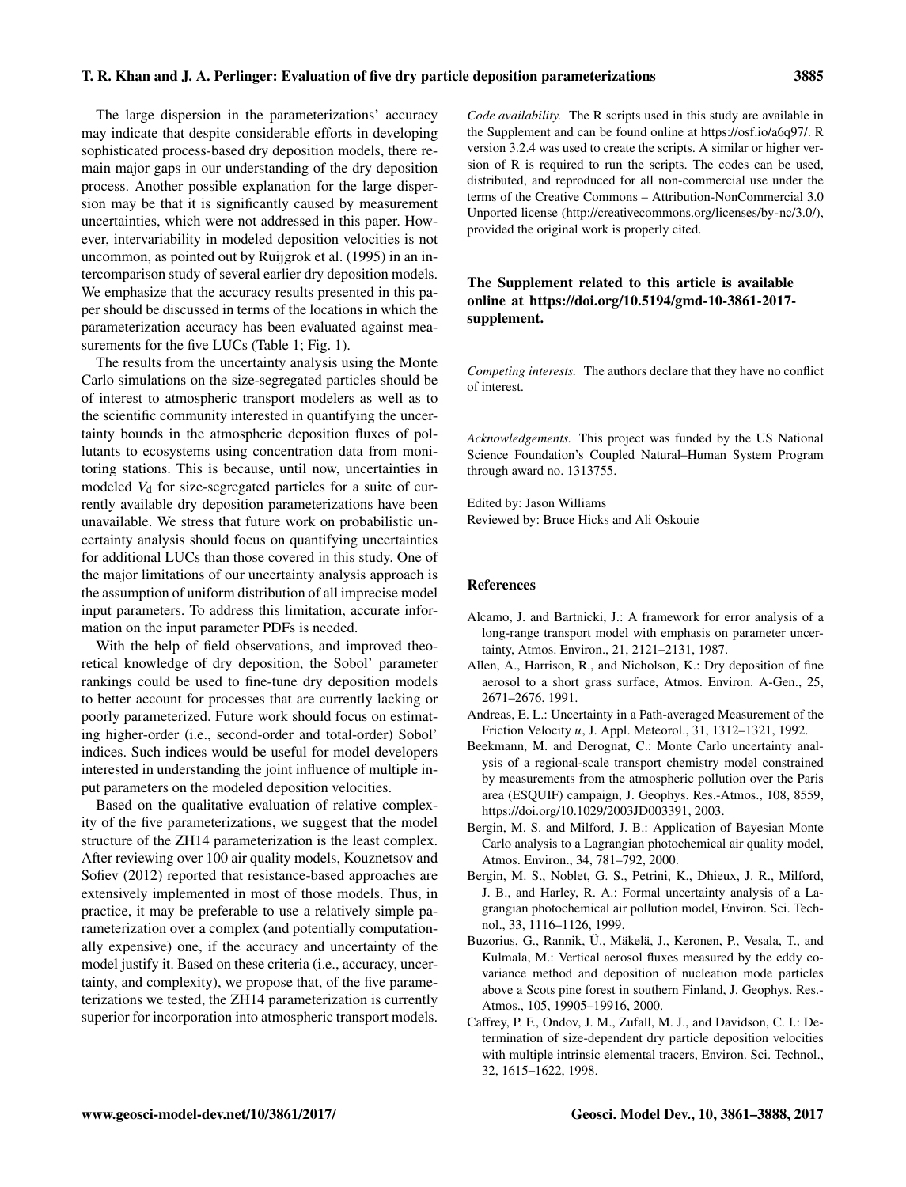The large dispersion in the parameterizations' accuracy may indicate that despite considerable efforts in developing sophisticated process-based dry deposition models, there remain major gaps in our understanding of the dry deposition process. Another possible explanation for the large dispersion may be that it is significantly caused by measurement uncertainties, which were not addressed in this paper. However, intervariability in modeled deposition velocities is not uncommon, as pointed out by Ruijgrok et al. (1995) in an intercomparison study of several earlier dry deposition models. We emphasize that the accuracy results presented in this paper should be discussed in terms of the locations in which the parameterization accuracy has been evaluated against measurements for the five LUCs (Table 1; Fig. 1).

The results from the uncertainty analysis using the Monte Carlo simulations on the size-segregated particles should be of interest to atmospheric transport modelers as well as to the scientific community interested in quantifying the uncertainty bounds in the atmospheric deposition fluxes of pollutants to ecosystems using concentration data from monitoring stations. This is because, until now, uncertainties in modeled $V_d$ for size-segregated particles for a suite of currently available dry deposition parameterizations have been unavailable. We stress that future work on probabilistic uncertainty analysis should focus on quantifying uncertainties for additional LUCs than those covered in this study. One of the major limitations of our uncertainty analysis approach is the assumption of uniform distribution of all imprecise model input parameters. To address this limitation, accurate information on the input parameter PDFs is needed.

With the help of field observations, and improved theoretical knowledge of dry deposition, the Sobol' parameter rankings could be used to fine-tune dry deposition models to better account for processes that are currently lacking or poorly parameterized. Future work should focus on estimating higher-order (i.e., second-order and total-order) Sobol' indices. Such indices would be useful for model developers interested in understanding the joint influence of multiple input parameters on the modeled deposition velocities.

Based on the qualitative evaluation of relative complexity of the five parameterizations, we suggest that the model structure of the ZH14 parameterization is the least complex. After reviewing over 100 air quality models, Kouznetsov and Sofiev (2012) reported that resistance-based approaches are extensively implemented in most of those models. Thus, in practice, it may be preferable to use a relatively simple parameterization over a complex (and potentially computationally expensive) one, if the accuracy and uncertainty of the model justify it. Based on these criteria (i.e., accuracy, uncertainty, and complexity), we propose that, of the five parameterizations we tested, the ZH14 parameterization is currently superior for incorporation into atmospheric transport models.

*Code availability.* The R scripts used in this study are available in the Supplement and can be found online at https://osf.io/a6q97/. R version 3.2.4 was used to create the scripts. A similar or higher version of R is required to run the scripts. The codes can be used, distributed, and reproduced for all non-commercial use under the terms of the Creative Commons – Attribution-NonCommercial 3.0 Unported license (http://creativecommons.org/licenses/by-nc/3.0/), provided the original work is properly cited.

**The Supplement related to this article is available online at https://doi.org/10.5194/gmd-10-3861-2017-supplement.**

*Competing interests.* The authors declare that they have no conflict of interest.

*Acknowledgements.* This project was funded by the US National Science Foundation's Coupled Natural–Human System Program through award no. 1313755.

Edited by: Jason Williams
Reviewed by: Bruce Hicks and Ali Oskouie

## References

Alcamo, J. and Bartnicki, J.: A framework for error analysis of a long-range transport model with emphasis on parameter uncertainty, Atmos. Environ., 21, 2121–2131, 1987.

Allen, A., Harrison, R., and Nicholson, K.: Dry deposition of fine aerosol to a short grass surface, Atmos. Environ. A-Gen., 25, 2671–2676, 1991.

Andreas, E. L.: Uncertainty in a Path-averaged Measurement of the Friction Velocity $u$, J. Appl. Meteorol., 31, 1312–1321, 1992.

Beekmann, M. and Derognat, C.: Monte Carlo uncertainty analysis of a regional-scale transport chemistry model constrained by measurements from the atmospheric pollution over the Paris area (ESQUIF) campaign, J. Geophys. Res.-Atmos., 108, 8559, https://doi.org/10.1029/2003JD003391, 2003.

Bergin, M. S. and Milford, J. B.: Application of Bayesian Monte Carlo analysis to a Lagrangian photochemical air quality model, Atmos. Environ., 34, 781–792, 2000.

Bergin, M. S., Noblet, G. S., Petrini, K., Dhieux, J. R., Milford, J. B., and Harley, R. A.: Formal uncertainty analysis of a Lagrangian photochemical air pollution model, Environ. Sci. Technol., 33, 1116–1126, 1999.

Buzorius, G., Rannik, Ü., Mäkelä, J., Keronen, P., Vesala, T., and Kulmala, M.: Vertical aerosol fluxes measured by the eddy covariance method and deposition of nucleation mode particles above a Scots pine forest in southern Finland, J. Geophys. Res.-Atmos., 105, 19905–19916, 2000.

Caffrey, P. F., Ondov, J. M., Zufall, M. J., and Davidson, C. I.: Determination of size-dependent dry particle deposition velocities with multiple intrinsic elemental tracers, Environ. Sci. Technol., 32, 1615–1622, 1998.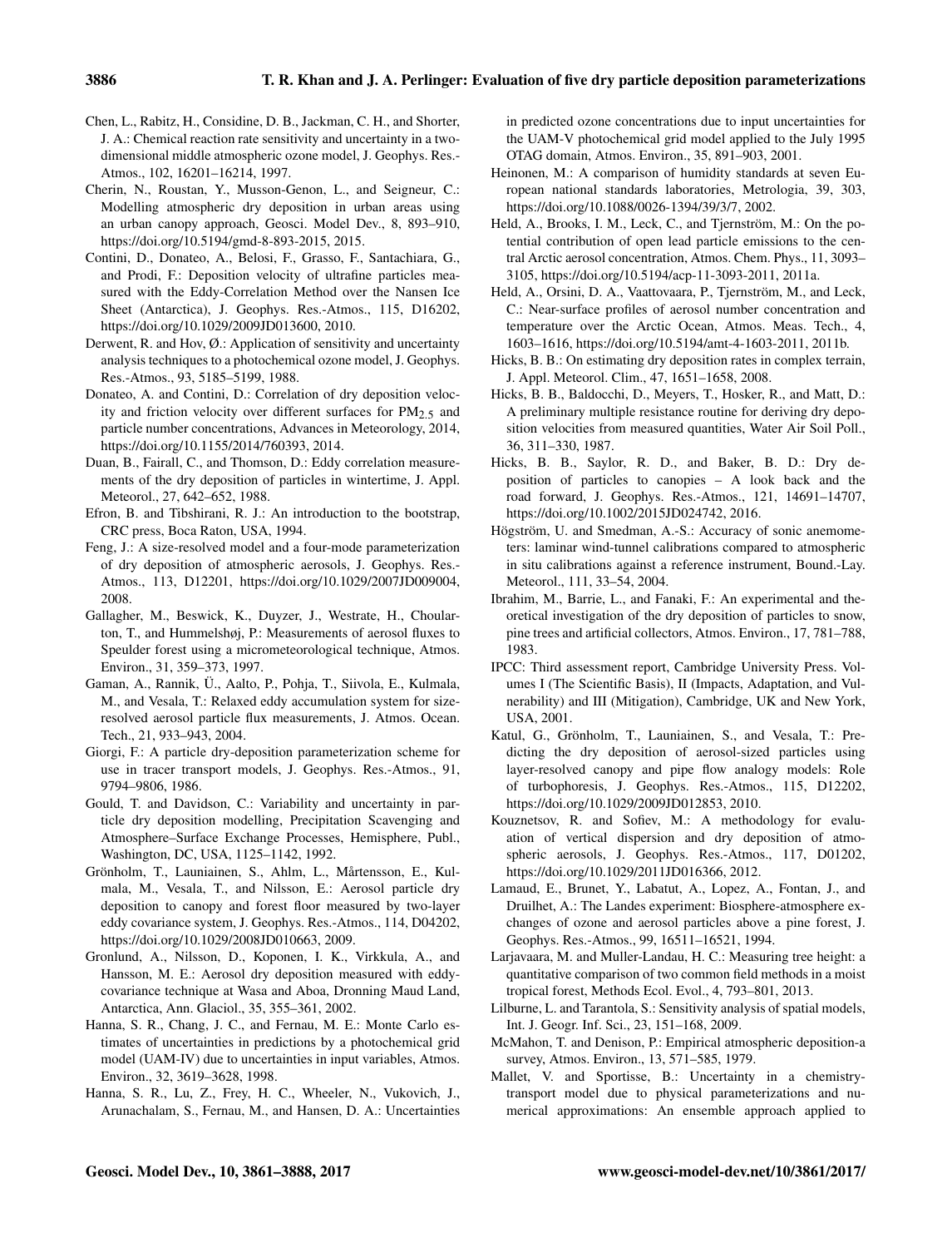Chen, L., Rabitz, H., Considine, D. B., Jackman, C. H., and Shorter, J. A.: Chemical reaction rate sensitivity and uncertainty in a two-dimensional middle atmospheric ozone model, J. Geophys. Res.-Atmos., 102, 16201–16214, 1997.

Cherin, N., Roustan, Y., Musson-Genon, L., and Seigneur, C.: Modelling atmospheric dry deposition in urban areas using an urban canopy approach, Geosci. Model Dev., 8, 893–910, https://doi.org/10.5194/gmd-8-893-2015, 2015.

Contini, D., Donateo, A., Belosi, F., Grasso, F., Santachiara, G., and Prodi, F.: Deposition velocity of ultrafine particles measured with the Eddy-Correlation Method over the Nansen Ice Sheet (Antarctica), J. Geophys. Res.-Atmos., 115, D16202, https://doi.org/10.1029/2009JD013600, 2010.

Derwent, R. and Hov, Ø.: Application of sensitivity and uncertainty analysis techniques to a photochemical ozone model, J. Geophys. Res.-Atmos., 93, 5185–5199, 1988.

Donateo, A. and Contini, D.: Correlation of dry deposition velocity and friction velocity over different surfaces for $PM_{2.5}$ and particle number concentrations, Advances in Meteorology, 2014, https://doi.org/10.1155/2014/760393, 2014.

Duan, B., Fairall, C., and Thomson, D.: Eddy correlation measurements of the dry deposition of particles in wintertime, J. Appl. Meteorol., 27, 642–652, 1988.

Efron, B. and Tibshirani, R. J.: An introduction to the bootstrap, CRC press, Boca Raton, USA, 1994.

Feng, J.: A size-resolved model and a four-mode parameterization of dry deposition of atmospheric aerosols, J. Geophys. Res.-Atmos., 113, D12201, https://doi.org/10.1029/2007JD009004, 2008.

Gallagher, M., Beswick, K., Duyzer, J., Westrate, H., Choularton, T., and Hummelshøj, P.: Measurements of aerosol fluxes to Speulder forest using a micrometeorological technique, Atmos. Environ., 31, 359–373, 1997.

Gaman, A., Rannik, Ü., Aalto, P., Pohja, T., Siivola, E., Kulmala, M., and Vesala, T.: Relaxed eddy accumulation system for size-resolved aerosol particle flux measurements, J. Atmos. Ocean. Tech., 21, 933–943, 2004.

Giorgi, F.: A particle dry-deposition parameterization scheme for use in tracer transport models, J. Geophys. Res.-Atmos., 91, 9794–9806, 1986.

Gould, T. and Davidson, C.: Variability and uncertainty in particle dry deposition modelling, Precipitation Scavenging and Atmosphere–Surface Exchange Processes, Hemisphere, Publ., Washington, DC, USA, 1125–1142, 1992.

Grönholm, T., Launiainen, S., Ahlm, L., Mårtensson, E., Kulmala, M., Vesala, T., and Nilsson, E.: Aerosol particle dry deposition to canopy and forest floor measured by two-layer eddy covariance system, J. Geophys. Res.-Atmos., 114, D04202, https://doi.org/10.1029/2008JD010663, 2009.

Gronlund, A., Nilsson, D., Koponen, I. K., Virkkula, A., and Hansson, M. E.: Aerosol dry deposition measured with eddy-covariance technique at Wasa and Aboa, Dronning Maud Land, Antarctica, Ann. Glaciol., 35, 355–361, 2002.

Hanna, S. R., Chang, J. C., and Fernau, M. E.: Monte Carlo estimates of uncertainties in predictions by a photochemical grid model (UAM-IV) due to uncertainties in input variables, Atmos. Environ., 32, 3619–3628, 1998.

Hanna, S. R., Lu, Z., Frey, H. C., Wheeler, N., Vukovich, J., Arunachalam, S., Fernau, M., and Hansen, D. A.: Uncertainties in predicted ozone concentrations due to input uncertainties for the UAM-V photochemical grid model applied to the July 1995 OTAG domain, Atmos. Environ., 35, 891–903, 2001.

Heinonen, M.: A comparison of humidity standards at seven European national standards laboratories, Metrologia, 39, 303, https://doi.org/10.1088/0026-1394/39/3/7, 2002.

Held, A., Brooks, I. M., Leck, C., and Tjernström, M.: On the potential contribution of open lead particle emissions to the central Arctic aerosol concentration, Atmos. Chem. Phys., 11, 3093–3105, https://doi.org/10.5194/acp-11-3093-2011, 2011a.

Held, A., Orsini, D. A., Vaattovaara, P., Tjernström, M., and Leck, C.: Near-surface profiles of aerosol number concentration and temperature over the Arctic Ocean, Atmos. Meas. Tech., 4, 1603–1616, https://doi.org/10.5194/amt-4-1603-2011, 2011b.

Hicks, B. B.: On estimating dry deposition rates in complex terrain, J. Appl. Meteorol. Clim., 47, 1651–1658, 2008.

Hicks, B. B., Baldocchi, D., Meyers, T., Hosker, R., and Matt, D.: A preliminary multiple resistance routine for deriving dry deposition velocities from measured quantities, Water Air Soil Poll., 36, 311–330, 1987.

Hicks, B. B., Saylor, R. D., and Baker, B. D.: Dry deposition of particles to canopies – A look back and the road forward, J. Geophys. Res.-Atmos., 121, 14691–14707, https://doi.org/10.1002/2015JD024742, 2016.

Högström, U. and Smedman, A.-S.: Accuracy of sonic anemometers: laminar wind-tunnel calibrations compared to atmospheric in situ calibrations against a reference instrument, Bound.-Lay. Meteorol., 111, 33–54, 2004.

Ibrahim, M., Barrie, L., and Fanaki, F.: An experimental and theoretical investigation of the dry deposition of particles to snow, pine trees and artificial collectors, Atmos. Environ., 17, 781–788, 1983.

IPCC: Third assessment report, Cambridge University Press. Volumes I (The Scientific Basis), II (Impacts, Adaptation, and Vulnerability) and III (Mitigation), Cambridge, UK and New York, USA, 2001.

Katul, G., Grönholm, T., Launiainen, S., and Vesala, T.: Predicting the dry deposition of aerosol-sized particles using layer-resolved canopy and pipe flow analogy models: Role of turbophoresis, J. Geophys. Res.-Atmos., 115, D12202, https://doi.org/10.1029/2009JD012853, 2010.

Kouznetsov, R. and Sofiev, M.: A methodology for evaluation of vertical dispersion and dry deposition of atmospheric aerosols, J. Geophys. Res.-Atmos., 117, D01202, https://doi.org/10.1029/2011JD016366, 2012.

Lamaud, E., Brunet, Y., Labatut, A., Lopez, A., Fontan, J., and Druilhet, A.: The Landes experiment: Biosphere-atmosphere exchanges of ozone and aerosol particles above a pine forest, J. Geophys. Res.-Atmos., 99, 16511–16521, 1994.

Larjavaara, M. and Muller-Landau, H. C.: Measuring tree height: a quantitative comparison of two common field methods in a moist tropical forest, Methods Ecol. Evol., 4, 793–801, 2013.

Lilburne, L. and Tarantola, S.: Sensitivity analysis of spatial models, Int. J. Geogr. Inf. Sci., 23, 151–168, 2009.

McMahon, T. and Denison, P.: Empirical atmospheric deposition-a survey, Atmos. Environ., 13, 571–585, 1979.

Mallet, V. and Sportisse, B.: Uncertainty in a chemistry-transport model due to physical parameterizations and numerical approximations: An ensemble approach applied to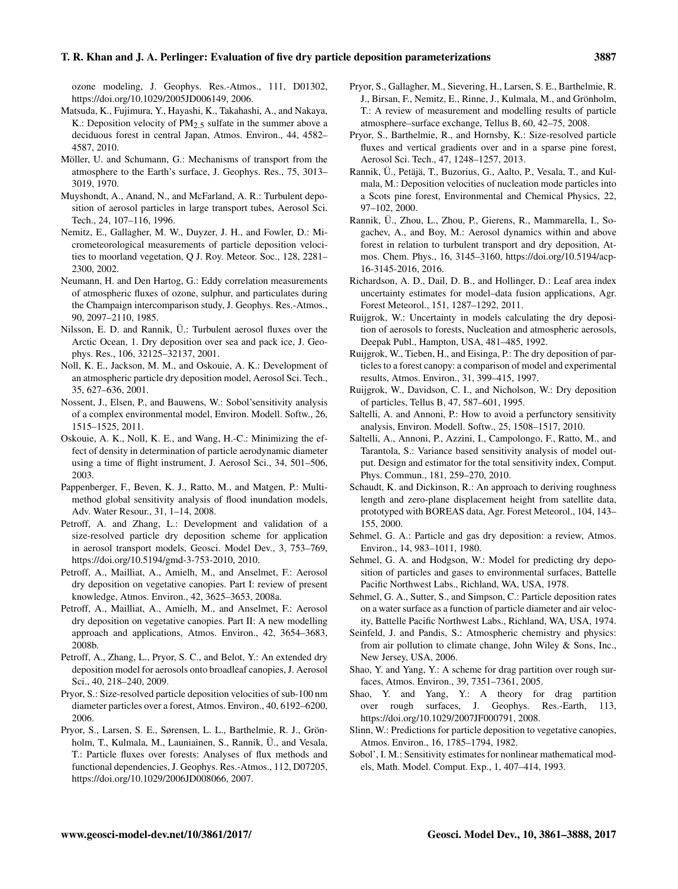ozone modeling, J. Geophys. Res.-Atmos., 111, D01302, https://doi.org/10.1029/2005JD006149, 2006.

Matsuda, K., Fujimura, Y., Hayashi, K., Takahashi, A., and Nakaya, K.: Deposition velocity of $PM_{2.5}$ sulfate in the summer above a deciduous forest in central Japan, Atmos. Environ., 44, 4582–4587, 2010.

Möller, U. and Schumann, G.: Mechanisms of transport from the atmosphere to the Earth's surface, J. Geophys. Res., 75, 3013–3019, 1970.

Muyshondt, A., Anand, N., and McFarland, A. R.: Turbulent deposition of aerosol particles in large transport tubes, Aerosol Sci. Tech., 24, 107–116, 1996.

Nemitz, E., Gallagher, M. W., Duyzer, J. H., and Fowler, D.: Micrometeorological measurements of particle deposition velocities to moorland vegetation, Q J. Roy. Meteor. Soc., 128, 2281–2300, 2002.

Neumann, H. and Den Hartog, G.: Eddy correlation measurements of atmospheric fluxes of ozone, sulphur, and particulates during the Champaign intercomparison study, J. Geophys. Res.-Atmos., 90, 2097–2110, 1985.

Nilsson, E. D. and Rannik, Ü.: Turbulent aerosol fluxes over the Arctic Ocean, 1. Dry deposition over sea and pack ice, J. Geophys. Res., 106, 32125–32137, 2001.

Noll, K. E., Jackson, M. M., and Oskouie, A. K.: Development of an atmospheric particle dry deposition model, Aerosol Sci. Tech., 35, 627–636, 2001.

Nossent, J., Elsen, P., and Bauwens, W.: Sobol'sensitivity analysis of a complex environmental model, Environ. Modell. Softw., 26, 1515–1525, 2011.

Oskouie, A. K., Noll, K. E., and Wang, H.-C.: Minimizing the effect of density in determination of particle aerodynamic diameter using a time of flight instrument, J. Aerosol Sci., 34, 501–506, 2003.

Pappenberger, F., Beven, K. J., Ratto, M., and Matgen, P.: Multi-method global sensitivity analysis of flood inundation models, Adv. Water Resour., 31, 1–14, 2008.

Petroff, A. and Zhang, L.: Development and validation of a size-resolved particle dry deposition scheme for application in aerosol transport models, Geosci. Model Dev., 3, 753–769, https://doi.org/10.5194/gmd-3-753-2010, 2010.

Petroff, A., Mailliat, A., Amielh, M., and Anselmet, F.: Aerosol dry deposition on vegetative canopies. Part I: review of present knowledge, Atmos. Environ., 42, 3625–3653, 2008a.

Petroff, A., Mailliat, A., Amielh, M., and Anselmet, F.: Aerosol dry deposition on vegetative canopies. Part II: A new modelling approach and applications, Atmos. Environ., 42, 3654–3683, 2008b.

Petroff, A., Zhang, L., Pryor, S. C., and Belot, Y.: An extended dry deposition model for aerosols onto broadleaf canopies, J. Aerosol Sci., 40, 218–240, 2009.

Pryor, S.: Size-resolved particle deposition velocities of sub-100 nm diameter particles over a forest, Atmos. Environ., 40, 6192–6200, 2006.

Pryor, S., Larsen, S. E., Sørensen, L. L., Barthelmie, R. J., Grönholm, T., Kulmala, M., Launiainen, S., Rannik, Ü., and Vesala, T.: Particle fluxes over forests: Analyses of flux methods and functional dependencies, J. Geophys. Res.-Atmos., 112, D07205, https://doi.org/10.1029/2006JD008066, 2007.

Pryor, S., Gallagher, M., Sievering, H., Larsen, S. E., Barthelmie, R. J., Birsan, F., Nemitz, E., Rinne, J., Kulmala, M., and Grönholm, T.: A review of measurement and modelling results of particle atmosphere–surface exchange, Tellus B, 60, 42–75, 2008.

Pryor, S., Barthelmie, R., and Hornsby, K.: Size-resolved particle fluxes and vertical gradients over and in a sparse pine forest, Aerosol Sci. Tech., 47, 1248–1257, 2013.

Rannik, Ü., Petäjä, T., Buzorius, G., Aalto, P., Vesala, T., and Kulmala, M.: Deposition velocities of nucleation mode particles into a Scots pine forest, Environmental and Chemical Physics, 22, 97–102, 2000.

Rannik, Ü., Zhou, L., Zhou, P., Gierens, R., Mammarella, I., Sogachev, A., and Boy, M.: Aerosol dynamics within and above forest in relation to turbulent transport and dry deposition, Atmos. Chem. Phys., 16, 3145–3160, https://doi.org/10.5194/acp-16-3145-2016, 2016.

Richardson, A. D., Dail, D. B., and Hollinger, D.: Leaf area index uncertainty estimates for model–data fusion applications, Agr. Forest Meteorol., 151, 1287–1292, 2011.

Ruijgrok, W.: Uncertainty in models calculating the dry deposition of aerosols to forests, Nucleation and atmospheric aerosols, Deepak Publ., Hampton, USA, 481–485, 1992.

Ruijgrok, W., Tieben, H., and Eisinga, P.: The dry deposition of particles to a forest canopy: a comparison of model and experimental results, Atmos. Environ., 31, 399–415, 1997.

Ruijgrok, W., Davidson, C. I., and Nicholson, W.: Dry deposition of particles, Tellus B, 47, 587–601, 1995.

Saltelli, A. and Annoni, P.: How to avoid a perfunctory sensitivity analysis, Environ. Modell. Softw., 25, 1508–1517, 2010.

Saltelli, A., Annoni, P., Azzini, I., Campolongo, F., Ratto, M., and Tarantola, S.: Variance based sensitivity analysis of model output. Design and estimator for the total sensitivity index, Comput. Phys. Commun., 181, 259–270, 2010.

Schaudt, K. and Dickinson, R.: An approach to deriving roughness length and zero-plane displacement height from satellite data, prototyped with BOREAS data, Agr. Forest Meteorol., 104, 143–155, 2000.

Sehmel, G. A.: Particle and gas dry deposition: a review, Atmos. Environ., 14, 983–1011, 1980.

Sehmel, G. A. and Hodgson, W.: Model for predicting dry deposition of particles and gases to environmental surfaces, Battelle Pacific Northwest Labs., Richland, WA, USA, 1978.

Sehmel, G. A., Sutter, S., and Simpson, C.: Particle deposition rates on a water surface as a function of particle diameter and air velocity, Battelle Pacific Northwest Labs., Richland, WA, USA, 1974.

Seinfeld, J. and Pandis, S.: Atmospheric chemistry and physics: from air pollution to climate change, John Wiley & Sons, Inc., New Jersey, USA, 2006.

Shao, Y. and Yang, Y.: A scheme for drag partition over rough surfaces, Atmos. Environ., 39, 7351–7361, 2005.

Shao, Y. and Yang, Y.: A theory for drag partition over rough surfaces, J. Geophys. Res.-Earth, 113, https://doi.org/10.1029/2007JF000791, 2008.

Slinn, W.: Predictions for particle deposition to vegetative canopies, Atmos. Environ., 16, 1785–1794, 1982.

Sobol', I. M.: Sensitivity estimates for nonlinear mathematical models, Math. Model. Comput. Exp., 1, 407–414, 1993.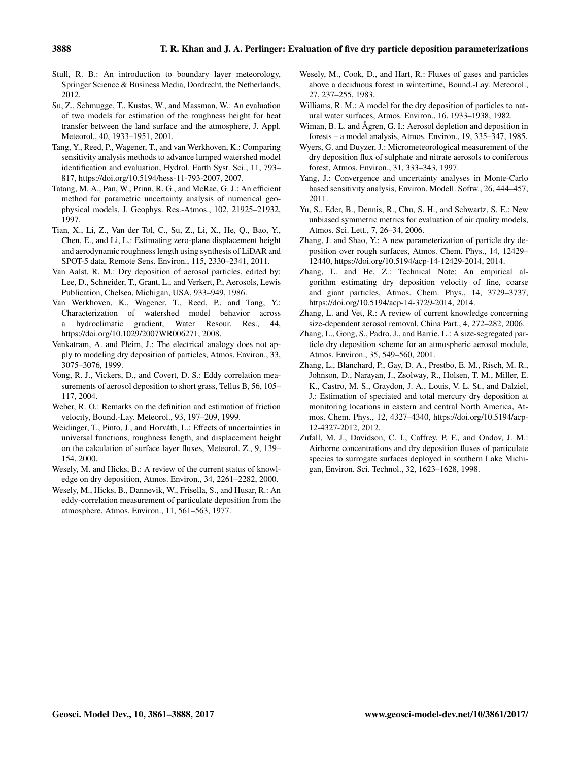Stull, R. B.: An introduction to boundary layer meteorology, Springer Science & Business Media, Dordrecht, the Netherlands, 2012.

Su, Z., Schmugge, T., Kustas, W., and Massman, W.: An evaluation of two models for estimation of the roughness height for heat transfer between the land surface and the atmosphere, J. Appl. Meteorol., 40, 1933–1951, 2001.

Tang, Y., Reed, P., Wagener, T., and van Werkhoven, K.: Comparing sensitivity analysis methods to advance lumped watershed model identification and evaluation, Hydrol. Earth Syst. Sci., 11, 793–817, https://doi.org/10.5194/hess-11-793-2007, 2007.

Tatang, M. A., Pan, W., Prinn, R. G., and McRae, G. J.: An efficient method for parametric uncertainty analysis of numerical geophysical models, J. Geophys. Res.-Atmos., 102, 21925–21932, 1997.

Tian, X., Li, Z., Van der Tol, C., Su, Z., Li, X., He, Q., Bao, Y., Chen, E., and Li, L.: Estimating zero-plane displacement height and aerodynamic roughness length using synthesis of LiDAR and SPOT-5 data, Remote Sens. Environ., 115, 2330–2341, 2011.

Van Aalst, R. M.: Dry deposition of aerosol particles, edited by: Lee, D., Schneider, T., Grant, L., and Verkert, P., Aerosols, Lewis Publication, Chelsea, Michigan, USA, 933–949, 1986.

Van Werkhoven, K., Wagener, T., Reed, P., and Tang, Y.: Characterization of watershed model behavior across a hydroclimatic gradient, Water Resour. Res., 44, https://doi.org/10.1029/2007WR006271, 2008.

Venkatram, A. and Pleim, J.: The electrical analogy does not apply to modeling dry deposition of particles, Atmos. Environ., 33, 3075–3076, 1999.

Vong, R. J., Vickers, D., and Covert, D. S.: Eddy correlation measurements of aerosol deposition to short grass, Tellus B, 56, 105–117, 2004.

Weber, R. O.: Remarks on the definition and estimation of friction velocity, Bound.-Lay. Meteorol., 93, 197–209, 1999.

Weidinger, T., Pinto, J., and Horváth, L.: Effects of uncertainties in universal functions, roughness length, and displacement height on the calculation of surface layer fluxes, Meteorol. Z., 9, 139–154, 2000.

Wesely, M. and Hicks, B.: A review of the current status of knowledge on dry deposition, Atmos. Environ., 34, 2261–2282, 2000.

Wesely, M., Hicks, B., Dannevik, W., Frisella, S., and Husar, R.: An eddy-correlation measurement of particulate deposition from the atmosphere, Atmos. Environ., 11, 561–563, 1977.

Wesely, M., Cook, D., and Hart, R.: Fluxes of gases and particles above a deciduous forest in wintertime, Bound.-Lay. Meteorol., 27, 237–255, 1983.

Williams, R. M.: A model for the dry deposition of particles to natural water surfaces, Atmos. Environ., 16, 1933–1938, 1982.

Wiman, B. L. and Ågren, G. I.: Aerosol depletion and deposition in forests – a model analysis, Atmos. Environ., 19, 335–347, 1985.

Wyers, G. and Duyzer, J.: Micrometeorological measurement of the dry deposition flux of sulphate and nitrate aerosols to coniferous forest, Atmos. Environ., 31, 333–343, 1997.

Yang, J.: Convergence and uncertainty analyses in Monte-Carlo based sensitivity analysis, Environ. Modell. Softw., 26, 444–457, 2011.

Yu, S., Eder, B., Dennis, R., Chu, S. H., and Schwartz, S. E.: New unbiased symmetric metrics for evaluation of air quality models, Atmos. Sci. Lett., 7, 26–34, 2006.

Zhang, J. and Shao, Y.: A new parameterization of particle dry deposition over rough surfaces, Atmos. Chem. Phys., 14, 12429–12440, https://doi.org/10.5194/acp-14-12429-2014, 2014.

Zhang, L. and He, Z.: Technical Note: An empirical algorithm estimating dry deposition velocity of fine, coarse and giant particles, Atmos. Chem. Phys., 14, 3729–3737, https://doi.org/10.5194/acp-14-3729-2014, 2014.

Zhang, L. and Vet, R.: A review of current knowledge concerning size-dependent aerosol removal, China Part., 4, 272–282, 2006.

Zhang, L., Gong, S., Padro, J., and Barrie, L.: A size-segregated particle dry deposition scheme for an atmospheric aerosol module, Atmos. Environ., 35, 549–560, 2001.

Zhang, L., Blanchard, P., Gay, D. A., Prestbo, E. M., Risch, M. R., Johnson, D., Narayan, J., Zsolway, R., Holsen, T. M., Miller, E. K., Castro, M. S., Graydon, J. A., Louis, V. L. St., and Dalziel, J.: Estimation of speciated and total mercury dry deposition at monitoring locations in eastern and central North America, Atmos. Chem. Phys., 12, 4327–4340, https://doi.org/10.5194/acp-12-4327-2012, 2012.

Zufall, M. J., Davidson, C. I., Caffrey, P. F., and Ondov, J. M.: Airborne concentrations and dry deposition fluxes of particulate species to surrogate surfaces deployed in southern Lake Michigan, Environ. Sci. Technol., 32, 1623–1628, 1998.